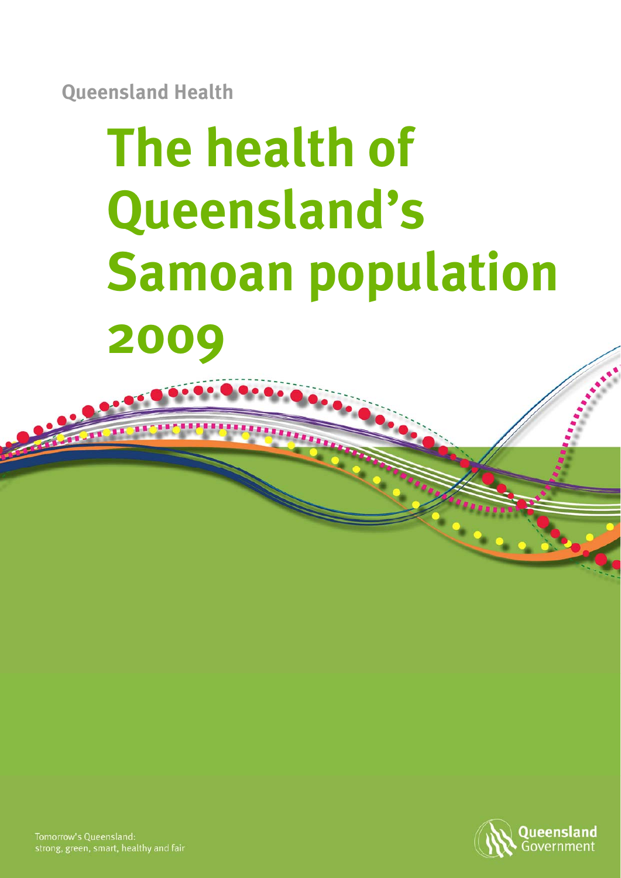Queensland Health

# The health of Queensland's Samoan population 2009

Tomorrow's Queensland:
strong, green, smart, healthy and fair

Queensland Government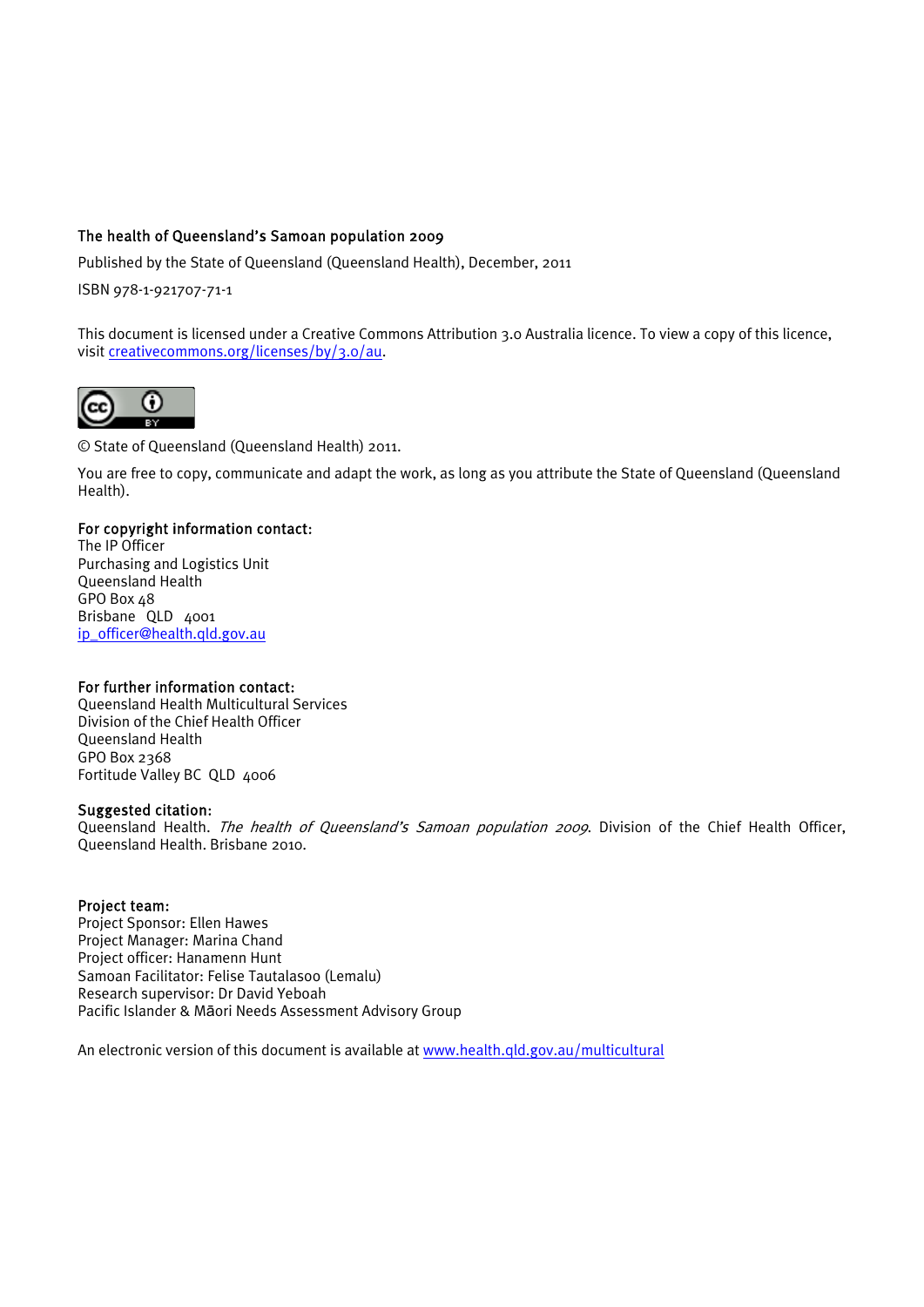The health of Queensland's Samoan population 2009

Published by the State of Queensland (Queensland Health), December, 2011

ISBN 978-1-921707-71-1

This document is licensed under a Creative Commons Attribution 3.0 Australia licence. To view a copy of this licence, visit creativecommons.org/licenses/by/3.0/au.

© State of Queensland (Queensland Health) 2011.

You are free to copy, communicate and adapt the work, as long as you attribute the State of Queensland (Queensland Health).

**For copyright information contact:**
The IP Officer
Purchasing and Logistics Unit
Queensland Health
GPO Box 48
Brisbane QLD 4001
ip_officer@health.qld.gov.au

**For further information contact:**
Queensland Health Multicultural Services
Division of the Chief Health Officer
Queensland Health
GPO Box 2368
Fortitude Valley BC QLD 4006

**Suggested citation:**
Queensland Health. *The health of Queensland's Samoan population 2009*. Division of the Chief Health Officer, Queensland Health. Brisbane 2010.

**Project team:**
Project Sponsor: Ellen Hawes
Project Manager: Marina Chand
Project officer: Hanamenn Hunt
Samoan Facilitator: Felise Tautalasoo (Lemalu)
Research supervisor: Dr David Yeboah
Pacific Islander & Māori Needs Assessment Advisory Group

An electronic version of this document is available at www.health.qld.gov.au/multicultural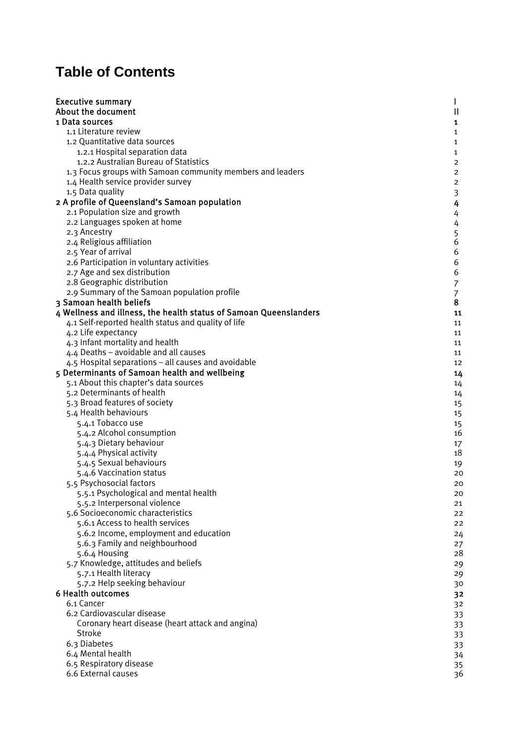# Table of Contents

| | |
|---|---|
| Executive summary | I |
| About the document | II |
| 1 Data sources | 1 |
| 1.1 Literature review | 1 |
| 1.2 Quantitative data sources | 1 |
| 1.2.1 Hospital separation data | 1 |
| 1.2.2 Australian Bureau of Statistics | 2 |
| 1.3 Focus groups with Samoan community members and leaders | 2 |
| 1.4 Health service provider survey | 2 |
| 1.5 Data quality | 3 |
| 2 A profile of Queensland's Samoan population | 4 |
| 2.1 Population size and growth | 4 |
| 2.2 Languages spoken at home | 4 |
| 2.3 Ancestry | 5 |
| 2.4 Religious affiliation | 6 |
| 2.5 Year of arrival | 6 |
| 2.6 Participation in voluntary activities | 6 |
| 2.7 Age and sex distribution | 6 |
| 2.8 Geographic distribution | 7 |
| 2.9 Summary of the Samoan population profile | 7 |
| 3 Samoan health beliefs | 8 |
| 4 Wellness and illness, the health status of Samoan Queenslanders | 11 |
| 4.1 Self-reported health status and quality of life | 11 |
| 4.2 Life expectancy | 11 |
| 4.3 Infant mortality and health | 11 |
| 4.4 Deaths – avoidable and all causes | 11 |
| 4.5 Hospital separations – all causes and avoidable | 12 |
| 5 Determinants of Samoan health and wellbeing | 14 |
| 5.1 About this chapter's data sources | 14 |
| 5.2 Determinants of health | 14 |
| 5.3 Broad features of society | 15 |
| 5.4 Health behaviours | 15 |
| 5.4.1 Tobacco use | 15 |
| 5.4.2 Alcohol consumption | 16 |
| 5.4.3 Dietary behaviour | 17 |
| 5.4.4 Physical activity | 18 |
| 5.4.5 Sexual behaviours | 19 |
| 5.4.6 Vaccination status | 20 |
| 5.5 Psychosocial factors | 20 |
| 5.5.1 Psychological and mental health | 20 |
| 5.5.2 Interpersonal violence | 21 |
| 5.6 Socioeconomic characteristics | 22 |
| 5.6.1 Access to health services | 22 |
| 5.6.2 Income, employment and education | 24 |
| 5.6.3 Family and neighbourhood | 27 |
| 5.6.4 Housing | 28 |
| 5.7 Knowledge, attitudes and beliefs | 29 |
| 5.7.1 Health literacy | 29 |
| 5.7.2 Help seeking behaviour | 30 |
| 6 Health outcomes | 32 |
| 6.1 Cancer | 32 |
| 6.2 Cardiovascular disease | 33 |
| Coronary heart disease (heart attack and angina) | 33 |
| Stroke | 33 |
| 6.3 Diabetes | 33 |
| 6.4 Mental health | 34 |
| 6.5 Respiratory disease | 35 |
| 6.6 External causes | 36 |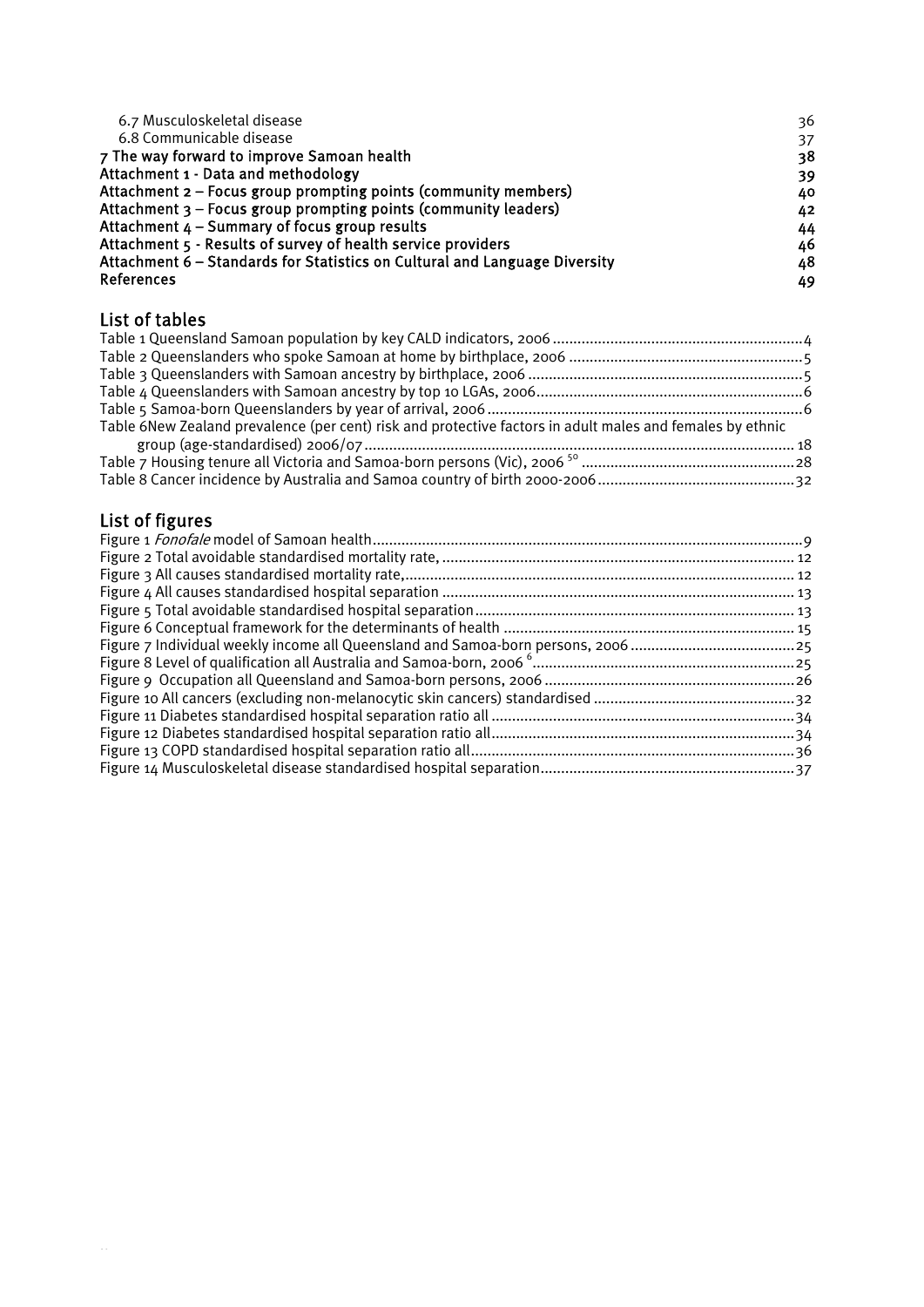6.7 Musculoskeletal disease 36
6.8 Communicable disease 37

**7 The way forward to improve Samoan health** 38

**Attachment 1 - Data and methodology** 39

**Attachment 2 – Focus group prompting points (community members)** 40

**Attachment 3 – Focus group prompting points (community leaders)** 42

**Attachment 4 – Summary of focus group results** 44

**Attachment 5 - Results of survey of health service providers** 46

**Attachment 6 – Standards for Statistics on Cultural and Language Diversity** 48

**References** 49

## List of tables

Table 1 Queensland Samoan population by key CALD indicators, 2006 ............ 4
Table 2 Queenslanders who spoke Samoan at home by birthplace, 2006 ............ 5
Table 3 Queenslanders with Samoan ancestry by birthplace, 2006 ............ 5
Table 4 Queenslanders with Samoan ancestry by top 10 LGAs, 2006 ............ 6
Table 5 Samoa-born Queenslanders by year of arrival, 2006 ............ 6
Table 6New Zealand prevalence (per cent) risk and protective factors in adult males and females by ethnic group (age-standardised) 2006/07 ............ 18
Table 7 Housing tenure all Victoria and Samoa-born persons (Vic), 2006 [50] ............ 28
Table 8 Cancer incidence by Australia and Samoa country of birth 2000-2006 ............ 32

## List of figures

Figure 1 *Fonofale* model of Samoan health ............ 9
Figure 2 Total avoidable standardised mortality rate, ............ 12
Figure 3 All causes standardised mortality rate, ............ 12
Figure 4 All causes standardised hospital separation ............ 13
Figure 5 Total avoidable standardised hospital separation ............ 13
Figure 6 Conceptual framework for the determinants of health ............ 15
Figure 7 Individual weekly income all Queensland and Samoa-born persons, 2006 ............ 25
Figure 8 Level of qualification all Australia and Samoa-born, 2006 [6] ............ 25
Figure 9 Occupation all Queensland and Samoa-born persons, 2006 ............ 26
Figure 10 All cancers (excluding non-melanocytic skin cancers) standardised ............ 32
Figure 11 Diabetes standardised hospital separation ratio all ............ 34
Figure 12 Diabetes standardised hospital separation ratio all ............ 34
Figure 13 COPD standardised hospital separation ratio all ............ 36
Figure 14 Musculoskeletal disease standardised hospital separation ............ 37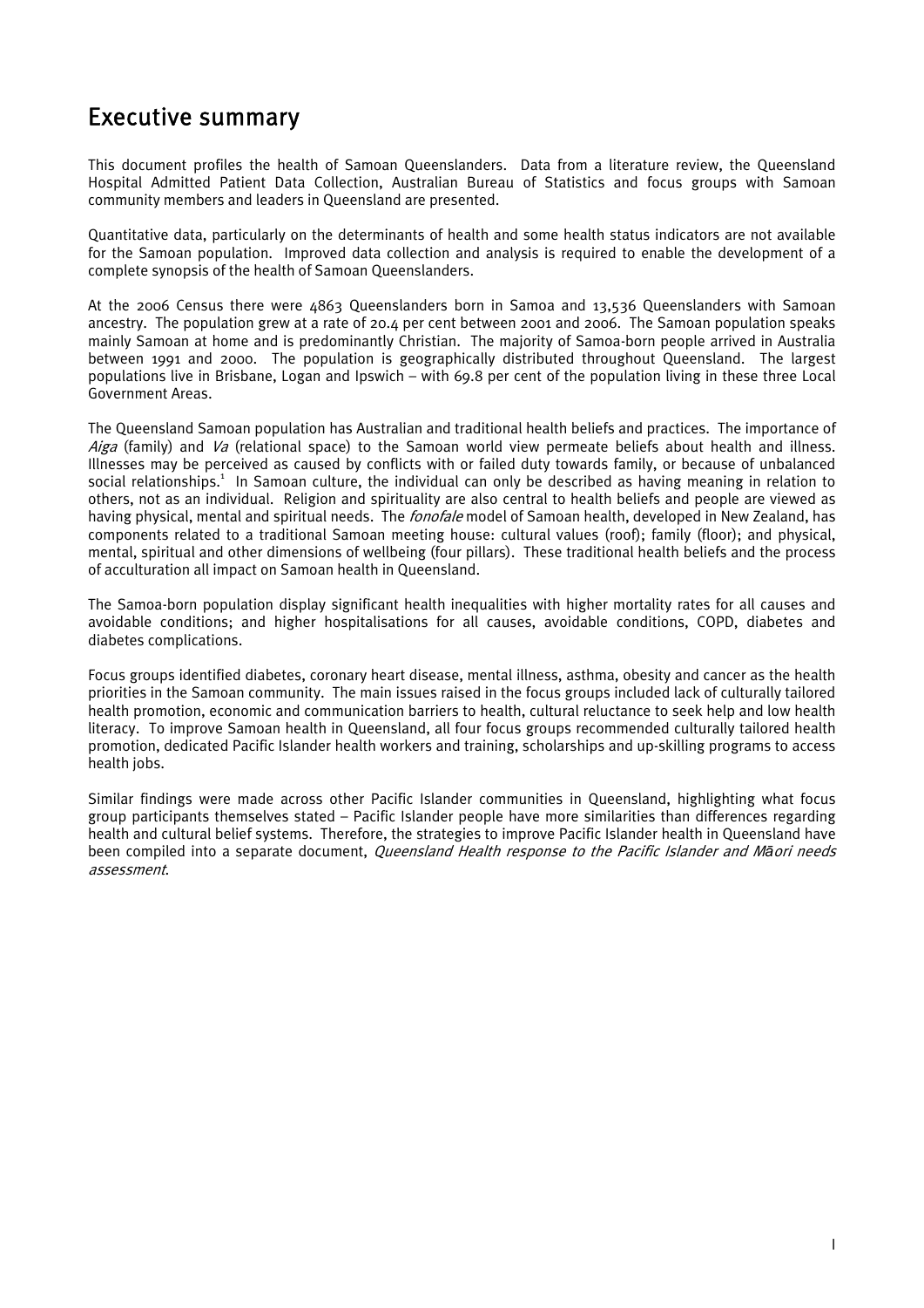# Executive summary

This document profiles the health of Samoan Queenslanders. Data from a literature review, the Queensland Hospital Admitted Patient Data Collection, Australian Bureau of Statistics and focus groups with Samoan community members and leaders in Queensland are presented.

Quantitative data, particularly on the determinants of health and some health status indicators are not available for the Samoan population. Improved data collection and analysis is required to enable the development of a complete synopsis of the health of Samoan Queenslanders.

At the 2006 Census there were 4863 Queenslanders born in Samoa and 13,536 Queenslanders with Samoan ancestry. The population grew at a rate of 20.4 per cent between 2001 and 2006. The Samoan population speaks mainly Samoan at home and is predominantly Christian. The majority of Samoa-born people arrived in Australia between 1991 and 2000. The population is geographically distributed throughout Queensland. The largest populations live in Brisbane, Logan and Ipswich – with 69.8 per cent of the population living in these three Local Government Areas.

The Queensland Samoan population has Australian and traditional health beliefs and practices. The importance of *Aiga* (family) and *Va* (relational space) to the Samoan world view permeate beliefs about health and illness. Illnesses may be perceived as caused by conflicts with or failed duty towards family, or because of unbalanced social relationships.[1] In Samoan culture, the individual can only be described as having meaning in relation to others, not as an individual. Religion and spirituality are also central to health beliefs and people are viewed as having physical, mental and spiritual needs. The *fonofale* model of Samoan health, developed in New Zealand, has components related to a traditional Samoan meeting house: cultural values (roof); family (floor); and physical, mental, spiritual and other dimensions of wellbeing (four pillars). These traditional health beliefs and the process of acculturation all impact on Samoan health in Queensland.

The Samoa-born population display significant health inequalities with higher mortality rates for all causes and avoidable conditions; and higher hospitalisations for all causes, avoidable conditions, COPD, diabetes and diabetes complications.

Focus groups identified diabetes, coronary heart disease, mental illness, asthma, obesity and cancer as the health priorities in the Samoan community. The main issues raised in the focus groups included lack of culturally tailored health promotion, economic and communication barriers to health, cultural reluctance to seek help and low health literacy. To improve Samoan health in Queensland, all four focus groups recommended culturally tailored health promotion, dedicated Pacific Islander health workers and training, scholarships and up-skilling programs to access health jobs.

Similar findings were made across other Pacific Islander communities in Queensland, highlighting what focus group participants themselves stated – Pacific Islander people have more similarities than differences regarding health and cultural belief systems. Therefore, the strategies to improve Pacific Islander health in Queensland have been compiled into a separate document, *Queensland Health response to the Pacific Islander and Māori needs assessment*.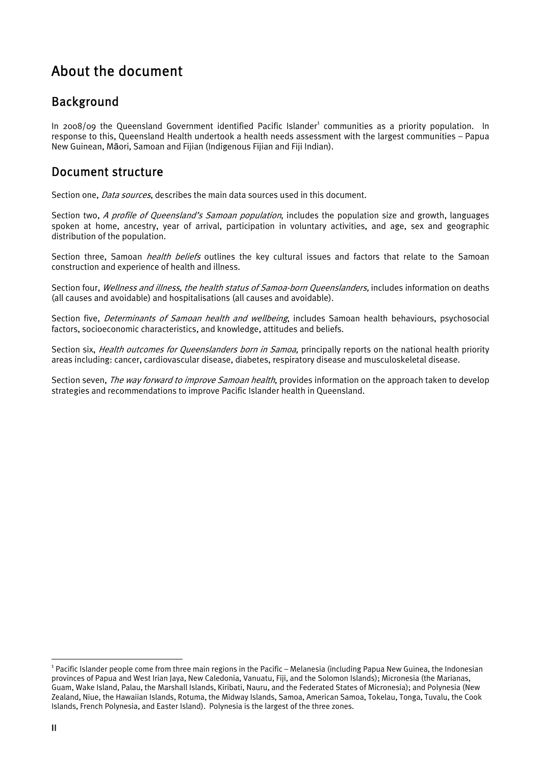# About the document

## Background

In 2008/09 the Queensland Government identified Pacific Islander[1] communities as a priority population. In response to this, Queensland Health undertook a health needs assessment with the largest communities – Papua New Guinean, Māori, Samoan and Fijian (Indigenous Fijian and Fiji Indian).

## Document structure

Section one, *Data sources*, describes the main data sources used in this document.

Section two, *A profile of Queensland's Samoan population*, includes the population size and growth, languages spoken at home, ancestry, year of arrival, participation in voluntary activities, and age, sex and geographic distribution of the population.

Section three, Samoan *health beliefs* outlines the key cultural issues and factors that relate to the Samoan construction and experience of health and illness.

Section four, *Wellness and illness, the health status of Samoa-born Queenslanders,* includes information on deaths (all causes and avoidable) and hospitalisations (all causes and avoidable).

Section five, *Determinants of Samoan health and wellbeing*, includes Samoan health behaviours, psychosocial factors, socioeconomic characteristics, and knowledge, attitudes and beliefs.

Section six, *Health outcomes for Queenslanders born in Samoa,* principally reports on the national health priority areas including: cancer, cardiovascular disease, diabetes, respiratory disease and musculoskeletal disease.

Section seven, *The way forward to improve Samoan health*, provides information on the approach taken to develop strategies and recommendations to improve Pacific Islander health in Queensland.

---

[1] Pacific Islander people come from three main regions in the Pacific – Melanesia (including Papua New Guinea, the Indonesian provinces of Papua and West Irian Jaya, New Caledonia, Vanuatu, Fiji, and the Solomon Islands); Micronesia (the Marianas, Guam, Wake Island, Palau, the Marshall Islands, Kiribati, Nauru, and the Federated States of Micronesia); and Polynesia (New Zealand, Niue, the Hawaiian Islands, Rotuma, the Midway Islands, Samoa, American Samoa, Tokelau, Tonga, Tuvalu, the Cook Islands, French Polynesia, and Easter Island). Polynesia is the largest of the three zones.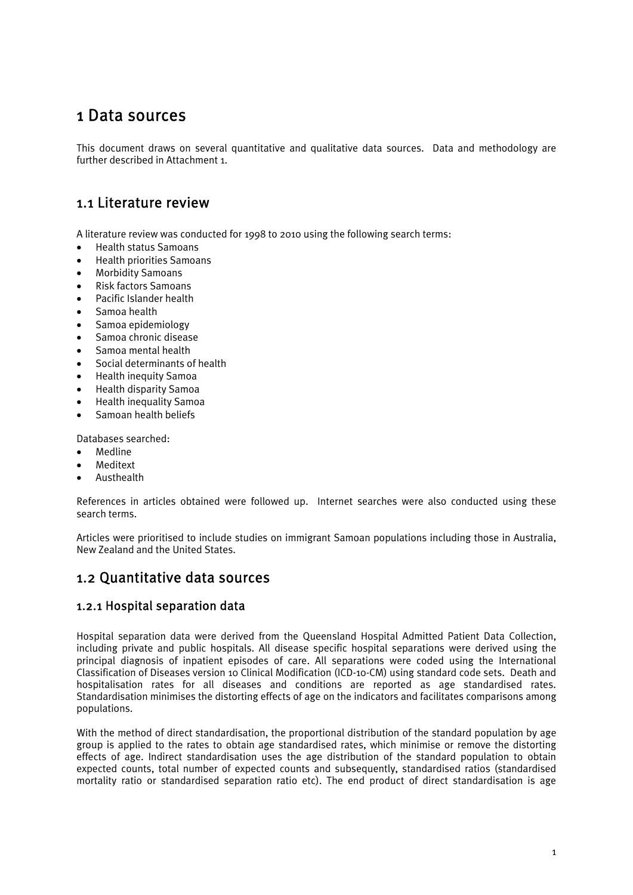# 1 Data sources

This document draws on several quantitative and qualitative data sources. Data and methodology are further described in Attachment 1.

## 1.1 Literature review

A literature review was conducted for 1998 to 2010 using the following search terms:

- Health status Samoans
- Health priorities Samoans
- Morbidity Samoans
- Risk factors Samoans
- Pacific Islander health
- Samoa health
- Samoa epidemiology
- Samoa chronic disease
- Samoa mental health
- Social determinants of health
- Health inequity Samoa
- Health disparity Samoa
- Health inequality Samoa
- Samoan health beliefs

Databases searched:

- Medline
- Meditext
- Austhealth

References in articles obtained were followed up. Internet searches were also conducted using these search terms.

Articles were prioritised to include studies on immigrant Samoan populations including those in Australia, New Zealand and the United States.

## 1.2 Quantitative data sources

### 1.2.1 Hospital separation data

Hospital separation data were derived from the Queensland Hospital Admitted Patient Data Collection, including private and public hospitals. All disease specific hospital separations were derived using the principal diagnosis of inpatient episodes of care. All separations were coded using the International Classification of Diseases version 10 Clinical Modification (ICD-10-CM) using standard code sets. Death and hospitalisation rates for all diseases and conditions are reported as age standardised rates. Standardisation minimises the distorting effects of age on the indicators and facilitates comparisons among populations.

With the method of direct standardisation, the proportional distribution of the standard population by age group is applied to the rates to obtain age standardised rates, which minimise or remove the distorting effects of age. Indirect standardisation uses the age distribution of the standard population to obtain expected counts, total number of expected counts and subsequently, standardised ratios (standardised mortality ratio or standardised separation ratio etc). The end product of direct standardisation is age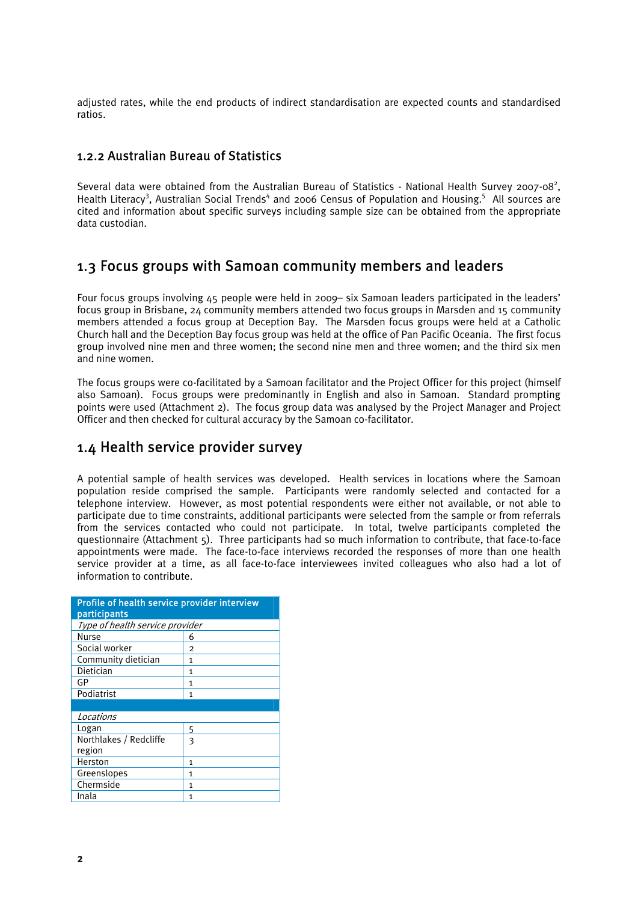adjusted rates, while the end products of indirect standardisation are expected counts and standardised ratios.

### 1.2.2 Australian Bureau of Statistics

Several data were obtained from the Australian Bureau of Statistics - National Health Survey 2007-08[2], Health Literacy[3], Australian Social Trends[4] and 2006 Census of Population and Housing.[5] All sources are cited and information about specific surveys including sample size can be obtained from the appropriate data custodian.

## 1.3 Focus groups with Samoan community members and leaders

Four focus groups involving 45 people were held in 2009– six Samoan leaders participated in the leaders' focus group in Brisbane, 24 community members attended two focus groups in Marsden and 15 community members attended a focus group at Deception Bay. The Marsden focus groups were held at a Catholic Church hall and the Deception Bay focus group was held at the office of Pan Pacific Oceania. The first focus group involved nine men and three women; the second nine men and three women; and the third six men and nine women.

The focus groups were co-facilitated by a Samoan facilitator and the Project Officer for this project (himself also Samoan). Focus groups were predominantly in English and also in Samoan. Standard prompting points were used (Attachment 2). The focus group data was analysed by the Project Manager and Project Officer and then checked for cultural accuracy by the Samoan co-facilitator.

## 1.4 Health service provider survey

A potential sample of health services was developed. Health services in locations where the Samoan population reside comprised the sample. Participants were randomly selected and contacted for a telephone interview. However, as most potential respondents were either not available, or not able to participate due to time constraints, additional participants were selected from the sample or from referrals from the services contacted who could not participate. In total, twelve participants completed the questionnaire (Attachment 5). Three participants had so much information to contribute, that face-to-face appointments were made. The face-to-face interviews recorded the responses of more than one health service provider at a time, as all face-to-face interviewees invited colleagues who also had a lot of information to contribute.

| Profile of health service provider interview participants | |
|---|---|
| *Type of health service provider* | |
| Nurse | 6 |
| Social worker | 2 |
| Community dietician | 1 |
| Dietician | 1 |
| GP | 1 |
| Podiatrist | 1 |
| | |
| *Locations* | |
| Logan | 5 |
| Northlakes / Redcliffe region | 3 |
| Herston | 1 |
| Greenslopes | 1 |
| Chermside | 1 |
| Inala | 1 |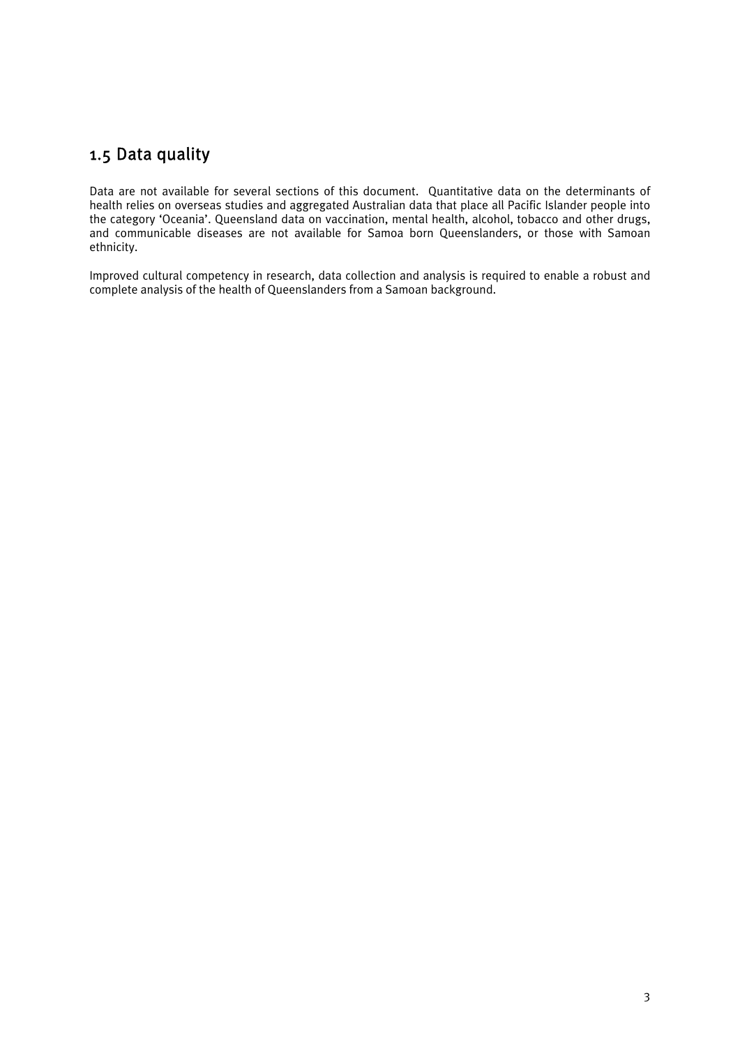## 1.5 Data quality

Data are not available for several sections of this document. Quantitative data on the determinants of health relies on overseas studies and aggregated Australian data that place all Pacific Islander people into the category 'Oceania'. Queensland data on vaccination, mental health, alcohol, tobacco and other drugs, and communicable diseases are not available for Samoa born Queenslanders, or those with Samoan ethnicity.

Improved cultural competency in research, data collection and analysis is required to enable a robust and complete analysis of the health of Queenslanders from a Samoan background.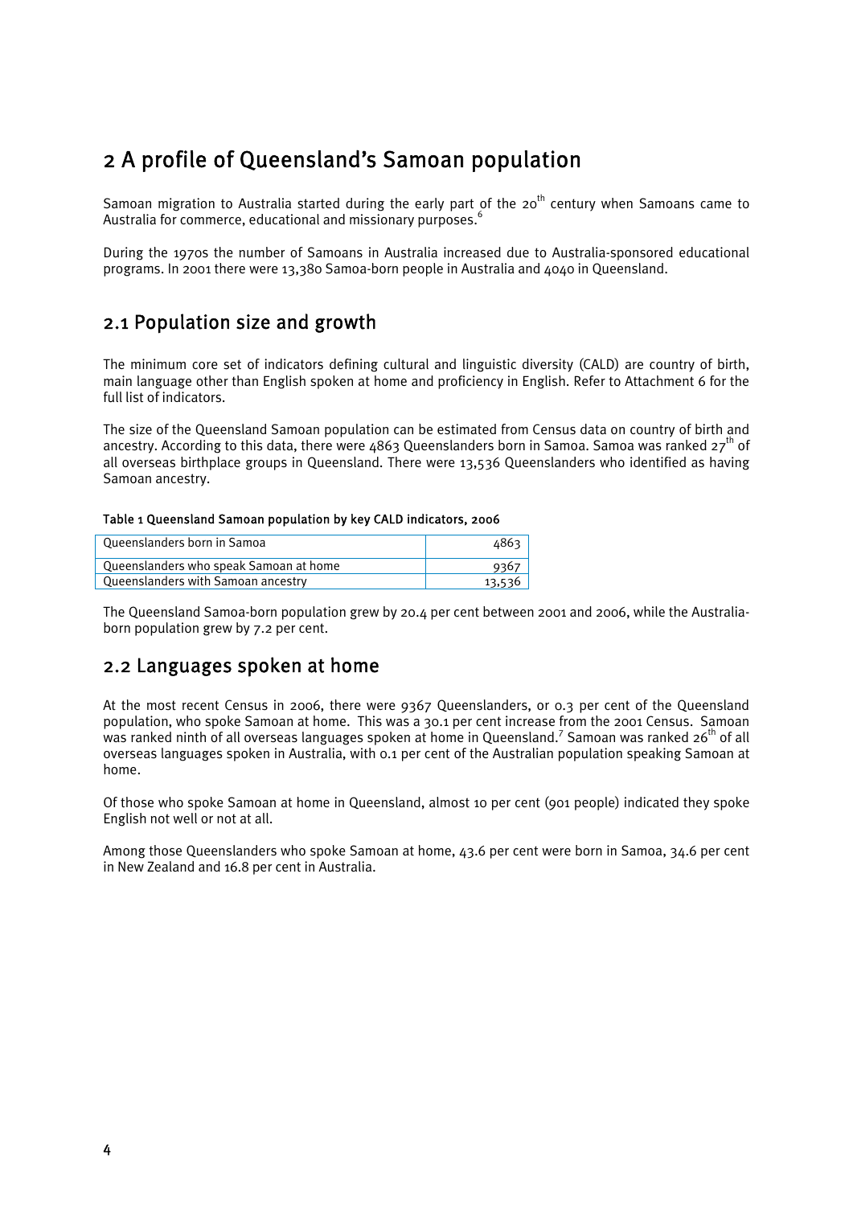# 2 A profile of Queensland's Samoan population

Samoan migration to Australia started during the early part of the 20th century when Samoans came to Australia for commerce, educational and missionary purposes.[6]

During the 1970s the number of Samoans in Australia increased due to Australia-sponsored educational programs. In 2001 there were 13,380 Samoa-born people in Australia and 4040 in Queensland.

## 2.1 Population size and growth

The minimum core set of indicators defining cultural and linguistic diversity (CALD) are country of birth, main language other than English spoken at home and proficiency in English. Refer to Attachment 6 for the full list of indicators.

The size of the Queensland Samoan population can be estimated from Census data on country of birth and ancestry. According to this data, there were 4863 Queenslanders born in Samoa. Samoa was ranked 27th of all overseas birthplace groups in Queensland. There were 13,536 Queenslanders who identified as having Samoan ancestry.

**Table 1 Queensland Samoan population by key CALD indicators, 2006**

| | |
|---|---|
| Queenslanders born in Samoa | 4863 |
| Queenslanders who speak Samoan at home | 9367 |
| Queenslanders with Samoan ancestry | 13,536 |

The Queensland Samoa-born population grew by 20.4 per cent between 2001 and 2006, while the Australia-born population grew by 7.2 per cent.

## 2.2 Languages spoken at home

At the most recent Census in 2006, there were 9367 Queenslanders, or 0.3 per cent of the Queensland population, who spoke Samoan at home. This was a 30.1 per cent increase from the 2001 Census. Samoan was ranked ninth of all overseas languages spoken at home in Queensland.[7] Samoan was ranked 26th of all overseas languages spoken in Australia, with 0.1 per cent of the Australian population speaking Samoan at home.

Of those who spoke Samoan at home in Queensland, almost 10 per cent (901 people) indicated they spoke English not well or not at all.

Among those Queenslanders who spoke Samoan at home, 43.6 per cent were born in Samoa, 34.6 per cent in New Zealand and 16.8 per cent in Australia.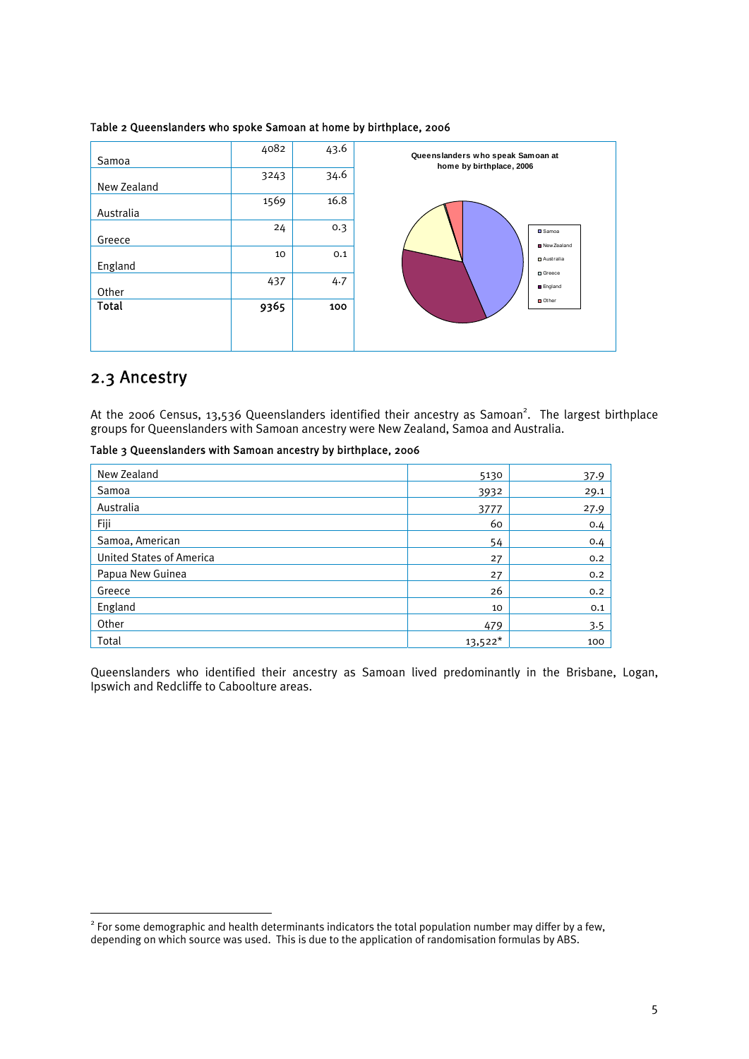Table 2 Queenslanders who spoke Samoan at home by birthplace, 2006

| | | |
|---|---|---|
| Samoa | 4082 | 43.6 |
| New Zealand | 3243 | 34.6 |
| Australia | 1569 | 16.8 |
| Greece | 24 | 0.3 |
| England | 10 | 0.1 |
| Other | 437 | 4.7 |
| **Total** | **9365** | **100** |

Queenslanders who speak Samoan at home by birthplace, 2006

## 2.3 Ancestry

At the 2006 Census, 13,536 Queenslanders identified their ancestry as Samoan[2]. The largest birthplace groups for Queenslanders with Samoan ancestry were New Zealand, Samoa and Australia.

Table 3 Queenslanders with Samoan ancestry by birthplace, 2006

| | | |
|---|---|---|
| New Zealand | 5130 | 37.9 |
| Samoa | 3932 | 29.1 |
| Australia | 3777 | 27.9 |
| Fiji | 60 | 0.4 |
| Samoa, American | 54 | 0.4 |
| United States of America | 27 | 0.2 |
| Papua New Guinea | 27 | 0.2 |
| Greece | 26 | 0.2 |
| England | 10 | 0.1 |
| Other | 479 | 3.5 |
| Total | 13,522* | 100 |

Queenslanders who identified their ancestry as Samoan lived predominantly in the Brisbane, Logan, Ipswich and Redcliffe to Caboolture areas.

[2] For some demographic and health determinants indicators the total population number may differ by a few, depending on which source was used. This is due to the application of randomisation formulas by ABS.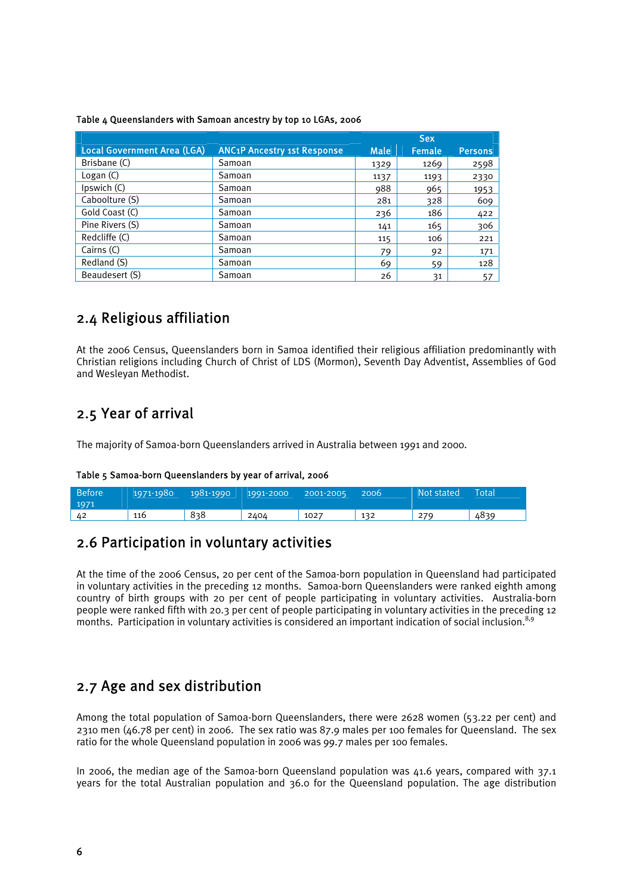Table 4 Queenslanders with Samoan ancestry by top 10 LGAs, 2006

| Local Government Area (LGA) | ANC1P Ancestry 1st Response | Sex | | |
|---|---|---|---|---|
| | | Male | Female | Persons |
| Brisbane (C) | Samoan | 1329 | 1269 | 2598 |
| Logan (C) | Samoan | 1137 | 1193 | 2330 |
| Ipswich (C) | Samoan | 988 | 965 | 1953 |
| Caboolture (S) | Samoan | 281 | 328 | 609 |
| Gold Coast (C) | Samoan | 236 | 186 | 422 |
| Pine Rivers (S) | Samoan | 141 | 165 | 306 |
| Redcliffe (C) | Samoan | 115 | 106 | 221 |
| Cairns (C) | Samoan | 79 | 92 | 171 |
| Redland (S) | Samoan | 69 | 59 | 128 |
| Beaudesert (S) | Samoan | 26 | 31 | 57 |

## 2.4 Religious affiliation

At the 2006 Census, Queenslanders born in Samoa identified their religious affiliation predominantly with Christian religions including Church of Christ of LDS (Mormon), Seventh Day Adventist, Assemblies of God and Wesleyan Methodist.

## 2.5 Year of arrival

The majority of Samoa-born Queenslanders arrived in Australia between 1991 and 2000.

Table 5 Samoa-born Queenslanders by year of arrival, 2006

| Before 1971 | 1971-1980 | 1981-1990 | 1991-2000 | 2001-2005 | 2006 | Not stated | Total |
|---|---|---|---|---|---|---|---|
| 42 | 116 | 838 | 2404 | 1027 | 132 | 279 | 4839 |

## 2.6 Participation in voluntary activities

At the time of the 2006 Census, 20 per cent of the Samoa-born population in Queensland had participated in voluntary activities in the preceding 12 months. Samoa-born Queenslanders were ranked eighth among country of birth groups with 20 per cent of people participating in voluntary activities. Australia-born people were ranked fifth with 20.3 per cent of people participating in voluntary activities in the preceding 12 months. Participation in voluntary activities is considered an important indication of social inclusion.[8,9]

## 2.7 Age and sex distribution

Among the total population of Samoa-born Queenslanders, there were 2628 women (53.22 per cent) and 2310 men (46.78 per cent) in 2006. The sex ratio was 87.9 males per 100 females for Queensland. The sex ratio for the whole Queensland population in 2006 was 99.7 males per 100 females.

In 2006, the median age of the Samoa-born Queensland population was 41.6 years, compared with 37.1 years for the total Australian population and 36.0 for the Queensland population. The age distribution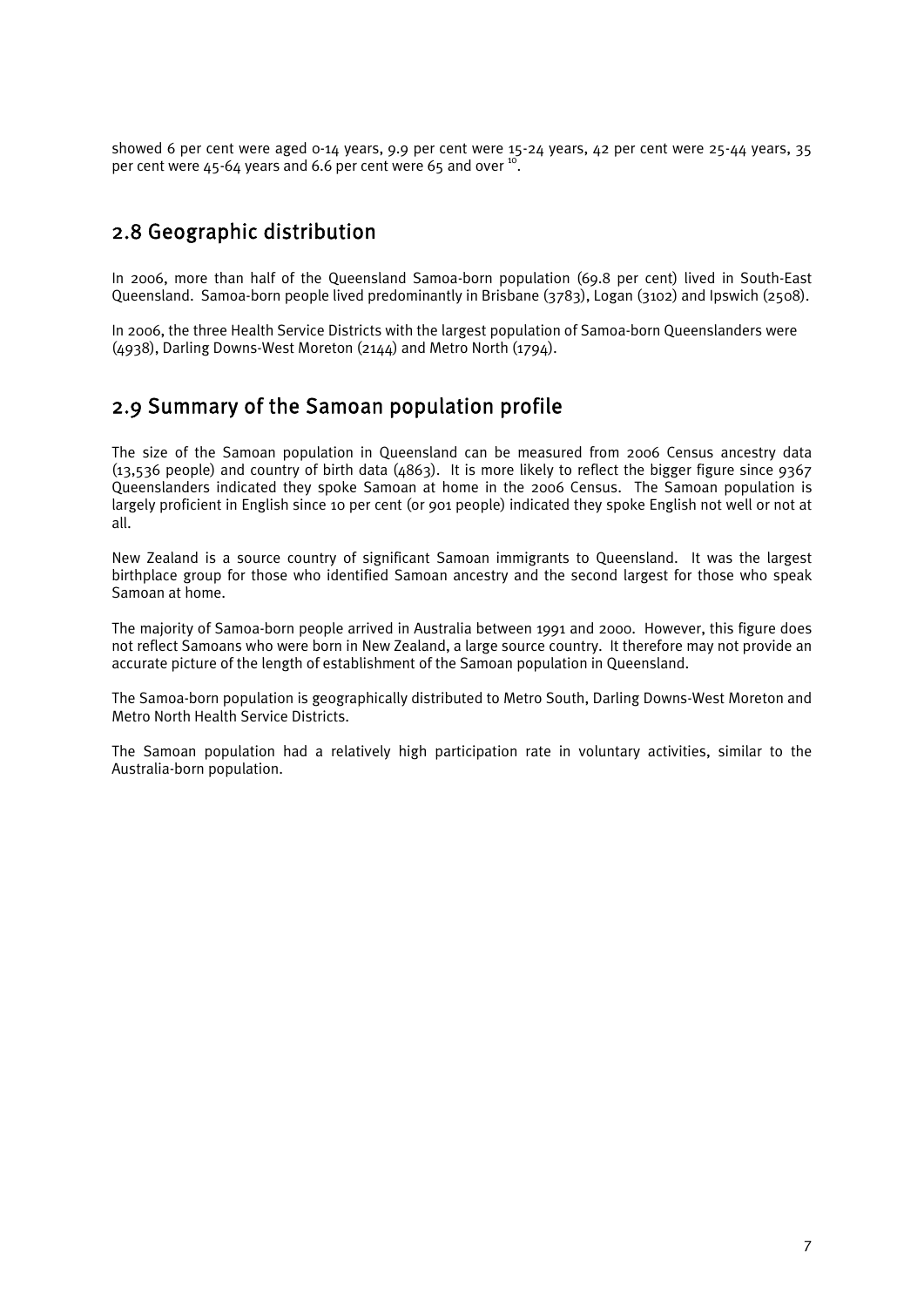showed 6 per cent were aged 0-14 years, 9.9 per cent were 15-24 years, 42 per cent were 25-44 years, 35 per cent were 45-64 years and 6.6 per cent were 65 and over [10].

## 2.8 Geographic distribution

In 2006, more than half of the Queensland Samoa-born population (69.8 per cent) lived in South-East Queensland. Samoa-born people lived predominantly in Brisbane (3783), Logan (3102) and Ipswich (2508).

In 2006, the three Health Service Districts with the largest population of Samoa-born Queenslanders were (4938), Darling Downs-West Moreton (2144) and Metro North (1794).

## 2.9 Summary of the Samoan population profile

The size of the Samoan population in Queensland can be measured from 2006 Census ancestry data (13,536 people) and country of birth data (4863). It is more likely to reflect the bigger figure since 9367 Queenslanders indicated they spoke Samoan at home in the 2006 Census. The Samoan population is largely proficient in English since 10 per cent (or 901 people) indicated they spoke English not well or not at all.

New Zealand is a source country of significant Samoan immigrants to Queensland. It was the largest birthplace group for those who identified Samoan ancestry and the second largest for those who speak Samoan at home.

The majority of Samoa-born people arrived in Australia between 1991 and 2000. However, this figure does not reflect Samoans who were born in New Zealand, a large source country. It therefore may not provide an accurate picture of the length of establishment of the Samoan population in Queensland.

The Samoa-born population is geographically distributed to Metro South, Darling Downs-West Moreton and Metro North Health Service Districts.

The Samoan population had a relatively high participation rate in voluntary activities, similar to the Australia-born population.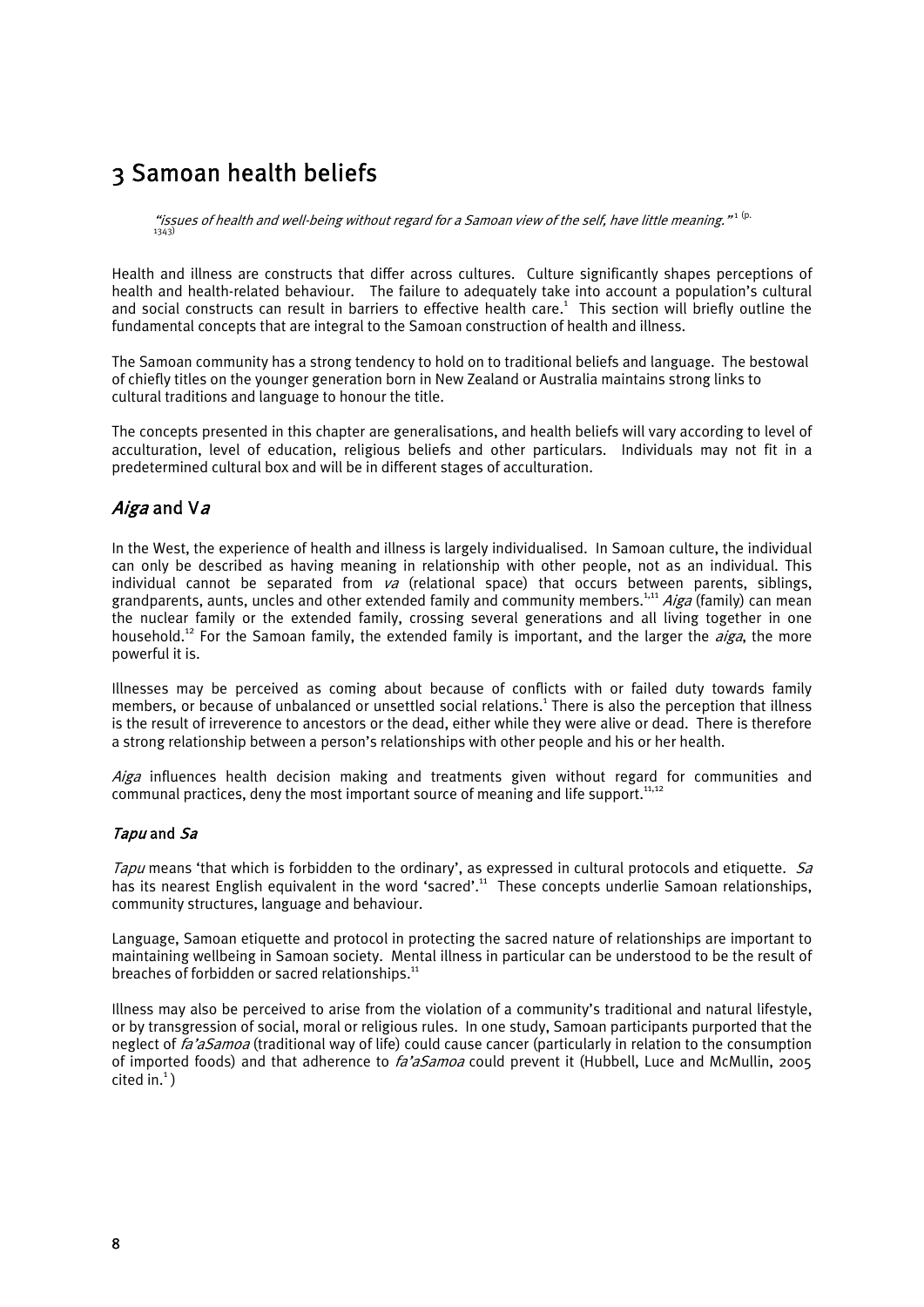# 3 Samoan health beliefs

*"issues of health and well-being without regard for a Samoan view of the self, have little meaning."*[1 (p. 1343)]

Health and illness are constructs that differ across cultures. Culture significantly shapes perceptions of health and health-related behaviour. The failure to adequately take into account a population's cultural and social constructs can result in barriers to effective health care.[1] This section will briefly outline the fundamental concepts that are integral to the Samoan construction of health and illness.

The Samoan community has a strong tendency to hold on to traditional beliefs and language. The bestowal of chiefly titles on the younger generation born in New Zealand or Australia maintains strong links to cultural traditions and language to honour the title.

The concepts presented in this chapter are generalisations, and health beliefs will vary according to level of acculturation, level of education, religious beliefs and other particulars. Individuals may not fit in a predetermined cultural box and will be in different stages of acculturation.

## *Aiga* and V*a*

In the West, the experience of health and illness is largely individualised. In Samoan culture, the individual can only be described as having meaning in relationship with other people, not as an individual. This individual cannot be separated from *va* (relational space) that occurs between parents, siblings, grandparents, aunts, uncles and other extended family and community members.[1,11] *Aiga* (family) can mean the nuclear family or the extended family, crossing several generations and all living together in one household.[12] For the Samoan family, the extended family is important, and the larger the *aiga*, the more powerful it is.

Illnesses may be perceived as coming about because of conflicts with or failed duty towards family members, or because of unbalanced or unsettled social relations.[1] There is also the perception that illness is the result of irreverence to ancestors or the dead, either while they were alive or dead. There is therefore a strong relationship between a person's relationships with other people and his or her health.

*Aiga* influences health decision making and treatments given without regard for communities and communal practices, deny the most important source of meaning and life support.[11,12]

### *Tapu* and *Sa*

*Tapu* means 'that which is forbidden to the ordinary', as expressed in cultural protocols and etiquette. *Sa* has its nearest English equivalent in the word 'sacred'.[11] These concepts underlie Samoan relationships, community structures, language and behaviour.

Language, Samoan etiquette and protocol in protecting the sacred nature of relationships are important to maintaining wellbeing in Samoan society. Mental illness in particular can be understood to be the result of breaches of forbidden or sacred relationships.[11]

Illness may also be perceived to arise from the violation of a community's traditional and natural lifestyle, or by transgression of social, moral or religious rules. In one study, Samoan participants purported that the neglect of *fa'aSamoa* (traditional way of life) could cause cancer (particularly in relation to the consumption of imported foods) and that adherence to *fa'aSamoa* could prevent it (Hubbell, Luce and McMullin, 2005 cited in.[1])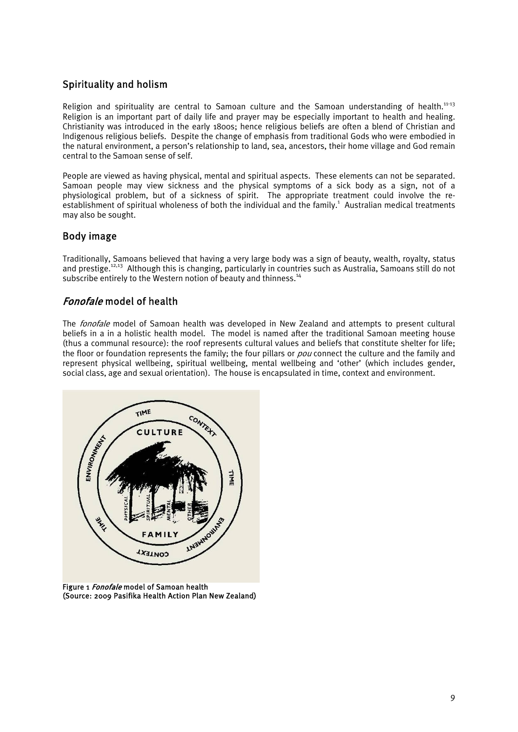## Spirituality and holism

Religion and spirituality are central to Samoan culture and the Samoan understanding of health.[11-13] Religion is an important part of daily life and prayer may be especially important to health and healing. Christianity was introduced in the early 1800s; hence religious beliefs are often a blend of Christian and Indigenous religious beliefs. Despite the change of emphasis from traditional Gods who were embodied in the natural environment, a person's relationship to land, sea, ancestors, their home village and God remain central to the Samoan sense of self.

People are viewed as having physical, mental and spiritual aspects. These elements can not be separated. Samoan people may view sickness and the physical symptoms of a sick body as a sign, not of a physiological problem, but of a sickness of spirit. The appropriate treatment could involve the re-establishment of spiritual wholeness of both the individual and the family.[1] Australian medical treatments may also be sought.

## Body image

Traditionally, Samoans believed that having a very large body was a sign of beauty, wealth, royalty, status and prestige.[12,13] Although this is changing, particularly in countries such as Australia, Samoans still do not subscribe entirely to the Western notion of beauty and thinness.[14]

## *Fonofale* model of health

The *fonofale* model of Samoan health was developed in New Zealand and attempts to present cultural beliefs in a in a holistic health model. The model is named after the traditional Samoan meeting house (thus a communal resource): the roof represents cultural values and beliefs that constitute shelter for life; the floor or foundation represents the family; the four pillars or *pou* connect the culture and the family and represent physical wellbeing, spiritual wellbeing, mental wellbeing and 'other' (which includes gender, social class, age and sexual orientation). The house is encapsulated in time, context and environment.

**Figure 1** ***Fonofale*** **model of Samoan health**
**(Source: 2009 Pasifika Health Action Plan New Zealand)**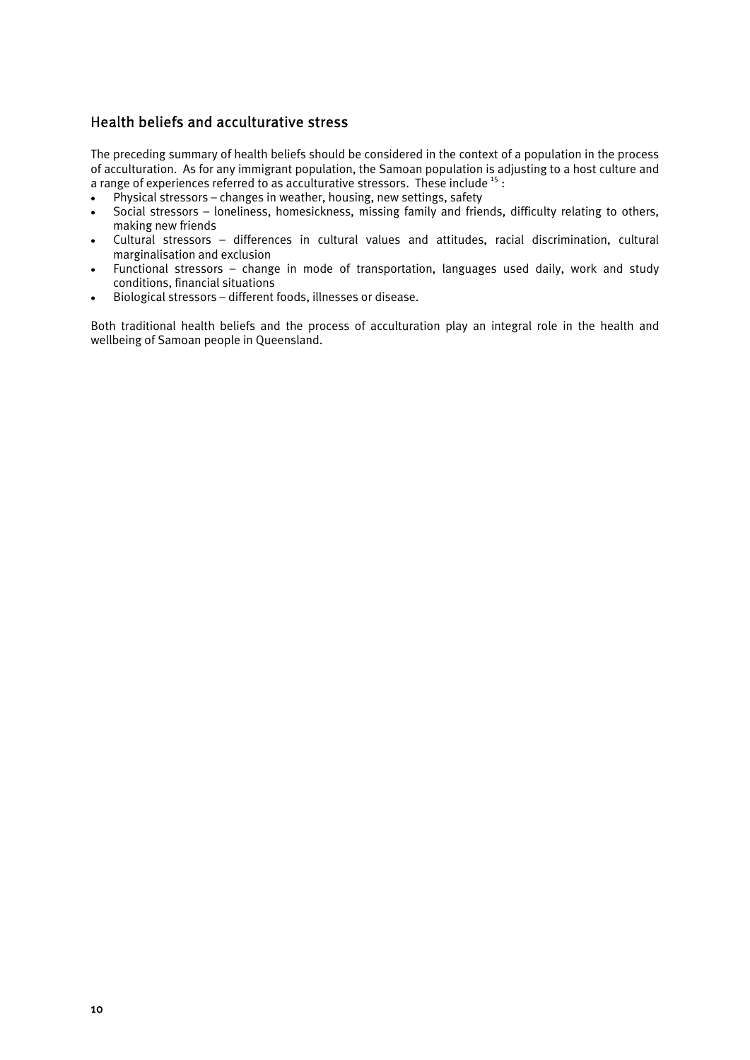## Health beliefs and acculturative stress

The preceding summary of health beliefs should be considered in the context of a population in the process of acculturation. As for any immigrant population, the Samoan population is adjusting to a host culture and a range of experiences referred to as acculturative stressors. These include [15] :

- Physical stressors – changes in weather, housing, new settings, safety
- Social stressors – loneliness, homesickness, missing family and friends, difficulty relating to others, making new friends
- Cultural stressors – differences in cultural values and attitudes, racial discrimination, cultural marginalisation and exclusion
- Functional stressors – change in mode of transportation, languages used daily, work and study conditions, financial situations
- Biological stressors – different foods, illnesses or disease.

Both traditional health beliefs and the process of acculturation play an integral role in the health and wellbeing of Samoan people in Queensland.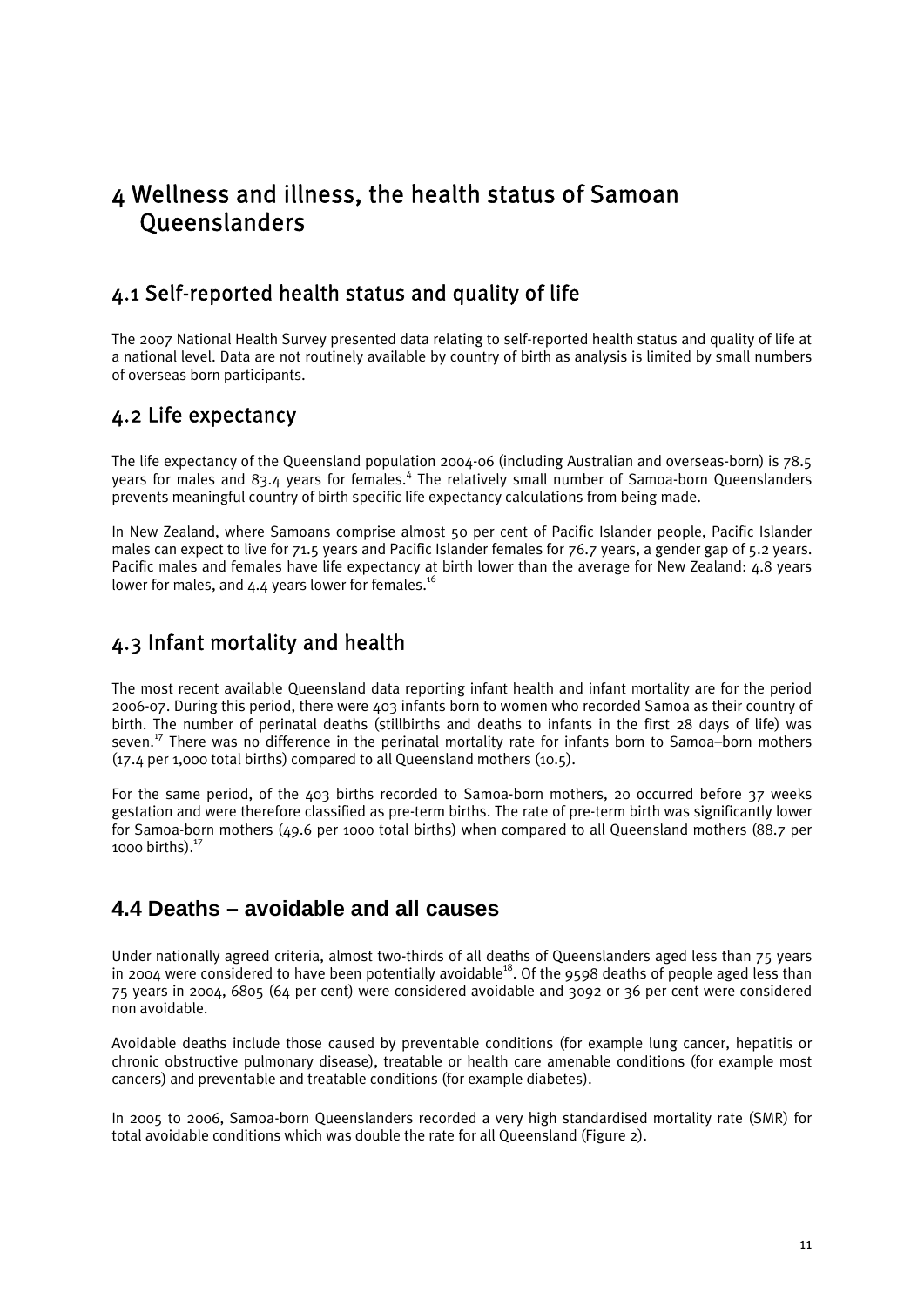# 4 Wellness and illness, the health status of Samoan Queenslanders

## 4.1 Self-reported health status and quality of life

The 2007 National Health Survey presented data relating to self-reported health status and quality of life at a national level. Data are not routinely available by country of birth as analysis is limited by small numbers of overseas born participants.

## 4.2 Life expectancy

The life expectancy of the Queensland population 2004-06 (including Australian and overseas-born) is 78.5 years for males and 83.4 years for females.[4] The relatively small number of Samoa-born Queenslanders prevents meaningful country of birth specific life expectancy calculations from being made.

In New Zealand, where Samoans comprise almost 50 per cent of Pacific Islander people, Pacific Islander males can expect to live for 71.5 years and Pacific Islander females for 76.7 years, a gender gap of 5.2 years. Pacific males and females have life expectancy at birth lower than the average for New Zealand: 4.8 years lower for males, and 4.4 years lower for females.[16]

## 4.3 Infant mortality and health

The most recent available Queensland data reporting infant health and infant mortality are for the period 2006-07. During this period, there were 403 infants born to women who recorded Samoa as their country of birth. The number of perinatal deaths (stillbirths and deaths to infants in the first 28 days of life) was seven.[17] There was no difference in the perinatal mortality rate for infants born to Samoa–born mothers (17.4 per 1,000 total births) compared to all Queensland mothers (10.5).

For the same period, of the 403 births recorded to Samoa-born mothers, 20 occurred before 37 weeks gestation and were therefore classified as pre-term births. The rate of pre-term birth was significantly lower for Samoa-born mothers (49.6 per 1000 total births) when compared to all Queensland mothers (88.7 per 1000 births).[17]

## 4.4 Deaths – avoidable and all causes

Under nationally agreed criteria, almost two-thirds of all deaths of Queenslanders aged less than 75 years in 2004 were considered to have been potentially avoidable[18]. Of the 9598 deaths of people aged less than 75 years in 2004, 6805 (64 per cent) were considered avoidable and 3092 or 36 per cent were considered non avoidable.

Avoidable deaths include those caused by preventable conditions (for example lung cancer, hepatitis or chronic obstructive pulmonary disease), treatable or health care amenable conditions (for example most cancers) and preventable and treatable conditions (for example diabetes).

In 2005 to 2006, Samoa-born Queenslanders recorded a very high standardised mortality rate (SMR) for total avoidable conditions which was double the rate for all Queensland (Figure 2).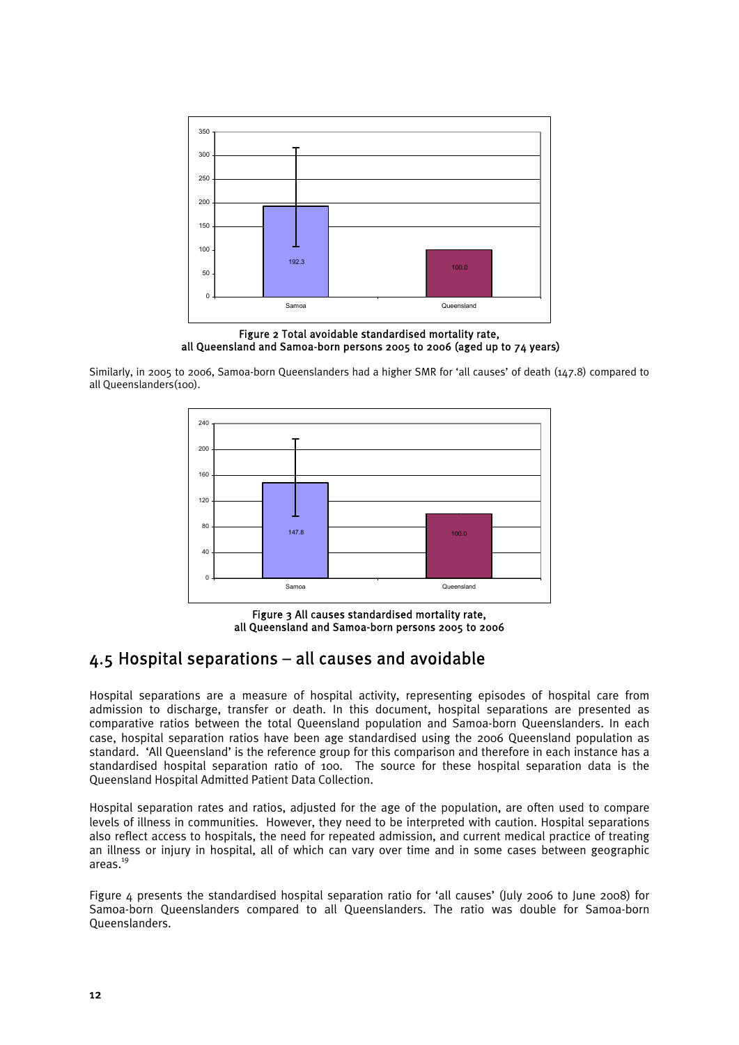Figure 2 Total avoidable standardised mortality rate, all Queensland and Samoa-born persons 2005 to 2006 (aged up to 74 years)

Similarly, in 2005 to 2006, Samoa-born Queenslanders had a higher SMR for 'all causes' of death (147.8) compared to all Queenslanders(100).

Figure 3 All causes standardised mortality rate, all Queensland and Samoa-born persons 2005 to 2006

## 4.5 Hospital separations – all causes and avoidable

Hospital separations are a measure of hospital activity, representing episodes of hospital care from admission to discharge, transfer or death. In this document, hospital separations are presented as comparative ratios between the total Queensland population and Samoa-born Queenslanders. In each case, hospital separation ratios have been age standardised using the 2006 Queensland population as standard. 'All Queensland' is the reference group for this comparison and therefore in each instance has a standardised hospital separation ratio of 100. The source for these hospital separation data is the Queensland Hospital Admitted Patient Data Collection.

Hospital separation rates and ratios, adjusted for the age of the population, are often used to compare levels of illness in communities. However, they need to be interpreted with caution. Hospital separations also reflect access to hospitals, the need for repeated admission, and current medical practice of treating an illness or injury in hospital, all of which can vary over time and in some cases between geographic areas.[19]

Figure 4 presents the standardised hospital separation ratio for 'all causes' (July 2006 to June 2008) for Samoa-born Queenslanders compared to all Queenslanders. The ratio was double for Samoa-born Queenslanders.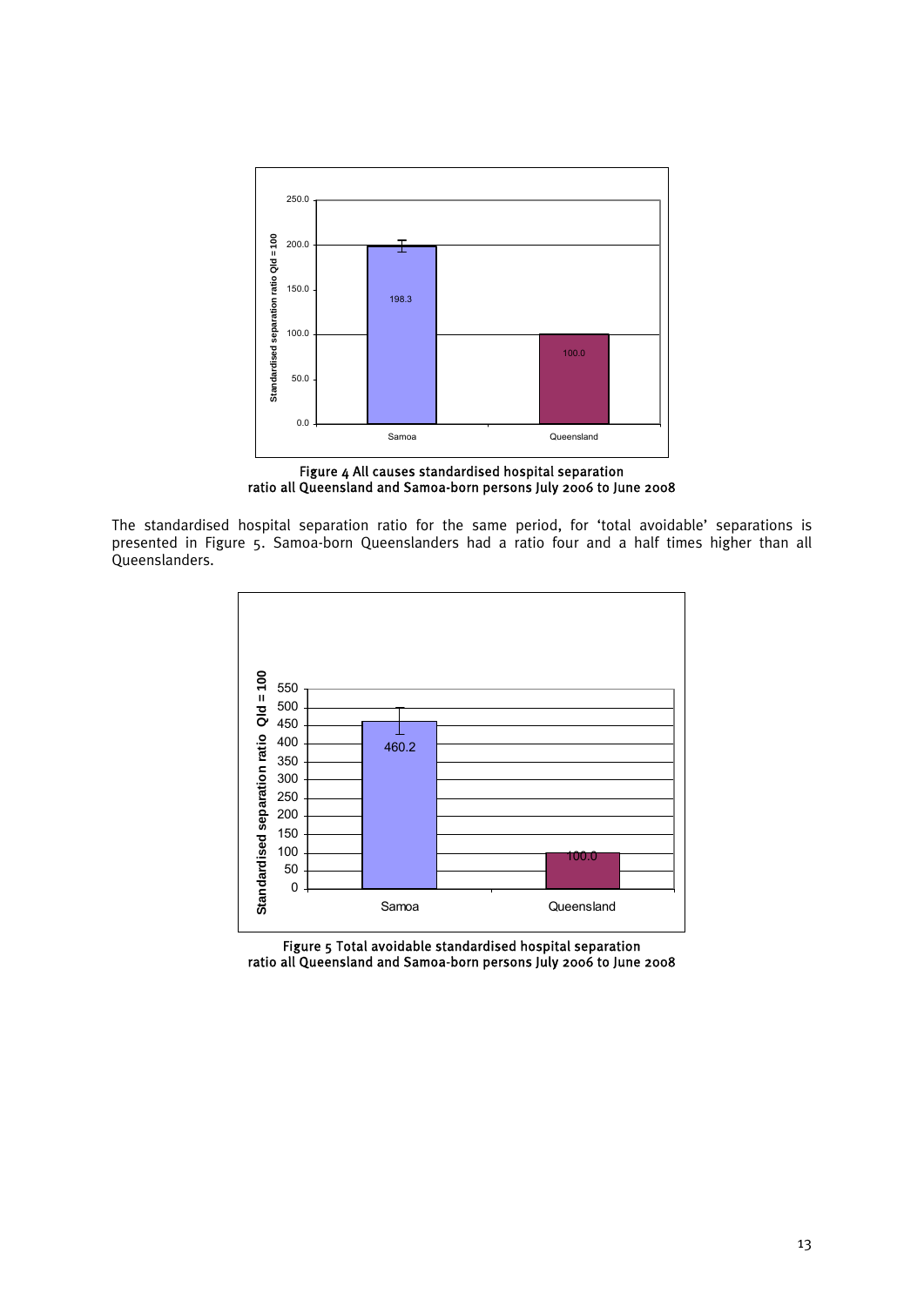Figure 4 All causes standardised hospital separation ratio all Queensland and Samoa-born persons July 2006 to June 2008

The standardised hospital separation ratio for the same period, for 'total avoidable' separations is presented in Figure 5. Samoa-born Queenslanders had a ratio four and a half times higher than all Queenslanders.

Figure 5 Total avoidable standardised hospital separation ratio all Queensland and Samoa-born persons July 2006 to June 2008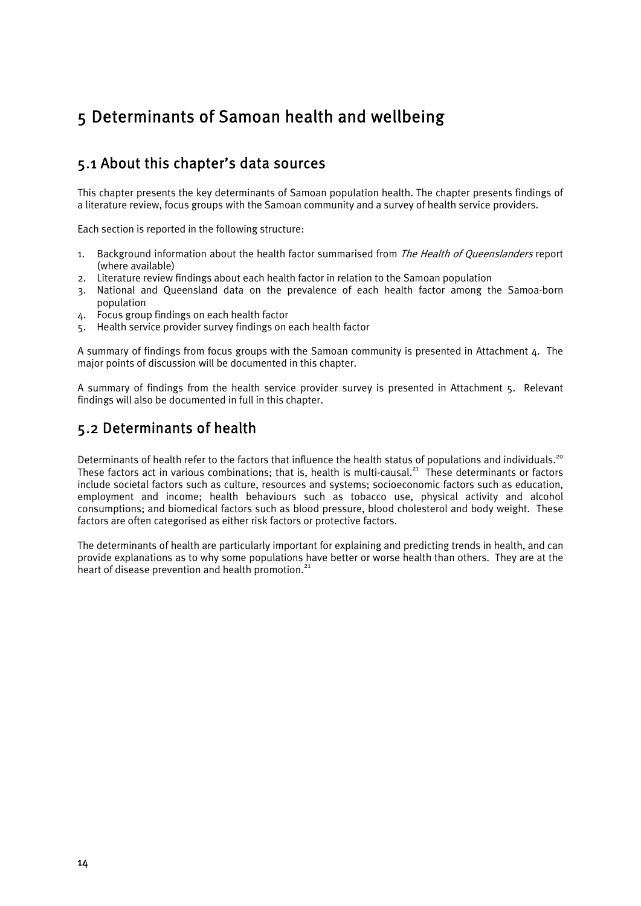# 5 Determinants of Samoan health and wellbeing

## 5.1 About this chapter's data sources

This chapter presents the key determinants of Samoan population health. The chapter presents findings of a literature review, focus groups with the Samoan community and a survey of health service providers.

Each section is reported in the following structure:

1. Background information about the health factor summarised from *The Health of Queenslanders* report (where available)
2. Literature review findings about each health factor in relation to the Samoan population
3. National and Queensland data on the prevalence of each health factor among the Samoa-born population
4. Focus group findings on each health factor
5. Health service provider survey findings on each health factor

A summary of findings from focus groups with the Samoan community is presented in Attachment 4. The major points of discussion will be documented in this chapter.

A summary of findings from the health service provider survey is presented in Attachment 5. Relevant findings will also be documented in full in this chapter.

## 5.2 Determinants of health

Determinants of health refer to the factors that influence the health status of populations and individuals.[20] These factors act in various combinations; that is, health is multi-causal.[21] These determinants or factors include societal factors such as culture, resources and systems; socioeconomic factors such as education, employment and income; health behaviours such as tobacco use, physical activity and alcohol consumptions; and biomedical factors such as blood pressure, blood cholesterol and body weight. These factors are often categorised as either risk factors or protective factors.

The determinants of health are particularly important for explaining and predicting trends in health, and can provide explanations as to why some populations have better or worse health than others. They are at the heart of disease prevention and health promotion.[21]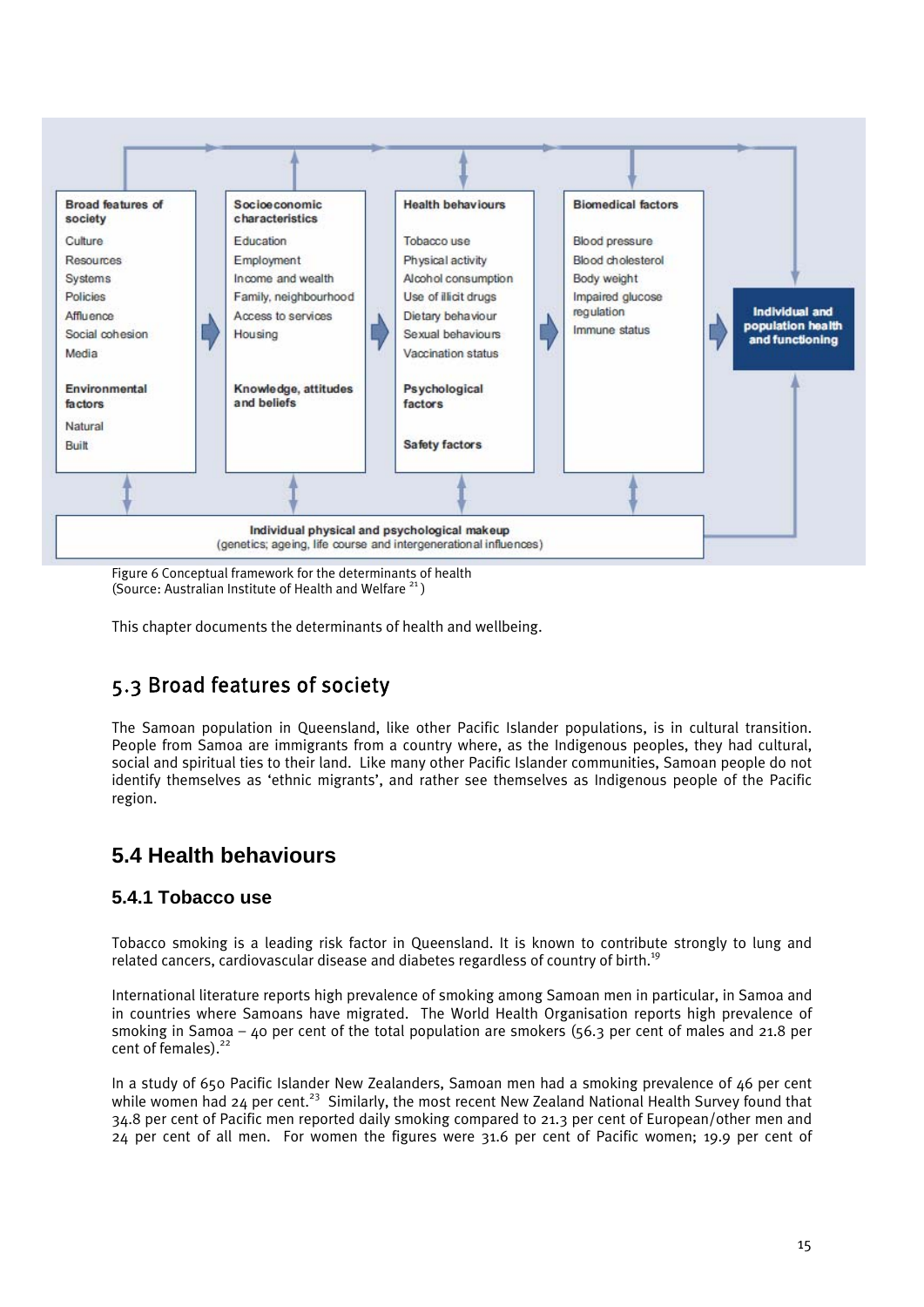**Broad features of society**
Culture
Resources
Systems
Policies
Affluence
Social cohesion
Media

**Environmental factors**
Natural
Built

**Socioeconomic characteristics**
Education
Employment
Income and wealth
Family, neighbourhood
Access to services
Housing

**Knowledge, attitudes and beliefs**

**Health behaviours**
Tobacco use
Physical activity
Alcohol consumption
Use of illicit drugs
Dietary behaviour
Sexual behaviours
Vaccination status

**Psychological factors**

**Safety factors**

**Biomedical factors**
Blood pressure
Blood cholesterol
Body weight
Impaired glucose regulation
Immune status

**Individual and population health and functioning**

**Individual physical and psychological makeup**
(genetics; ageing, life course and intergenerational influences)

Figure 6 Conceptual framework for the determinants of health
(Source: Australian Institute of Health and Welfare [21])

This chapter documents the determinants of health and wellbeing.

## 5.3 Broad features of society

The Samoan population in Queensland, like other Pacific Islander populations, is in cultural transition. People from Samoa are immigrants from a country where, as the Indigenous peoples, they had cultural, social and spiritual ties to their land. Like many other Pacific Islander communities, Samoan people do not identify themselves as 'ethnic migrants', and rather see themselves as Indigenous people of the Pacific region.

## 5.4 Health behaviours

### 5.4.1 Tobacco use

Tobacco smoking is a leading risk factor in Queensland. It is known to contribute strongly to lung and related cancers, cardiovascular disease and diabetes regardless of country of birth.[19]

International literature reports high prevalence of smoking among Samoan men in particular, in Samoa and in countries where Samoans have migrated. The World Health Organisation reports high prevalence of smoking in Samoa – 40 per cent of the total population are smokers (56.3 per cent of males and 21.8 per cent of females).[22]

In a study of 650 Pacific Islander New Zealanders, Samoan men had a smoking prevalence of 46 per cent while women had 24 per cent.[23] Similarly, the most recent New Zealand National Health Survey found that 34.8 per cent of Pacific men reported daily smoking compared to 21.3 per cent of European/other men and 24 per cent of all men. For women the figures were 31.6 per cent of Pacific women; 19.9 per cent of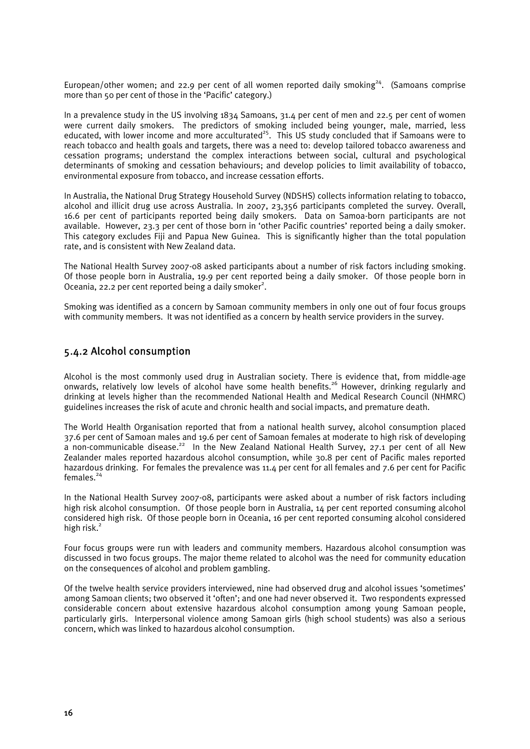European/other women; and 22.9 per cent of all women reported daily smoking[24]. (Samoans comprise more than 50 per cent of those in the 'Pacific' category.)

In a prevalence study in the US involving 1834 Samoans, 31.4 per cent of men and 22.5 per cent of women were current daily smokers. The predictors of smoking included being younger, male, married, less educated, with lower income and more acculturated[25]. This US study concluded that if Samoans were to reach tobacco and health goals and targets, there was a need to: develop tailored tobacco awareness and cessation programs; understand the complex interactions between social, cultural and psychological determinants of smoking and cessation behaviours; and develop policies to limit availability of tobacco, environmental exposure from tobacco, and increase cessation efforts.

In Australia, the National Drug Strategy Household Survey (NDSHS) collects information relating to tobacco, alcohol and illicit drug use across Australia. In 2007, 23,356 participants completed the survey. Overall, 16.6 per cent of participants reported being daily smokers. Data on Samoa-born participants are not available. However, 23.3 per cent of those born in 'other Pacific countries' reported being a daily smoker. This category excludes Fiji and Papua New Guinea. This is significantly higher than the total population rate, and is consistent with New Zealand data.

The National Health Survey 2007-08 asked participants about a number of risk factors including smoking. Of those people born in Australia, 19.9 per cent reported being a daily smoker. Of those people born in Oceania, 22.2 per cent reported being a daily smoker[2].

Smoking was identified as a concern by Samoan community members in only one out of four focus groups with community members. It was not identified as a concern by health service providers in the survey.

### 5.4.2 Alcohol consumption

Alcohol is the most commonly used drug in Australian society. There is evidence that, from middle-age onwards, relatively low levels of alcohol have some health benefits.[26] However, drinking regularly and drinking at levels higher than the recommended National Health and Medical Research Council (NHMRC) guidelines increases the risk of acute and chronic health and social impacts, and premature death.

The World Health Organisation reported that from a national health survey, alcohol consumption placed 37.6 per cent of Samoan males and 19.6 per cent of Samoan females at moderate to high risk of developing a non-communicable disease.[22] In the New Zealand National Health Survey, 27.1 per cent of all New Zealander males reported hazardous alcohol consumption, while 30.8 per cent of Pacific males reported hazardous drinking. For females the prevalence was 11.4 per cent for all females and 7.6 per cent for Pacific females.[24]

In the National Health Survey 2007-08, participants were asked about a number of risk factors including high risk alcohol consumption. Of those people born in Australia, 14 per cent reported consuming alcohol considered high risk. Of those people born in Oceania, 16 per cent reported consuming alcohol considered high risk.[2]

Four focus groups were run with leaders and community members. Hazardous alcohol consumption was discussed in two focus groups. The major theme related to alcohol was the need for community education on the consequences of alcohol and problem gambling.

Of the twelve health service providers interviewed, nine had observed drug and alcohol issues 'sometimes' among Samoan clients; two observed it 'often'; and one had never observed it. Two respondents expressed considerable concern about extensive hazardous alcohol consumption among young Samoan people, particularly girls. Interpersonal violence among Samoan girls (high school students) was also a serious concern, which was linked to hazardous alcohol consumption.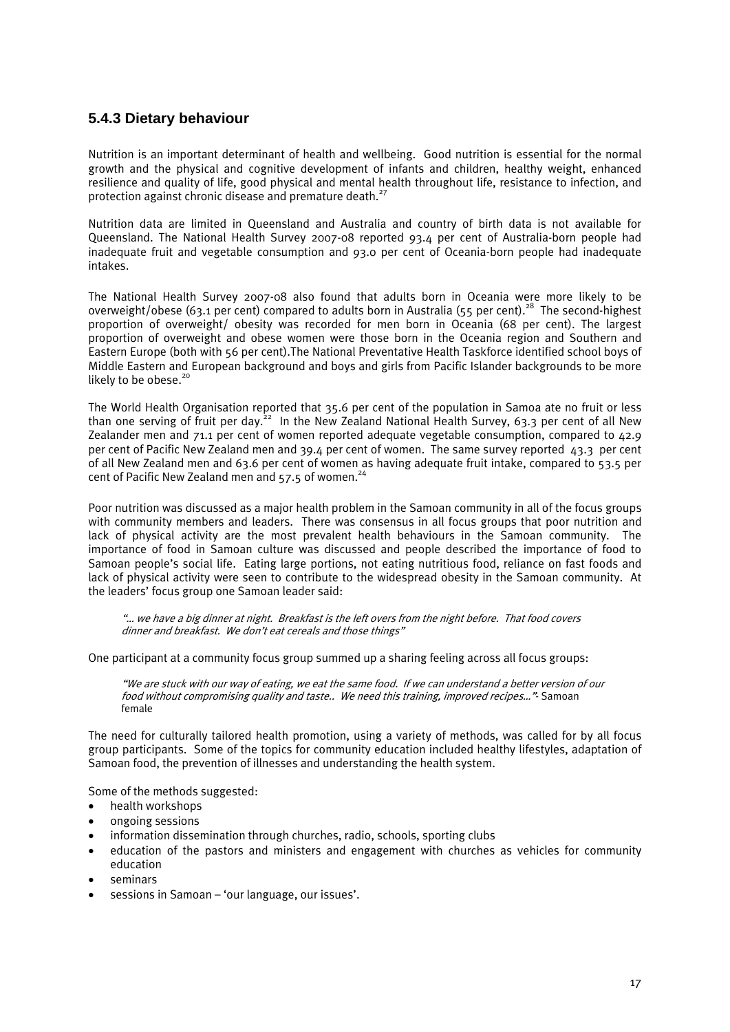### 5.4.3 Dietary behaviour

Nutrition is an important determinant of health and wellbeing. Good nutrition is essential for the normal growth and the physical and cognitive development of infants and children, healthy weight, enhanced resilience and quality of life, good physical and mental health throughout life, resistance to infection, and protection against chronic disease and premature death.[27]

Nutrition data are limited in Queensland and Australia and country of birth data is not available for Queensland. The National Health Survey 2007-08 reported 93.4 per cent of Australia-born people had inadequate fruit and vegetable consumption and 93.0 per cent of Oceania-born people had inadequate intakes.

The National Health Survey 2007-08 also found that adults born in Oceania were more likely to be overweight/obese (63.1 per cent) compared to adults born in Australia (55 per cent).[28] The second-highest proportion of overweight/ obesity was recorded for men born in Oceania (68 per cent). The largest proportion of overweight and obese women were those born in the Oceania region and Southern and Eastern Europe (both with 56 per cent).The National Preventative Health Taskforce identified school boys of Middle Eastern and European background and boys and girls from Pacific Islander backgrounds to be more likely to be obese.[20]

The World Health Organisation reported that 35.6 per cent of the population in Samoa ate no fruit or less than one serving of fruit per day.[22] In the New Zealand National Health Survey, 63.3 per cent of all New Zealander men and 71.1 per cent of women reported adequate vegetable consumption, compared to 42.9 per cent of Pacific New Zealand men and 39.4 per cent of women. The same survey reported 43.3 per cent of all New Zealand men and 63.6 per cent of women as having adequate fruit intake, compared to 53.5 per cent of Pacific New Zealand men and 57.5 of women.[24]

Poor nutrition was discussed as a major health problem in the Samoan community in all of the focus groups with community members and leaders. There was consensus in all focus groups that poor nutrition and lack of physical activity are the most prevalent health behaviours in the Samoan community. The importance of food in Samoan culture was discussed and people described the importance of food to Samoan people's social life. Eating large portions, not eating nutritious food, reliance on fast foods and lack of physical activity were seen to contribute to the widespread obesity in the Samoan community. At the leaders' focus group one Samoan leader said:

> *"… we have a big dinner at night. Breakfast is the left overs from the night before. That food covers dinner and breakfast. We don't eat cereals and those things"*

One participant at a community focus group summed up a sharing feeling across all focus groups:

> *"We are stuck with our way of eating, we eat the same food. If we can understand a better version of our food without compromising quality and taste.. We need this training, improved recipes…"*- Samoan female

The need for culturally tailored health promotion, using a variety of methods, was called for by all focus group participants. Some of the topics for community education included healthy lifestyles, adaptation of Samoan food, the prevention of illnesses and understanding the health system.

Some of the methods suggested:

- health workshops
- ongoing sessions
- information dissemination through churches, radio, schools, sporting clubs
- education of the pastors and ministers and engagement with churches as vehicles for community education
- seminars
- sessions in Samoan – 'our language, our issues'.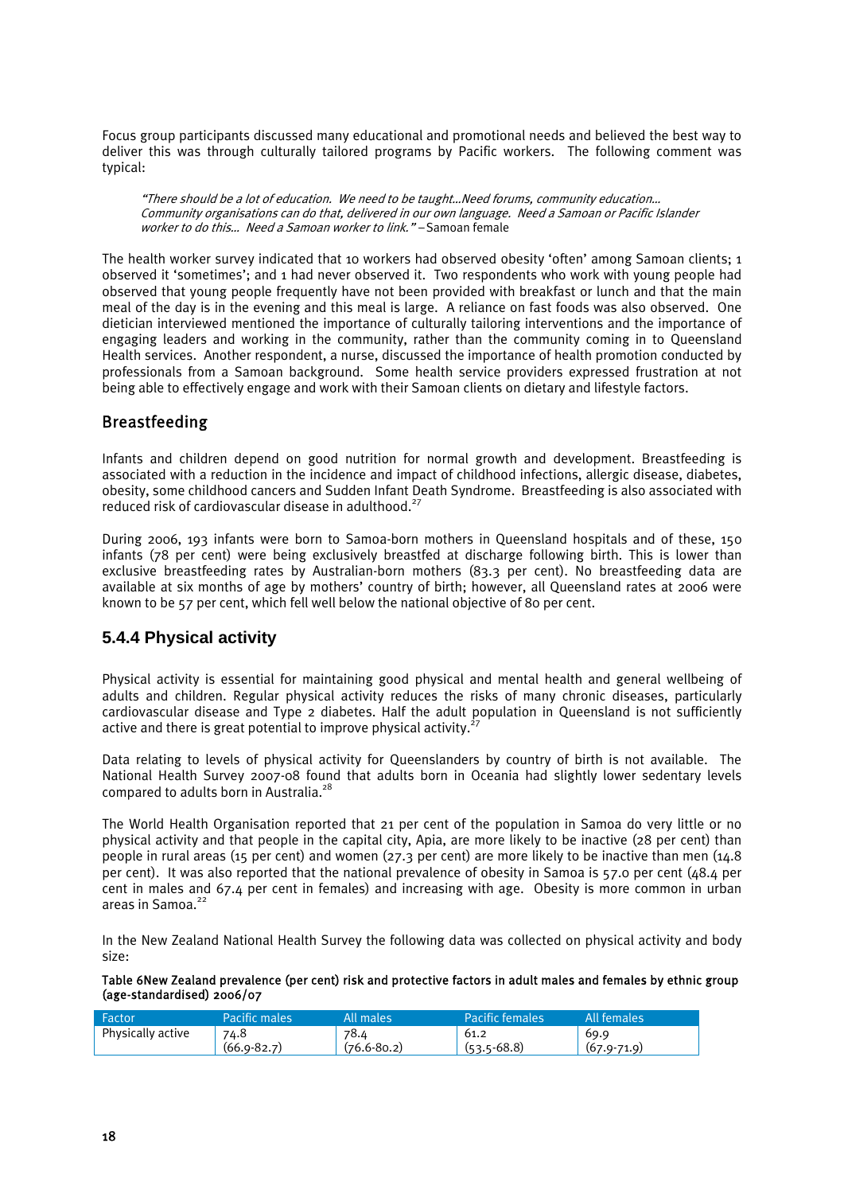Focus group participants discussed many educational and promotional needs and believed the best way to deliver this was through culturally tailored programs by Pacific workers. The following comment was typical:

> *"There should be a lot of education. We need to be taught…Need forums, community education… Community organisations can do that, delivered in our own language. Need a Samoan or Pacific Islander worker to do this… Need a Samoan worker to link."* – Samoan female

The health worker survey indicated that 10 workers had observed obesity 'often' among Samoan clients; 1 observed it 'sometimes'; and 1 had never observed it. Two respondents who work with young people had observed that young people frequently have not been provided with breakfast or lunch and that the main meal of the day is in the evening and this meal is large. A reliance on fast foods was also observed. One dietician interviewed mentioned the importance of culturally tailoring interventions and the importance of engaging leaders and working in the community, rather than the community coming in to Queensland Health services. Another respondent, a nurse, discussed the importance of health promotion conducted by professionals from a Samoan background. Some health service providers expressed frustration at not being able to effectively engage and work with their Samoan clients on dietary and lifestyle factors.

### Breastfeeding

Infants and children depend on good nutrition for normal growth and development. Breastfeeding is associated with a reduction in the incidence and impact of childhood infections, allergic disease, diabetes, obesity, some childhood cancers and Sudden Infant Death Syndrome. Breastfeeding is also associated with reduced risk of cardiovascular disease in adulthood.[27]

During 2006, 193 infants were born to Samoa-born mothers in Queensland hospitals and of these, 150 infants (78 per cent) were being exclusively breastfed at discharge following birth. This is lower than exclusive breastfeeding rates by Australian-born mothers (83.3 per cent). No breastfeeding data are available at six months of age by mothers' country of birth; however, all Queensland rates at 2006 were known to be 57 per cent, which fell well below the national objective of 80 per cent.

## 5.4.4 Physical activity

Physical activity is essential for maintaining good physical and mental health and general wellbeing of adults and children. Regular physical activity reduces the risks of many chronic diseases, particularly cardiovascular disease and Type 2 diabetes. Half the adult population in Queensland is not sufficiently active and there is great potential to improve physical activity.[27]

Data relating to levels of physical activity for Queenslanders by country of birth is not available. The National Health Survey 2007-08 found that adults born in Oceania had slightly lower sedentary levels compared to adults born in Australia.[28]

The World Health Organisation reported that 21 per cent of the population in Samoa do very little or no physical activity and that people in the capital city, Apia, are more likely to be inactive (28 per cent) than people in rural areas (15 per cent) and women (27.3 per cent) are more likely to be inactive than men (14.8 per cent). It was also reported that the national prevalence of obesity in Samoa is 57.0 per cent (48.4 per cent in males and 67.4 per cent in females) and increasing with age. Obesity is more common in urban areas in Samoa.[22]

In the New Zealand National Health Survey the following data was collected on physical activity and body size:

**Table 6New Zealand prevalence (per cent) risk and protective factors in adult males and females by ethnic group (age-standardised) 2006/07**

| Factor | Pacific males | All males | Pacific females | All females |
|---|---|---|---|---|
| Physically active | 74.8 (66.9-82.7) | 78.4 (76.6-80.2) | 61.2 (53.5-68.8) | 69.9 (67.9-71.9) |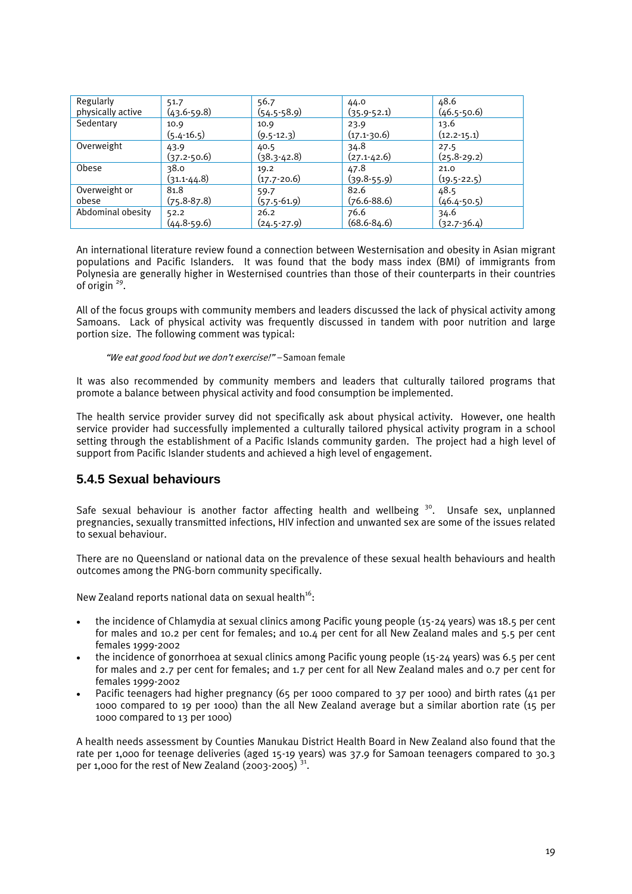| Regularly physically active | 51.7 (43.6-59.8) | 56.7 (54.5-58.9) | 44.0 (35.9-52.1) | 48.6 (46.5-50.6) |
|---|---|---|---|---|
| Sedentary | 10.9 (5.4-16.5) | 10.9 (9.5-12.3) | 23.9 (17.1-30.6) | 13.6 (12.2-15.1) |
| Overweight | 43.9 (37.2-50.6) | 40.5 (38.3-42.8) | 34.8 (27.1-42.6) | 27.5 (25.8-29.2) |
| Obese | 38.0 (31.1-44.8) | 19.2 (17.7-20.6) | 47.8 (39.8-55.9) | 21.0 (19.5-22.5) |
| Overweight or obese | 81.8 (75.8-87.8) | 59.7 (57.5-61.9) | 82.6 (76.6-88.6) | 48.5 (46.4-50.5) |
| Abdominal obesity | 52.2 (44.8-59.6) | 26.2 (24.5-27.9) | 76.6 (68.6-84.6) | 34.6 (32.7-36.4) |

An international literature review found a connection between Westernisation and obesity in Asian migrant populations and Pacific Islanders. It was found that the body mass index (BMI) of immigrants from Polynesia are generally higher in Westernised countries than those of their counterparts in their countries of origin [29].

All of the focus groups with community members and leaders discussed the lack of physical activity among Samoans. Lack of physical activity was frequently discussed in tandem with poor nutrition and large portion size. The following comment was typical:

> *"We eat good food but we don't exercise!"* – Samoan female

It was also recommended by community members and leaders that culturally tailored programs that promote a balance between physical activity and food consumption be implemented.

The health service provider survey did not specifically ask about physical activity. However, one health service provider had successfully implemented a culturally tailored physical activity program in a school setting through the establishment of a Pacific Islands community garden. The project had a high level of support from Pacific Islander students and achieved a high level of engagement.

### 5.4.5 Sexual behaviours

Safe sexual behaviour is another factor affecting health and wellbeing [30]. Unsafe sex, unplanned pregnancies, sexually transmitted infections, HIV infection and unwanted sex are some of the issues related to sexual behaviour.

There are no Queensland or national data on the prevalence of these sexual health behaviours and health outcomes among the PNG-born community specifically.

New Zealand reports national data on sexual health[16]:

- the incidence of Chlamydia at sexual clinics among Pacific young people (15-24 years) was 18.5 per cent for males and 10.2 per cent for females; and 10.4 per cent for all New Zealand males and 5.5 per cent females 1999-2002
- the incidence of gonorrhoea at sexual clinics among Pacific young people (15-24 years) was 6.5 per cent for males and 2.7 per cent for females; and 1.7 per cent for all New Zealand males and 0.7 per cent for females 1999-2002
- Pacific teenagers had higher pregnancy (65 per 1000 compared to 37 per 1000) and birth rates (41 per 1000 compared to 19 per 1000) than the all New Zealand average but a similar abortion rate (15 per 1000 compared to 13 per 1000)

A health needs assessment by Counties Manukau District Health Board in New Zealand also found that the rate per 1,000 for teenage deliveries (aged 15-19 years) was 37.9 for Samoan teenagers compared to 30.3 per 1,000 for the rest of New Zealand (2003-2005) [31].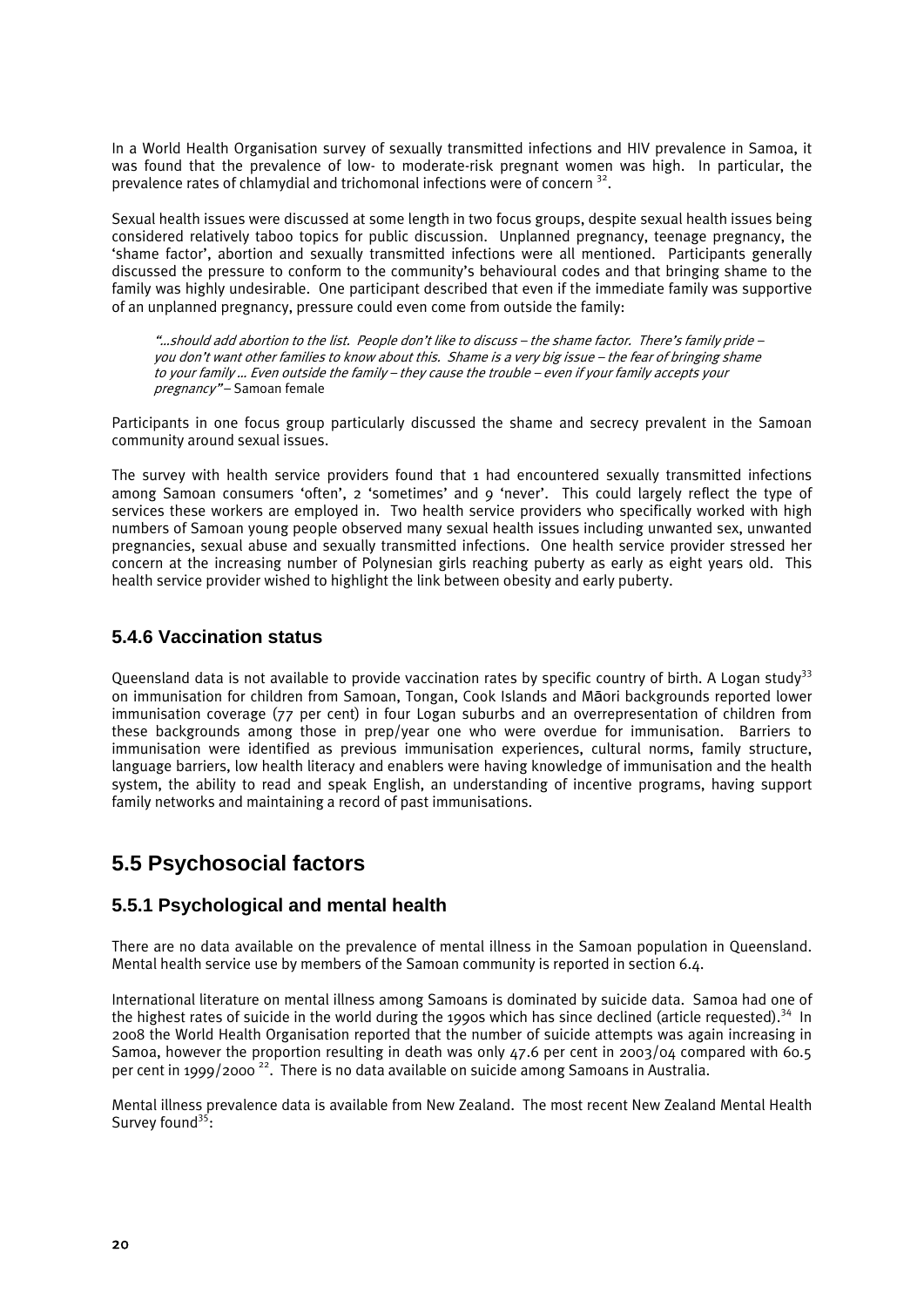In a World Health Organisation survey of sexually transmitted infections and HIV prevalence in Samoa, it was found that the prevalence of low- to moderate-risk pregnant women was high. In particular, the prevalence rates of chlamydial and trichomonal infections were of concern [32].

Sexual health issues were discussed at some length in two focus groups, despite sexual health issues being considered relatively taboo topics for public discussion. Unplanned pregnancy, teenage pregnancy, the 'shame factor', abortion and sexually transmitted infections were all mentioned. Participants generally discussed the pressure to conform to the community's behavioural codes and that bringing shame to the family was highly undesirable. One participant described that even if the immediate family was supportive of an unplanned pregnancy, pressure could even come from outside the family:

> *"…should add abortion to the list. People don't like to discuss – the shame factor. There's family pride – you don't want other families to know about this. Shame is a very big issue – the fear of bringing shame to your family … Even outside the family – they cause the trouble – even if your family accepts your pregnancy"* – Samoan female

Participants in one focus group particularly discussed the shame and secrecy prevalent in the Samoan community around sexual issues.

The survey with health service providers found that 1 had encountered sexually transmitted infections among Samoan consumers 'often', 2 'sometimes' and 9 'never'. This could largely reflect the type of services these workers are employed in. Two health service providers who specifically worked with high numbers of Samoan young people observed many sexual health issues including unwanted sex, unwanted pregnancies, sexual abuse and sexually transmitted infections. One health service provider stressed her concern at the increasing number of Polynesian girls reaching puberty as early as eight years old. This health service provider wished to highlight the link between obesity and early puberty.

### 5.4.6 Vaccination status

Queensland data is not available to provide vaccination rates by specific country of birth. A Logan study[33] on immunisation for children from Samoan, Tongan, Cook Islands and Māori backgrounds reported lower immunisation coverage (77 per cent) in four Logan suburbs and an overrepresentation of children from these backgrounds among those in prep/year one who were overdue for immunisation. Barriers to immunisation were identified as previous immunisation experiences, cultural norms, family structure, language barriers, low health literacy and enablers were having knowledge of immunisation and the health system, the ability to read and speak English, an understanding of incentive programs, having support family networks and maintaining a record of past immunisations.

## 5.5 Psychosocial factors

### 5.5.1 Psychological and mental health

There are no data available on the prevalence of mental illness in the Samoan population in Queensland. Mental health service use by members of the Samoan community is reported in section 6.4.

International literature on mental illness among Samoans is dominated by suicide data. Samoa had one of the highest rates of suicide in the world during the 1990s which has since declined (article requested).[34] In 2008 the World Health Organisation reported that the number of suicide attempts was again increasing in Samoa, however the proportion resulting in death was only 47.6 per cent in 2003/04 compared with 60.5 per cent in 1999/2000 [22]. There is no data available on suicide among Samoans in Australia.

Mental illness prevalence data is available from New Zealand. The most recent New Zealand Mental Health Survey found[35]: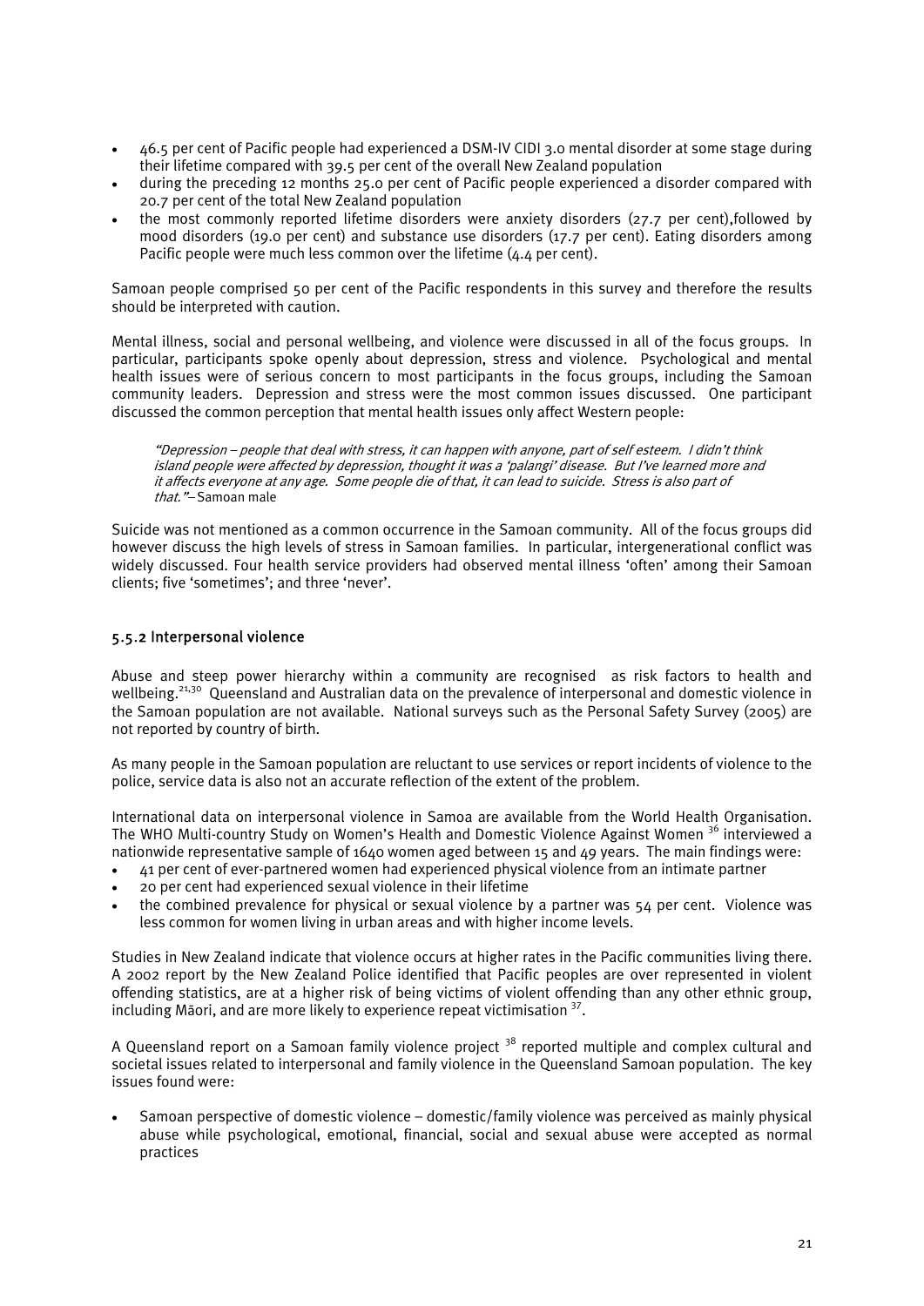- 46.5 per cent of Pacific people had experienced a DSM-IV CIDI 3.0 mental disorder at some stage during their lifetime compared with 39.5 per cent of the overall New Zealand population
- during the preceding 12 months 25.0 per cent of Pacific people experienced a disorder compared with 20.7 per cent of the total New Zealand population
- the most commonly reported lifetime disorders were anxiety disorders (27.7 per cent),followed by mood disorders (19.0 per cent) and substance use disorders (17.7 per cent). Eating disorders among Pacific people were much less common over the lifetime (4.4 per cent).

Samoan people comprised 50 per cent of the Pacific respondents in this survey and therefore the results should be interpreted with caution.

Mental illness, social and personal wellbeing, and violence were discussed in all of the focus groups. In particular, participants spoke openly about depression, stress and violence. Psychological and mental health issues were of serious concern to most participants in the focus groups, including the Samoan community leaders. Depression and stress were the most common issues discussed. One participant discussed the common perception that mental health issues only affect Western people:

> *"Depression – people that deal with stress, it can happen with anyone, part of self esteem. I didn't think island people were affected by depression, thought it was a 'palangi' disease. But I've learned more and it affects everyone at any age. Some people die of that, it can lead to suicide. Stress is also part of that."*– Samoan male

Suicide was not mentioned as a common occurrence in the Samoan community. All of the focus groups did however discuss the high levels of stress in Samoan families. In particular, intergenerational conflict was widely discussed. Four health service providers had observed mental illness 'often' among their Samoan clients; five 'sometimes'; and three 'never'.

### 5.5.2 Interpersonal violence

Abuse and steep power hierarchy within a community are recognised as risk factors to health and wellbeing.[21,30] Queensland and Australian data on the prevalence of interpersonal and domestic violence in the Samoan population are not available. National surveys such as the Personal Safety Survey (2005) are not reported by country of birth.

As many people in the Samoan population are reluctant to use services or report incidents of violence to the police, service data is also not an accurate reflection of the extent of the problem.

International data on interpersonal violence in Samoa are available from the World Health Organisation. The WHO Multi-country Study on Women's Health and Domestic Violence Against Women [36] interviewed a nationwide representative sample of 1640 women aged between 15 and 49 years. The main findings were:

- 41 per cent of ever-partnered women had experienced physical violence from an intimate partner
- 20 per cent had experienced sexual violence in their lifetime
- the combined prevalence for physical or sexual violence by a partner was 54 per cent. Violence was less common for women living in urban areas and with higher income levels.

Studies in New Zealand indicate that violence occurs at higher rates in the Pacific communities living there. A 2002 report by the New Zealand Police identified that Pacific peoples are over represented in violent offending statistics, are at a higher risk of being victims of violent offending than any other ethnic group, including Māori, and are more likely to experience repeat victimisation [37].

A Queensland report on a Samoan family violence project [38] reported multiple and complex cultural and societal issues related to interpersonal and family violence in the Queensland Samoan population. The key issues found were:

- Samoan perspective of domestic violence – domestic/family violence was perceived as mainly physical abuse while psychological, emotional, financial, social and sexual abuse were accepted as normal practices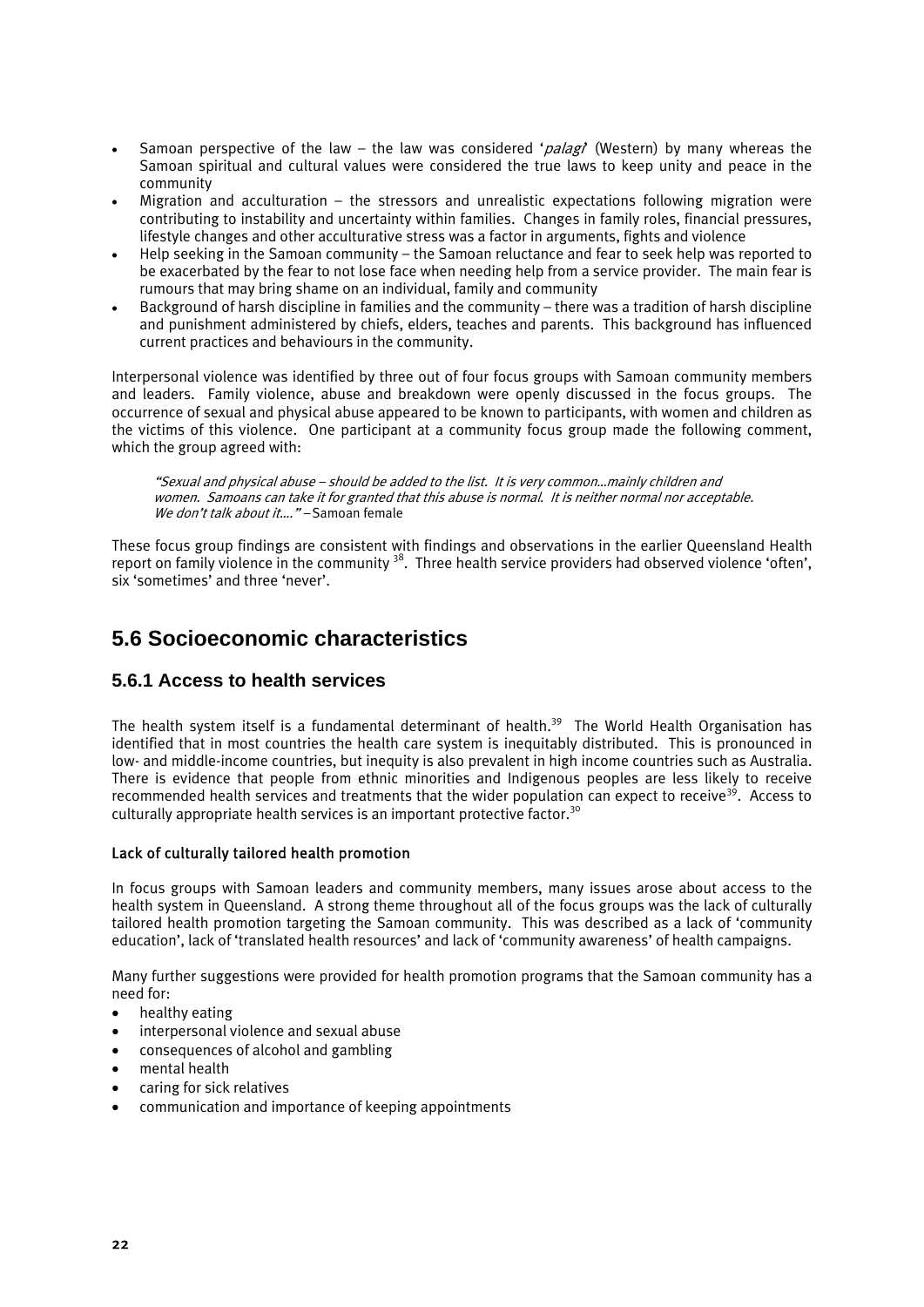- Samoan perspective of the law – the law was considered '*palagi*' (Western) by many whereas the Samoan spiritual and cultural values were considered the true laws to keep unity and peace in the community
- Migration and acculturation – the stressors and unrealistic expectations following migration were contributing to instability and uncertainty within families. Changes in family roles, financial pressures, lifestyle changes and other acculturative stress was a factor in arguments, fights and violence
- Help seeking in the Samoan community – the Samoan reluctance and fear to seek help was reported to be exacerbated by the fear to not lose face when needing help from a service provider. The main fear is rumours that may bring shame on an individual, family and community
- Background of harsh discipline in families and the community – there was a tradition of harsh discipline and punishment administered by chiefs, elders, teaches and parents. This background has influenced current practices and behaviours in the community.

Interpersonal violence was identified by three out of four focus groups with Samoan community members and leaders. Family violence, abuse and breakdown were openly discussed in the focus groups. The occurrence of sexual and physical abuse appeared to be known to participants, with women and children as the victims of this violence. One participant at a community focus group made the following comment, which the group agreed with:

> *"Sexual and physical abuse – should be added to the list. It is very common…mainly children and women. Samoans can take it for granted that this abuse is normal. It is neither normal nor acceptable. We don't talk about it…."* – Samoan female

These focus group findings are consistent with findings and observations in the earlier Queensland Health report on family violence in the community [38]. Three health service providers had observed violence 'often', six 'sometimes' and three 'never'.

## 5.6 Socioeconomic characteristics

### 5.6.1 Access to health services

The health system itself is a fundamental determinant of health.[39] The World Health Organisation has identified that in most countries the health care system is inequitably distributed. This is pronounced in low- and middle-income countries, but inequity is also prevalent in high income countries such as Australia. There is evidence that people from ethnic minorities and Indigenous peoples are less likely to receive recommended health services and treatments that the wider population can expect to receive[39]. Access to culturally appropriate health services is an important protective factor.[30]

#### Lack of culturally tailored health promotion

In focus groups with Samoan leaders and community members, many issues arose about access to the health system in Queensland. A strong theme throughout all of the focus groups was the lack of culturally tailored health promotion targeting the Samoan community. This was described as a lack of 'community education', lack of 'translated health resources' and lack of 'community awareness' of health campaigns.

Many further suggestions were provided for health promotion programs that the Samoan community has a need for:

- healthy eating
- interpersonal violence and sexual abuse
- consequences of alcohol and gambling
- mental health
- caring for sick relatives
- communication and importance of keeping appointments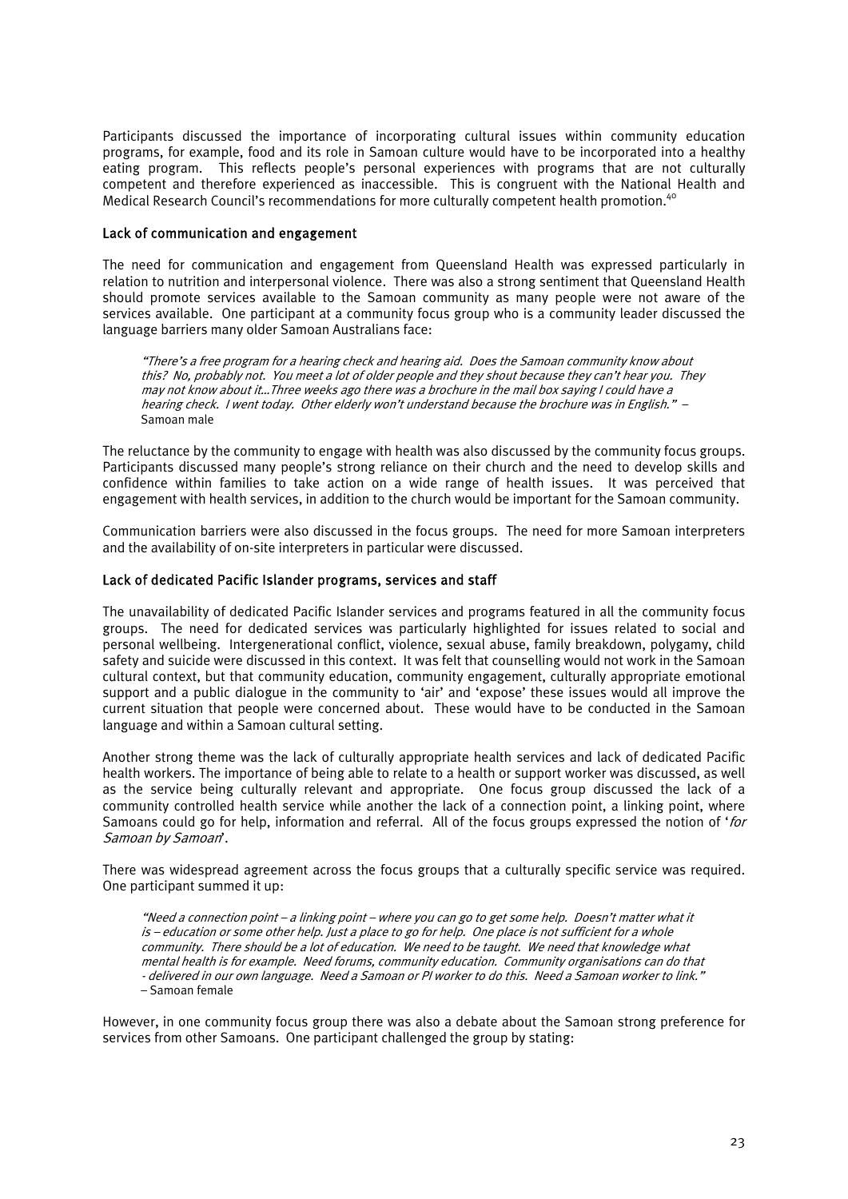Participants discussed the importance of incorporating cultural issues within community education programs, for example, food and its role in Samoan culture would have to be incorporated into a healthy eating program. This reflects people's personal experiences with programs that are not culturally competent and therefore experienced as inaccessible. This is congruent with the National Health and Medical Research Council's recommendations for more culturally competent health promotion.[40]

### Lack of communication and engagement

The need for communication and engagement from Queensland Health was expressed particularly in relation to nutrition and interpersonal violence. There was also a strong sentiment that Queensland Health should promote services available to the Samoan community as many people were not aware of the services available. One participant at a community focus group who is a community leader discussed the language barriers many older Samoan Australians face:

> *"There's a free program for a hearing check and hearing aid. Does the Samoan community know about this? No, probably not. You meet a lot of older people and they shout because they can't hear you. They may not know about it…Three weeks ago there was a brochure in the mail box saying I could have a hearing check. I went today. Other elderly won't understand because the brochure was in English."* – Samoan male

The reluctance by the community to engage with health was also discussed by the community focus groups. Participants discussed many people's strong reliance on their church and the need to develop skills and confidence within families to take action on a wide range of health issues. It was perceived that engagement with health services, in addition to the church would be important for the Samoan community.

Communication barriers were also discussed in the focus groups. The need for more Samoan interpreters and the availability of on-site interpreters in particular were discussed.

### Lack of dedicated Pacific Islander programs, services and staff

The unavailability of dedicated Pacific Islander services and programs featured in all the community focus groups. The need for dedicated services was particularly highlighted for issues related to social and personal wellbeing. Intergenerational conflict, violence, sexual abuse, family breakdown, polygamy, child safety and suicide were discussed in this context. It was felt that counselling would not work in the Samoan cultural context, but that community education, community engagement, culturally appropriate emotional support and a public dialogue in the community to 'air' and 'expose' these issues would all improve the current situation that people were concerned about. These would have to be conducted in the Samoan language and within a Samoan cultural setting.

Another strong theme was the lack of culturally appropriate health services and lack of dedicated Pacific health workers. The importance of being able to relate to a health or support worker was discussed, as well as the service being culturally relevant and appropriate. One focus group discussed the lack of a community controlled health service while another the lack of a connection point, a linking point, where Samoans could go for help, information and referral. All of the focus groups expressed the notion of '*for Samoan by Samoan*'.

There was widespread agreement across the focus groups that a culturally specific service was required. One participant summed it up:

> *"Need a connection point – a linking point – where you can go to get some help. Doesn't matter what it is – education or some other help. Just a place to go for help. One place is not sufficient for a whole community. There should be a lot of education. We need to be taught. We need that knowledge what mental health is for example. Need forums, community education. Community organisations can do that - delivered in our own language. Need a Samoan or PI worker to do this. Need a Samoan worker to link."* – Samoan female

However, in one community focus group there was also a debate about the Samoan strong preference for services from other Samoans. One participant challenged the group by stating: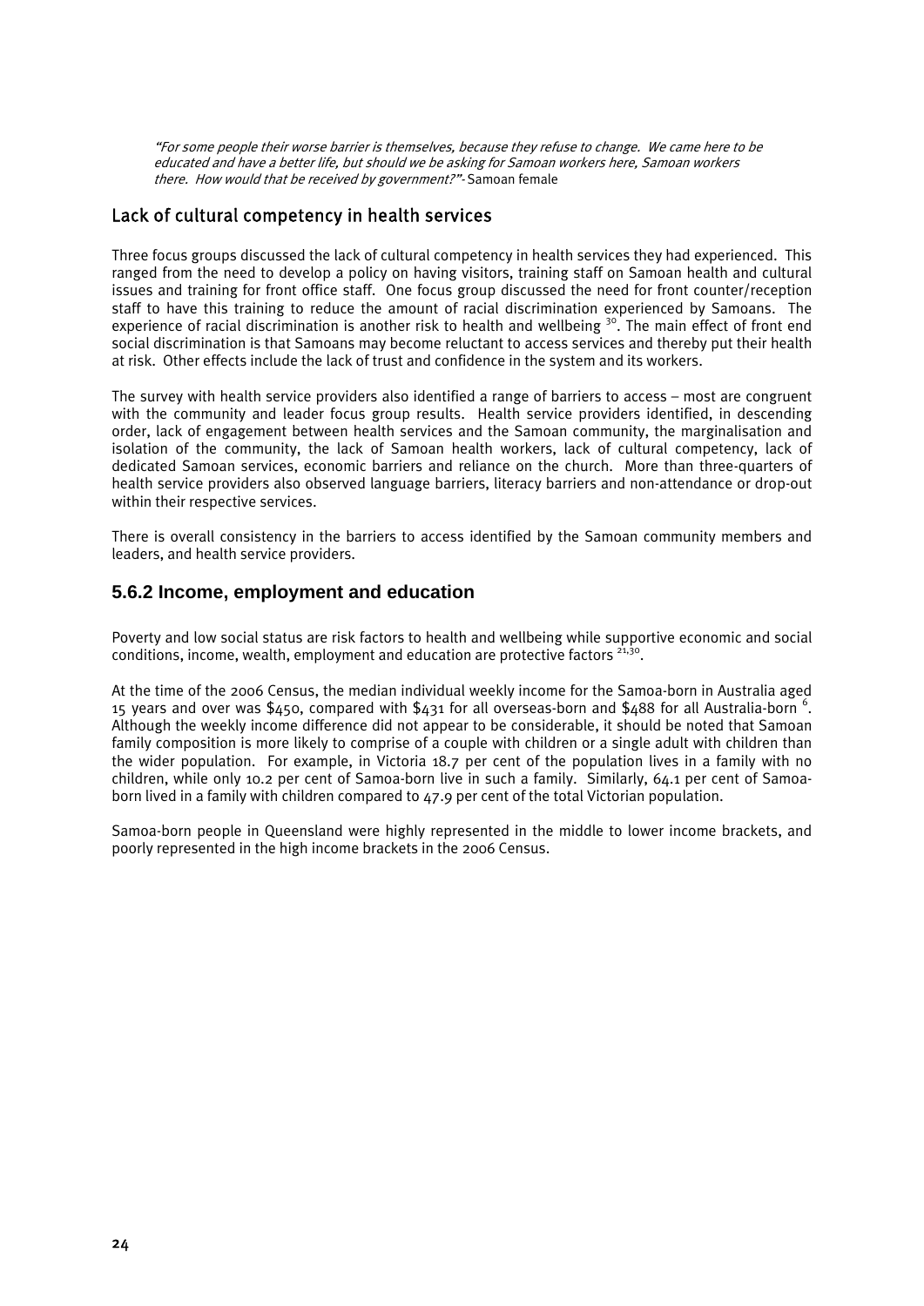*"For some people their worse barrier is themselves, because they refuse to change. We came here to be educated and have a better life, but should we be asking for Samoan workers here, Samoan workers there. How would that be received by government?"*- Samoan female

### Lack of cultural competency in health services

Three focus groups discussed the lack of cultural competency in health services they had experienced. This ranged from the need to develop a policy on having visitors, training staff on Samoan health and cultural issues and training for front office staff. One focus group discussed the need for front counter/reception staff to have this training to reduce the amount of racial discrimination experienced by Samoans. The experience of racial discrimination is another risk to health and wellbeing [30]. The main effect of front end social discrimination is that Samoans may become reluctant to access services and thereby put their health at risk. Other effects include the lack of trust and confidence in the system and its workers.

The survey with health service providers also identified a range of barriers to access – most are congruent with the community and leader focus group results. Health service providers identified, in descending order, lack of engagement between health services and the Samoan community, the marginalisation and isolation of the community, the lack of Samoan health workers, lack of cultural competency, lack of dedicated Samoan services, economic barriers and reliance on the church. More than three-quarters of health service providers also observed language barriers, literacy barriers and non-attendance or drop-out within their respective services.

There is overall consistency in the barriers to access identified by the Samoan community members and leaders, and health service providers.

## 5.6.2 Income, employment and education

Poverty and low social status are risk factors to health and wellbeing while supportive economic and social conditions, income, wealth, employment and education are protective factors [21,30].

At the time of the 2006 Census, the median individual weekly income for the Samoa-born in Australia aged 15 years and over was $450, compared with $431 for all overseas-born and $488 for all Australia-born [6]. Although the weekly income difference did not appear to be considerable, it should be noted that Samoan family composition is more likely to comprise of a couple with children or a single adult with children than the wider population. For example, in Victoria 18.7 per cent of the population lives in a family with no children, while only 10.2 per cent of Samoa-born live in such a family. Similarly, 64.1 per cent of Samoa-born lived in a family with children compared to 47.9 per cent of the total Victorian population.

Samoa-born people in Queensland were highly represented in the middle to lower income brackets, and poorly represented in the high income brackets in the 2006 Census.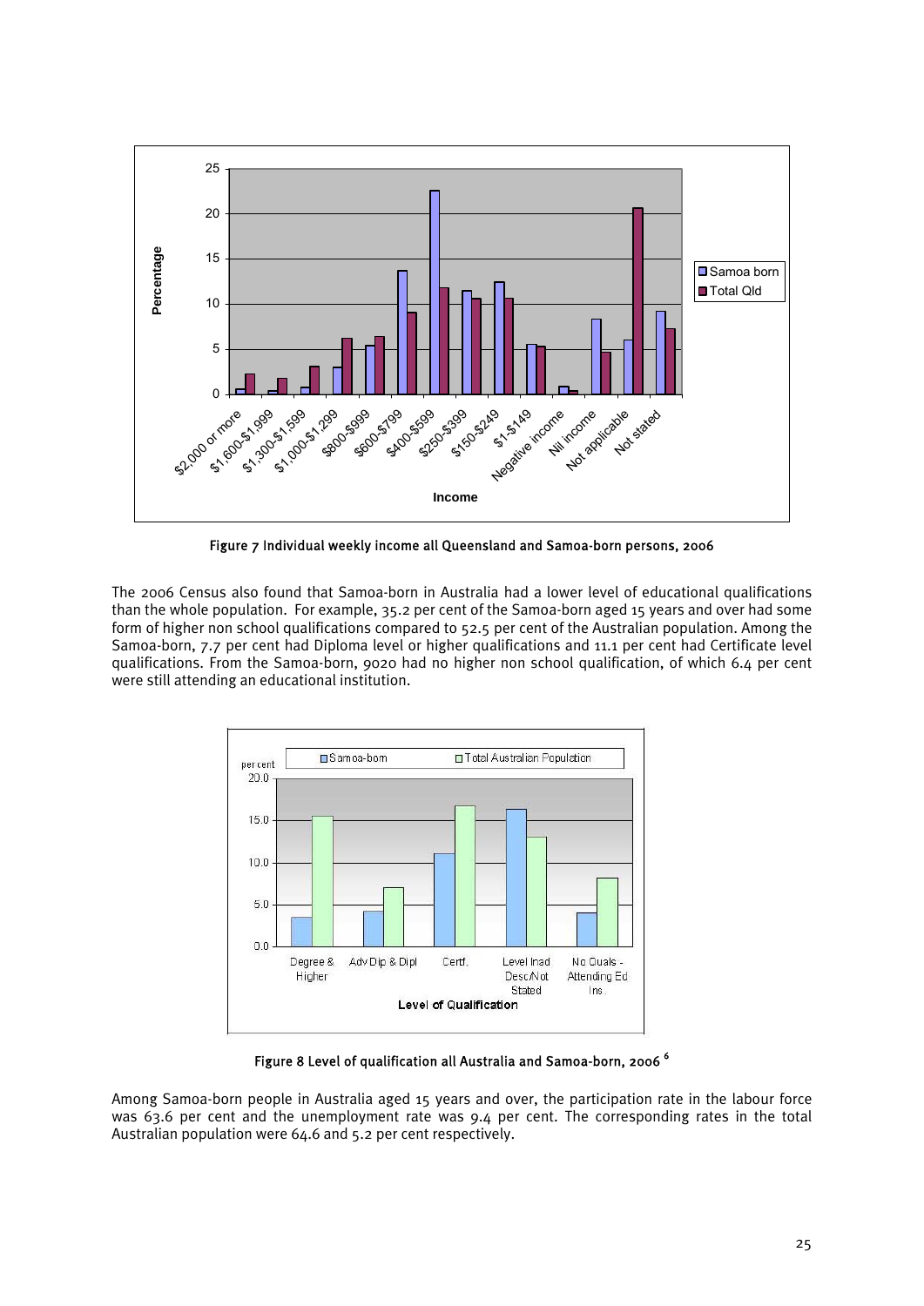Figure 7 Individual weekly income all Queensland and Samoa-born persons, 2006

The 2006 Census also found that Samoa-born in Australia had a lower level of educational qualifications than the whole population. For example, 35.2 per cent of the Samoa-born aged 15 years and over had some form of higher non school qualifications compared to 52.5 per cent of the Australian population. Among the Samoa-born, 7.7 per cent had Diploma level or higher qualifications and 11.1 per cent had Certificate level qualifications. From the Samoa-born, 9020 had no higher non school qualification, of which 6.4 per cent were still attending an educational institution.

Figure 8 Level of qualification all Australia and Samoa-born, 2006 [6]

Among Samoa-born people in Australia aged 15 years and over, the participation rate in the labour force was 63.6 per cent and the unemployment rate was 9.4 per cent. The corresponding rates in the total Australian population were 64.6 and 5.2 per cent respectively.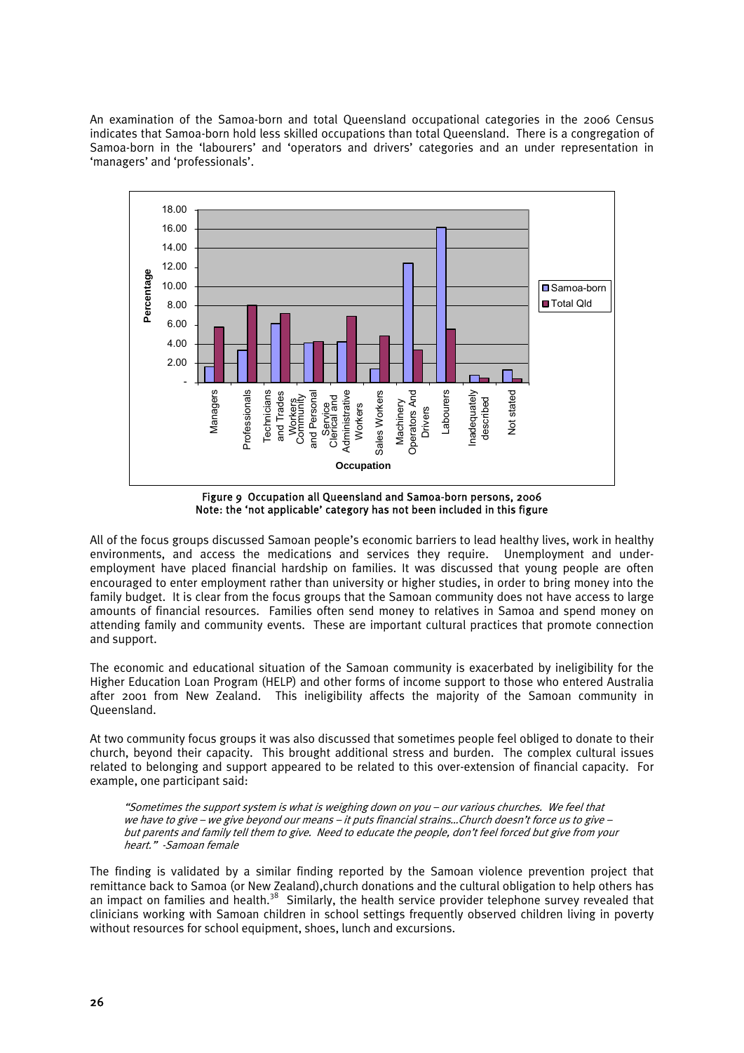An examination of the Samoa-born and total Queensland occupational categories in the 2006 Census indicates that Samoa-born hold less skilled occupations than total Queensland. There is a congregation of Samoa-born in the 'labourers' and 'operators and drivers' categories and an under representation in 'managers' and 'professionals'.

Figure 9 Occupation all Queensland and Samoa-born persons, 2006
Note: the 'not applicable' category has not been included in this figure

All of the focus groups discussed Samoan people's economic barriers to lead healthy lives, work in healthy environments, and access the medications and services they require. Unemployment and under-employment have placed financial hardship on families. It was discussed that young people are often encouraged to enter employment rather than university or higher studies, in order to bring money into the family budget. It is clear from the focus groups that the Samoan community does not have access to large amounts of financial resources. Families often send money to relatives in Samoa and spend money on attending family and community events. These are important cultural practices that promote connection and support.

The economic and educational situation of the Samoan community is exacerbated by ineligibility for the Higher Education Loan Program (HELP) and other forms of income support to those who entered Australia after 2001 from New Zealand. This ineligibility affects the majority of the Samoan community in Queensland.

At two community focus groups it was also discussed that sometimes people feel obliged to donate to their church, beyond their capacity. This brought additional stress and burden. The complex cultural issues related to belonging and support appeared to be related to this over-extension of financial capacity. For example, one participant said:

> *"Sometimes the support system is what is weighing down on you – our various churches. We feel that we have to give – we give beyond our means – it puts financial strains…Church doesn't force us to give – but parents and family tell them to give. Need to educate the people, don't feel forced but give from your heart." -Samoan female*

The finding is validated by a similar finding reported by the Samoan violence prevention project that remittance back to Samoa (or New Zealand),church donations and the cultural obligation to help others has an impact on families and health.[38] Similarly, the health service provider telephone survey revealed that clinicians working with Samoan children in school settings frequently observed children living in poverty without resources for school equipment, shoes, lunch and excursions.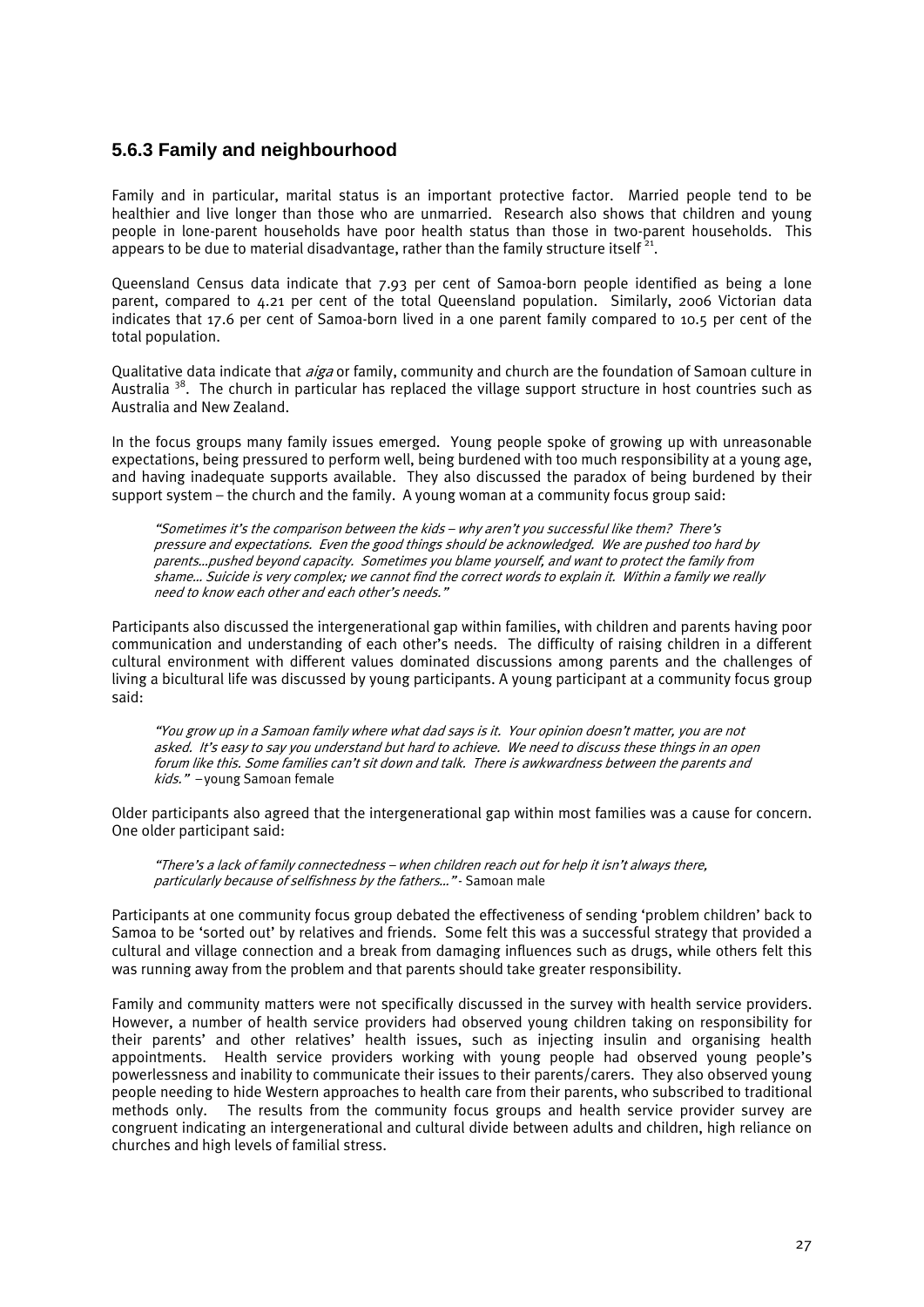### 5.6.3 Family and neighbourhood

Family and in particular, marital status is an important protective factor. Married people tend to be healthier and live longer than those who are unmarried. Research also shows that children and young people in lone-parent households have poor health status than those in two-parent households. This appears to be due to material disadvantage, rather than the family structure itself [21].

Queensland Census data indicate that 7.93 per cent of Samoa-born people identified as being a lone parent, compared to 4.21 per cent of the total Queensland population. Similarly, 2006 Victorian data indicates that 17.6 per cent of Samoa-born lived in a one parent family compared to 10.5 per cent of the total population.

Qualitative data indicate that *aiga* or family, community and church are the foundation of Samoan culture in Australia [38]. The church in particular has replaced the village support structure in host countries such as Australia and New Zealand.

In the focus groups many family issues emerged. Young people spoke of growing up with unreasonable expectations, being pressured to perform well, being burdened with too much responsibility at a young age, and having inadequate supports available. They also discussed the paradox of being burdened by their support system – the church and the family. A young woman at a community focus group said:

> *"Sometimes it's the comparison between the kids – why aren't you successful like them? There's pressure and expectations. Even the good things should be acknowledged. We are pushed too hard by parents…pushed beyond capacity. Sometimes you blame yourself, and want to protect the family from shame… Suicide is very complex; we cannot find the correct words to explain it. Within a family we really need to know each other and each other's needs."*

Participants also discussed the intergenerational gap within families, with children and parents having poor communication and understanding of each other's needs. The difficulty of raising children in a different cultural environment with different values dominated discussions among parents and the challenges of living a bicultural life was discussed by young participants. A young participant at a community focus group said:

> *"You grow up in a Samoan family where what dad says is it. Your opinion doesn't matter, you are not asked. It's easy to say you understand but hard to achieve. We need to discuss these things in an open forum like this. Some families can't sit down and talk. There is awkwardness between the parents and kids."* – young Samoan female

Older participants also agreed that the intergenerational gap within most families was a cause for concern. One older participant said:

> *"There's a lack of family connectedness – when children reach out for help it isn't always there, particularly because of selfishness by the fathers…"* - Samoan male

Participants at one community focus group debated the effectiveness of sending 'problem children' back to Samoa to be 'sorted out' by relatives and friends. Some felt this was a successful strategy that provided a cultural and village connection and a break from damaging influences such as drugs, while others felt this was running away from the problem and that parents should take greater responsibility.

Family and community matters were not specifically discussed in the survey with health service providers. However, a number of health service providers had observed young children taking on responsibility for their parents' and other relatives' health issues, such as injecting insulin and organising health appointments. Health service providers working with young people had observed young people's powerlessness and inability to communicate their issues to their parents/carers. They also observed young people needing to hide Western approaches to health care from their parents, who subscribed to traditional methods only. The results from the community focus groups and health service provider survey are congruent indicating an intergenerational and cultural divide between adults and children, high reliance on churches and high levels of familial stress.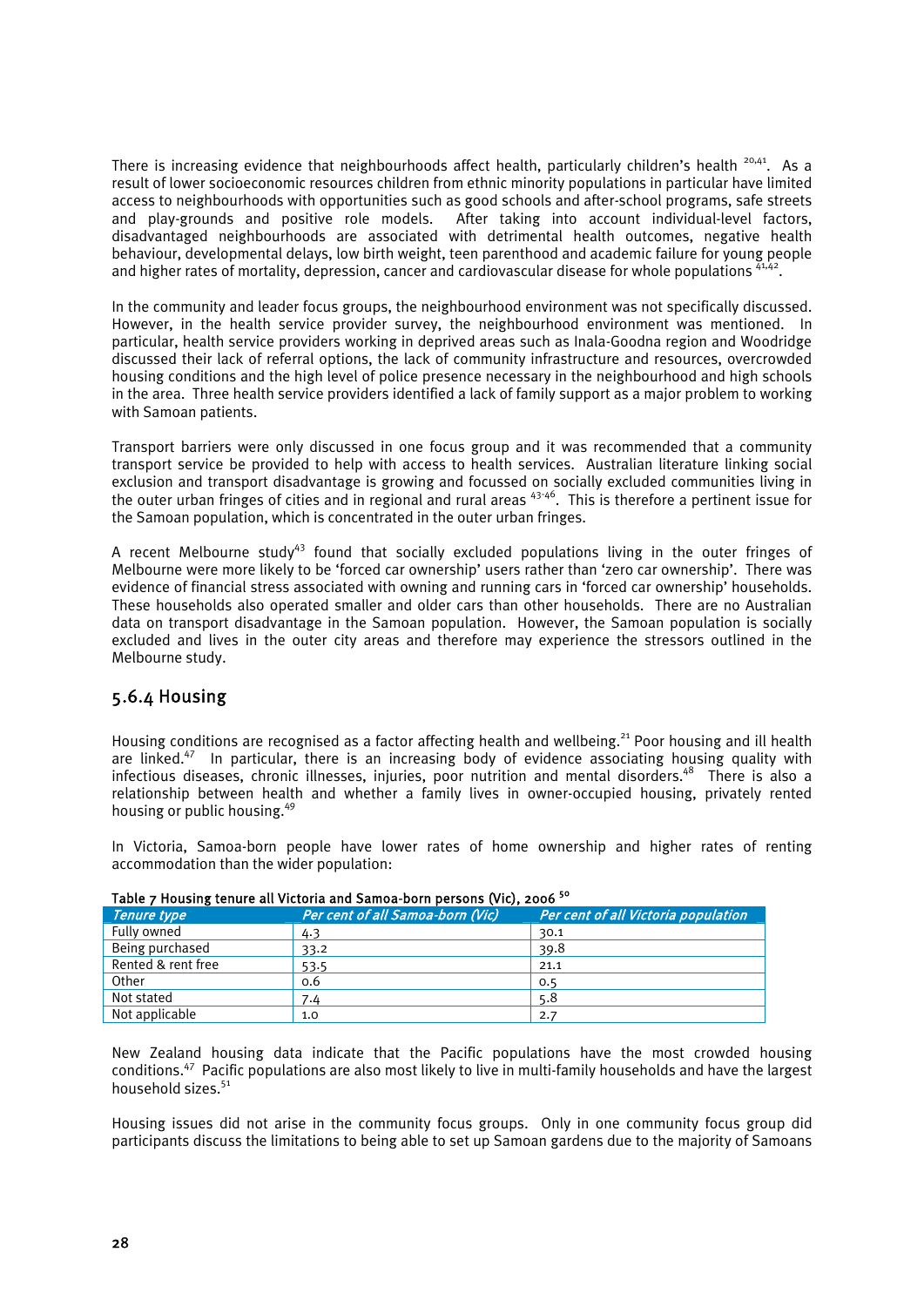There is increasing evidence that neighbourhoods affect health, particularly children's health [20,41]. As a result of lower socioeconomic resources children from ethnic minority populations in particular have limited access to neighbourhoods with opportunities such as good schools and after-school programs, safe streets and play-grounds and positive role models. After taking into account individual-level factors, disadvantaged neighbourhoods are associated with detrimental health outcomes, negative health behaviour, developmental delays, low birth weight, teen parenthood and academic failure for young people and higher rates of mortality, depression, cancer and cardiovascular disease for whole populations [41,42].

In the community and leader focus groups, the neighbourhood environment was not specifically discussed. However, in the health service provider survey, the neighbourhood environment was mentioned. In particular, health service providers working in deprived areas such as Inala-Goodna region and Woodridge discussed their lack of referral options, the lack of community infrastructure and resources, overcrowded housing conditions and the high level of police presence necessary in the neighbourhood and high schools in the area. Three health service providers identified a lack of family support as a major problem to working with Samoan patients.

Transport barriers were only discussed in one focus group and it was recommended that a community transport service be provided to help with access to health services. Australian literature linking social exclusion and transport disadvantage is growing and focussed on socially excluded communities living in the outer urban fringes of cities and in regional and rural areas [43-46]. This is therefore a pertinent issue for the Samoan population, which is concentrated in the outer urban fringes.

A recent Melbourne study[43] found that socially excluded populations living in the outer fringes of Melbourne were more likely to be 'forced car ownership' users rather than 'zero car ownership'. There was evidence of financial stress associated with owning and running cars in 'forced car ownership' households. These households also operated smaller and older cars than other households. There are no Australian data on transport disadvantage in the Samoan population. However, the Samoan population is socially excluded and lives in the outer city areas and therefore may experience the stressors outlined in the Melbourne study.

### 5.6.4 Housing

Housing conditions are recognised as a factor affecting health and wellbeing.[21] Poor housing and ill health are linked.[47] In particular, there is an increasing body of evidence associating housing quality with infectious diseases, chronic illnesses, injuries, poor nutrition and mental disorders.[48] There is also a relationship between health and whether a family lives in owner-occupied housing, privately rented housing or public housing.[49]

In Victoria, Samoa-born people have lower rates of home ownership and higher rates of renting accommodation than the wider population:

**Table 7 Housing tenure all Victoria and Samoa-born persons (Vic), 2006 [50]**

| *Tenure type* | *Per cent of all Samoa-born (Vic)* | *Per cent of all Victoria population* |
|---|---|---|
| Fully owned | 4.3 | 30.1 |
| Being purchased | 33.2 | 39.8 |
| Rented & rent free | 53.5 | 21.1 |
| Other | 0.6 | 0.5 |
| Not stated | 7.4 | 5.8 |
| Not applicable | 1.0 | 2.7 |

New Zealand housing data indicate that the Pacific populations have the most crowded housing conditions.[47] Pacific populations are also most likely to live in multi-family households and have the largest household sizes.[51]

Housing issues did not arise in the community focus groups. Only in one community focus group did participants discuss the limitations to being able to set up Samoan gardens due to the majority of Samoans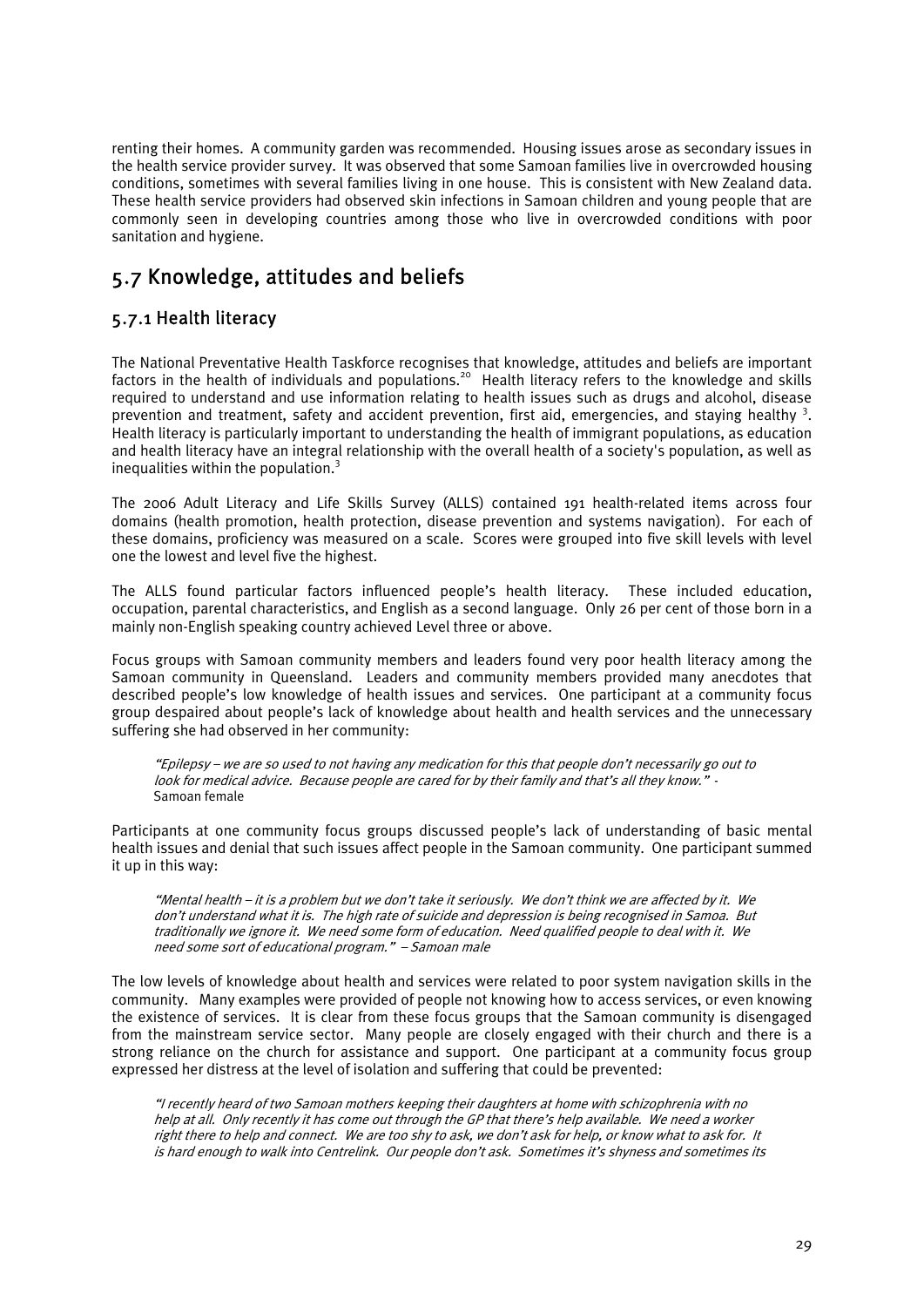renting their homes. A community garden was recommended. Housing issues arose as secondary issues in the health service provider survey. It was observed that some Samoan families live in overcrowded housing conditions, sometimes with several families living in one house. This is consistent with New Zealand data. These health service providers had observed skin infections in Samoan children and young people that are commonly seen in developing countries among those who live in overcrowded conditions with poor sanitation and hygiene.

## 5.7 Knowledge, attitudes and beliefs

### 5.7.1 Health literacy

The National Preventative Health Taskforce recognises that knowledge, attitudes and beliefs are important factors in the health of individuals and populations.[20] Health literacy refers to the knowledge and skills required to understand and use information relating to health issues such as drugs and alcohol, disease prevention and treatment, safety and accident prevention, first aid, emergencies, and staying healthy [3]. Health literacy is particularly important to understanding the health of immigrant populations, as education and health literacy have an integral relationship with the overall health of a society's population, as well as inequalities within the population.[3]

The 2006 Adult Literacy and Life Skills Survey (ALLS) contained 191 health-related items across four domains (health promotion, health protection, disease prevention and systems navigation). For each of these domains, proficiency was measured on a scale. Scores were grouped into five skill levels with level one the lowest and level five the highest.

The ALLS found particular factors influenced people's health literacy. These included education, occupation, parental characteristics, and English as a second language. Only 26 per cent of those born in a mainly non-English speaking country achieved Level three or above.

Focus groups with Samoan community members and leaders found very poor health literacy among the Samoan community in Queensland. Leaders and community members provided many anecdotes that described people's low knowledge of health issues and services. One participant at a community focus group despaired about people's lack of knowledge about health and health services and the unnecessary suffering she had observed in her community:

> *"Epilepsy – we are so used to not having any medication for this that people don't necessarily go out to look for medical advice. Because people are cared for by their family and that's all they know."* - Samoan female

Participants at one community focus groups discussed people's lack of understanding of basic mental health issues and denial that such issues affect people in the Samoan community. One participant summed it up in this way:

> *"Mental health – it is a problem but we don't take it seriously. We don't think we are affected by it. We don't understand what it is. The high rate of suicide and depression is being recognised in Samoa. But traditionally we ignore it. We need some form of education. Need qualified people to deal with it. We need some sort of educational program." – Samoan male*

The low levels of knowledge about health and services were related to poor system navigation skills in the community. Many examples were provided of people not knowing how to access services, or even knowing the existence of services. It is clear from these focus groups that the Samoan community is disengaged from the mainstream service sector. Many people are closely engaged with their church and there is a strong reliance on the church for assistance and support. One participant at a community focus group expressed her distress at the level of isolation and suffering that could be prevented:

> *"I recently heard of two Samoan mothers keeping their daughters at home with schizophrenia with no help at all. Only recently it has come out through the GP that there's help available. We need a worker right there to help and connect. We are too shy to ask, we don't ask for help, or know what to ask for. It is hard enough to walk into Centrelink. Our people don't ask. Sometimes it's shyness and sometimes its*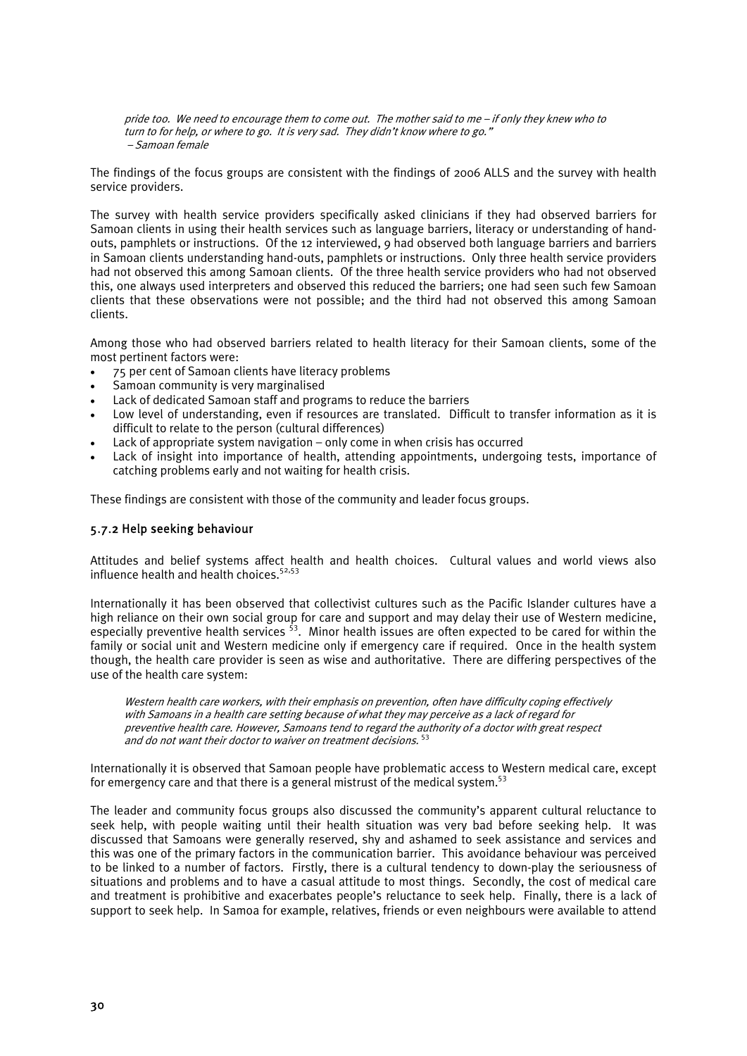*pride too. We need to encourage them to come out. The mother said to me – if only they knew who to turn to for help, or where to go. It is very sad. They didn't know where to go."*
*– Samoan female*

The findings of the focus groups are consistent with the findings of 2006 ALLS and the survey with health service providers.

The survey with health service providers specifically asked clinicians if they had observed barriers for Samoan clients in using their health services such as language barriers, literacy or understanding of hand-outs, pamphlets or instructions. Of the 12 interviewed, 9 had observed both language barriers and barriers in Samoan clients understanding hand-outs, pamphlets or instructions. Only three health service providers had not observed this among Samoan clients. Of the three health service providers who had not observed this, one always used interpreters and observed this reduced the barriers; one had seen such few Samoan clients that these observations were not possible; and the third had not observed this among Samoan clients.

Among those who had observed barriers related to health literacy for their Samoan clients, some of the most pertinent factors were:

- 75 per cent of Samoan clients have literacy problems
- Samoan community is very marginalised
- Lack of dedicated Samoan staff and programs to reduce the barriers
- Low level of understanding, even if resources are translated. Difficult to transfer information as it is difficult to relate to the person (cultural differences)
- Lack of appropriate system navigation – only come in when crisis has occurred
- Lack of insight into importance of health, attending appointments, undergoing tests, importance of catching problems early and not waiting for health crisis.

These findings are consistent with those of the community and leader focus groups.

### 5.7.2 Help seeking behaviour

Attitudes and belief systems affect health and health choices. Cultural values and world views also influence health and health choices.[52,53]

Internationally it has been observed that collectivist cultures such as the Pacific Islander cultures have a high reliance on their own social group for care and support and may delay their use of Western medicine, especially preventive health services [53]. Minor health issues are often expected to be cared for within the family or social unit and Western medicine only if emergency care if required. Once in the health system though, the health care provider is seen as wise and authoritative. There are differing perspectives of the use of the health care system:

> *Western health care workers, with their emphasis on prevention, often have difficulty coping effectively with Samoans in a health care setting because of what they may perceive as a lack of regard for preventive health care. However, Samoans tend to regard the authority of a doctor with great respect and do not want their doctor to waiver on treatment decisions.* [53]

Internationally it is observed that Samoan people have problematic access to Western medical care, except for emergency care and that there is a general mistrust of the medical system.[53]

The leader and community focus groups also discussed the community's apparent cultural reluctance to seek help, with people waiting until their health situation was very bad before seeking help. It was discussed that Samoans were generally reserved, shy and ashamed to seek assistance and services and this was one of the primary factors in the communication barrier. This avoidance behaviour was perceived to be linked to a number of factors. Firstly, there is a cultural tendency to down-play the seriousness of situations and problems and to have a casual attitude to most things. Secondly, the cost of medical care and treatment is prohibitive and exacerbates people's reluctance to seek help. Finally, there is a lack of support to seek help. In Samoa for example, relatives, friends or even neighbours were available to attend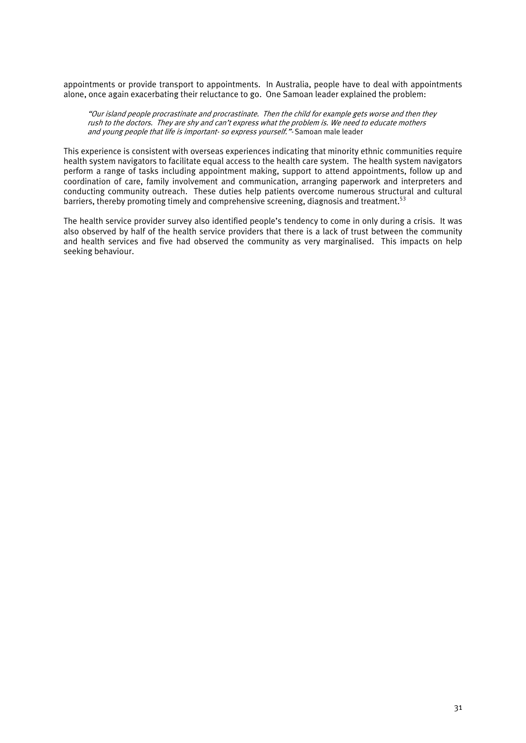appointments or provide transport to appointments. In Australia, people have to deal with appointments alone, once again exacerbating their reluctance to go. One Samoan leader explained the problem:

> *"Our island people procrastinate and procrastinate. Then the child for example gets worse and then they rush to the doctors. They are shy and can't express what the problem is. We need to educate mothers and young people that life is important- so express yourself."*- Samoan male leader

This experience is consistent with overseas experiences indicating that minority ethnic communities require health system navigators to facilitate equal access to the health care system. The health system navigators perform a range of tasks including appointment making, support to attend appointments, follow up and coordination of care, family involvement and communication, arranging paperwork and interpreters and conducting community outreach. These duties help patients overcome numerous structural and cultural barriers, thereby promoting timely and comprehensive screening, diagnosis and treatment.[53]

The health service provider survey also identified people's tendency to come in only during a crisis. It was also observed by half of the health service providers that there is a lack of trust between the community and health services and five had observed the community as very marginalised. This impacts on help seeking behaviour.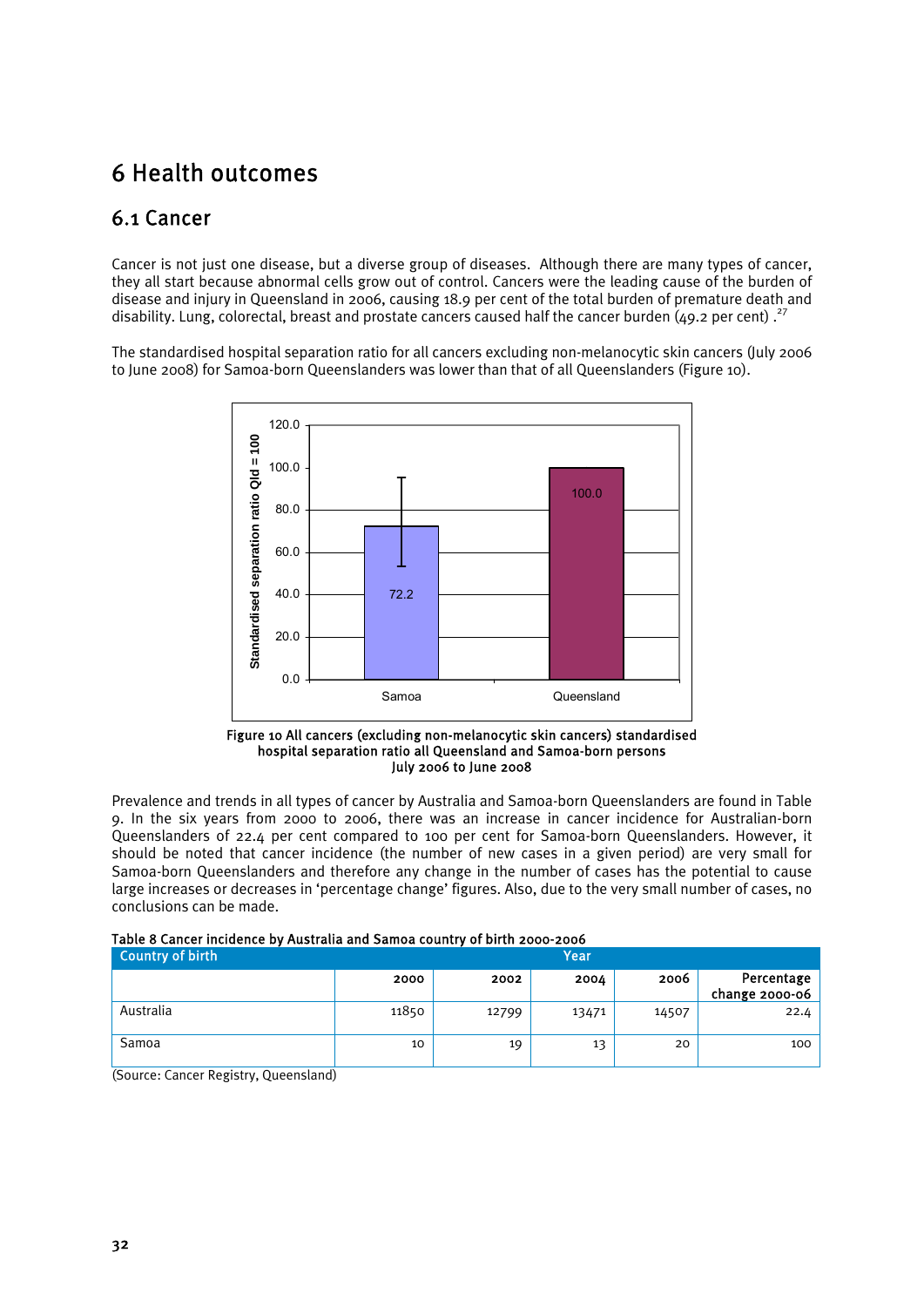# 6 Health outcomes

## 6.1 Cancer

Cancer is not just one disease, but a diverse group of diseases. Although there are many types of cancer, they all start because abnormal cells grow out of control. Cancers were the leading cause of the burden of disease and injury in Queensland in 2006, causing 18.9 per cent of the total burden of premature death and disability. Lung, colorectal, breast and prostate cancers caused half the cancer burden (49.2 per cent) .[27]

The standardised hospital separation ratio for all cancers excluding non-melanocytic skin cancers (July 2006 to June 2008) for Samoa-born Queenslanders was lower than that of all Queenslanders (Figure 10).

**Figure 10 All cancers (excluding non-melanocytic skin cancers) standardised hospital separation ratio all Queensland and Samoa-born persons July 2006 to June 2008**

Prevalence and trends in all types of cancer by Australia and Samoa-born Queenslanders are found in Table 9. In the six years from 2000 to 2006, there was an increase in cancer incidence for Australian-born Queenslanders of 22.4 per cent compared to 100 per cent for Samoa-born Queenslanders. However, it should be noted that cancer incidence (the number of new cases in a given period) are very small for Samoa-born Queenslanders and therefore any change in the number of cases has the potential to cause large increases or decreases in 'percentage change' figures. Also, due to the very small number of cases, no conclusions can be made.

**Table 8 Cancer incidence by Australia and Samoa country of birth 2000-2006**

| Country of birth | Year | | | | |
|---|---|---|---|---|---|
| | 2000 | 2002 | 2004 | 2006 | Percentage change 2000-06 |
| Australia | 11850 | 12799 | 13471 | 14507 | 22.4 |
| Samoa | 10 | 19 | 13 | 20 | 100 |

(Source: Cancer Registry, Queensland)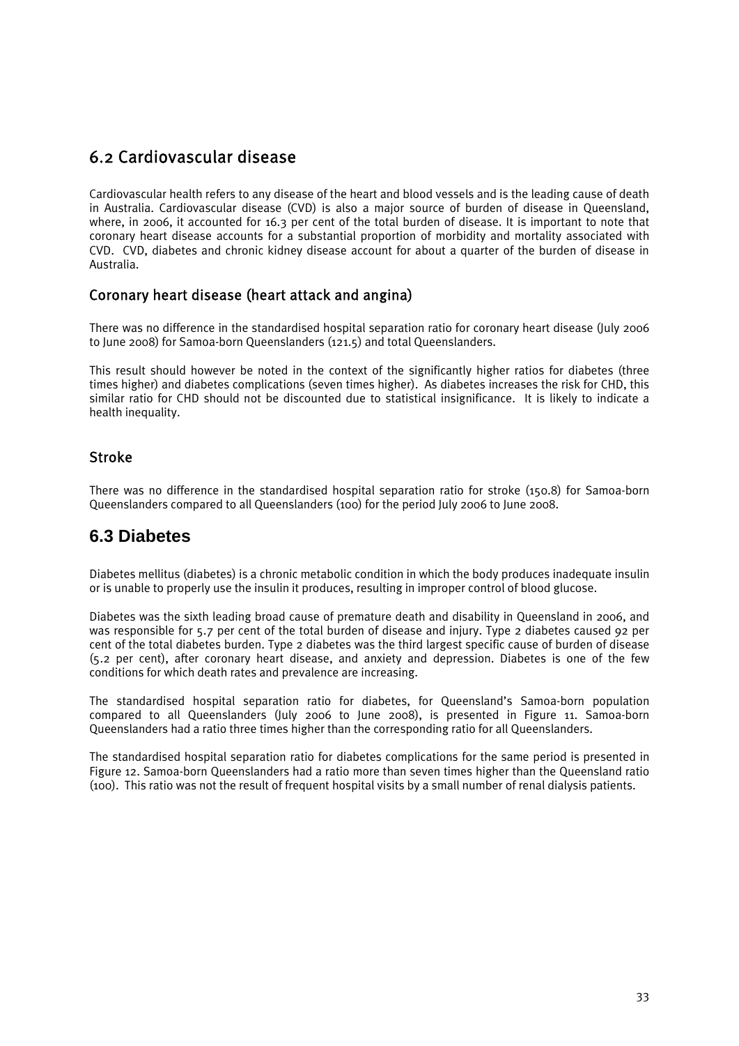## 6.2 Cardiovascular disease

Cardiovascular health refers to any disease of the heart and blood vessels and is the leading cause of death in Australia. Cardiovascular disease (CVD) is also a major source of burden of disease in Queensland, where, in 2006, it accounted for 16.3 per cent of the total burden of disease. It is important to note that coronary heart disease accounts for a substantial proportion of morbidity and mortality associated with CVD. CVD, diabetes and chronic kidney disease account for about a quarter of the burden of disease in Australia.

### Coronary heart disease (heart attack and angina)

There was no difference in the standardised hospital separation ratio for coronary heart disease (July 2006 to June 2008) for Samoa-born Queenslanders (121.5) and total Queenslanders.

This result should however be noted in the context of the significantly higher ratios for diabetes (three times higher) and diabetes complications (seven times higher). As diabetes increases the risk for CHD, this similar ratio for CHD should not be discounted due to statistical insignificance. It is likely to indicate a health inequality.

### Stroke

There was no difference in the standardised hospital separation ratio for stroke (150.8) for Samoa-born Queenslanders compared to all Queenslanders (100) for the period July 2006 to June 2008.

## 6.3 Diabetes

Diabetes mellitus (diabetes) is a chronic metabolic condition in which the body produces inadequate insulin or is unable to properly use the insulin it produces, resulting in improper control of blood glucose.

Diabetes was the sixth leading broad cause of premature death and disability in Queensland in 2006, and was responsible for 5.7 per cent of the total burden of disease and injury. Type 2 diabetes caused 92 per cent of the total diabetes burden. Type 2 diabetes was the third largest specific cause of burden of disease (5.2 per cent), after coronary heart disease, and anxiety and depression. Diabetes is one of the few conditions for which death rates and prevalence are increasing.

The standardised hospital separation ratio for diabetes, for Queensland's Samoa-born population compared to all Queenslanders (July 2006 to June 2008), is presented in Figure 11. Samoa-born Queenslanders had a ratio three times higher than the corresponding ratio for all Queenslanders.

The standardised hospital separation ratio for diabetes complications for the same period is presented in Figure 12. Samoa-born Queenslanders had a ratio more than seven times higher than the Queensland ratio (100). This ratio was not the result of frequent hospital visits by a small number of renal dialysis patients.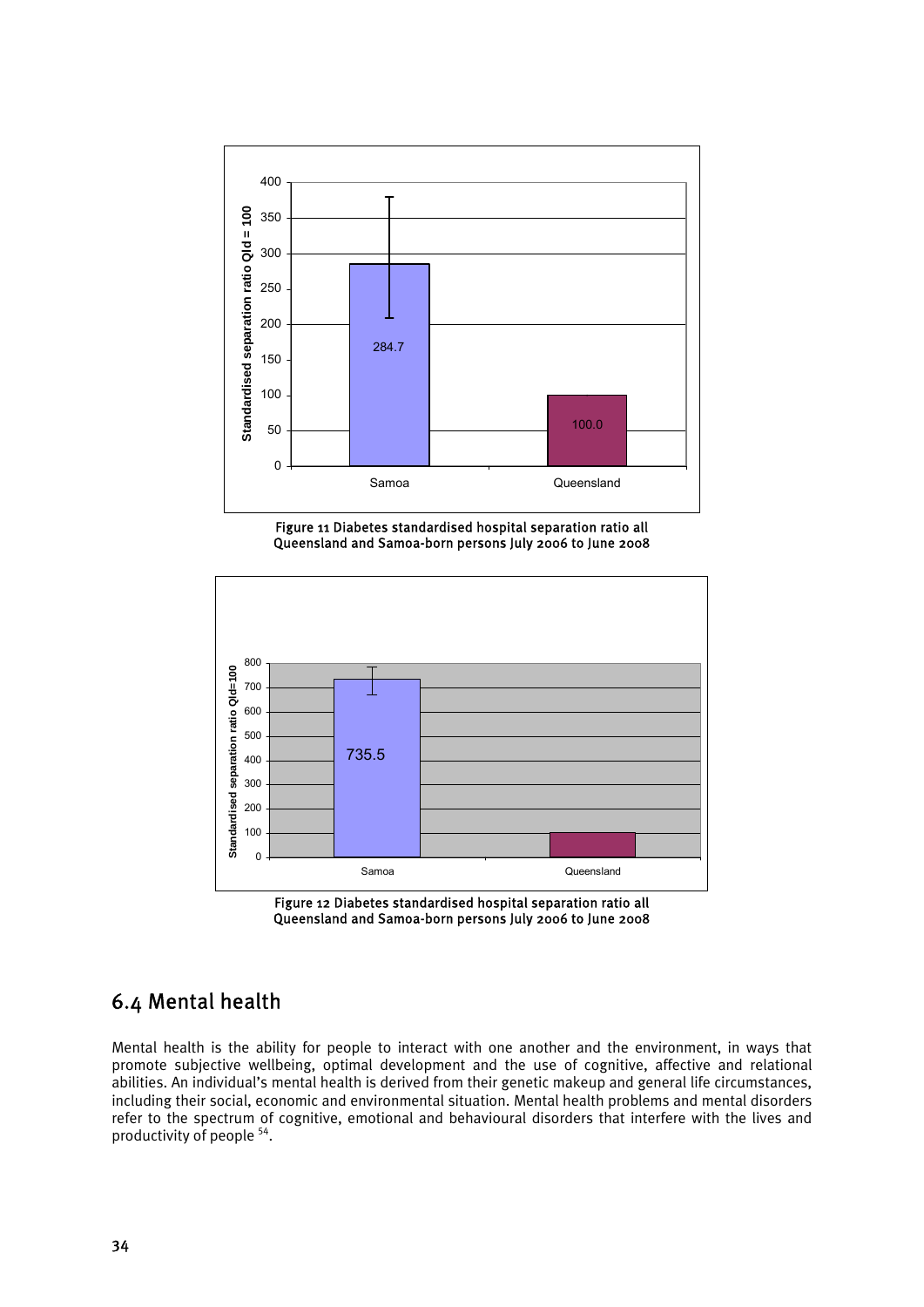Figure 11 Diabetes standardised hospital separation ratio all Queensland and Samoa-born persons July 2006 to June 2008

Figure 12 Diabetes standardised hospital separation ratio all Queensland and Samoa-born persons July 2006 to June 2008

## 6.4 Mental health

Mental health is the ability for people to interact with one another and the environment, in ways that promote subjective wellbeing, optimal development and the use of cognitive, affective and relational abilities. An individual's mental health is derived from their genetic makeup and general life circumstances, including their social, economic and environmental situation. Mental health problems and mental disorders refer to the spectrum of cognitive, emotional and behavioural disorders that interfere with the lives and productivity of people [54].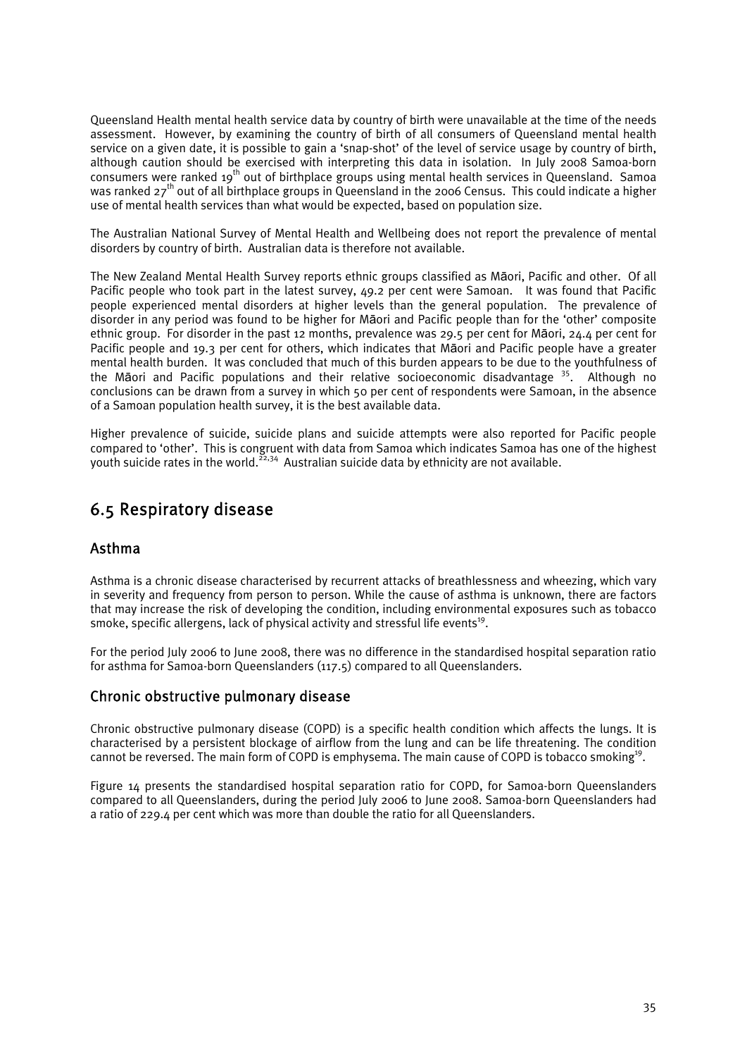Queensland Health mental health service data by country of birth were unavailable at the time of the needs assessment. However, by examining the country of birth of all consumers of Queensland mental health service on a given date, it is possible to gain a 'snap-shot' of the level of service usage by country of birth, although caution should be exercised with interpreting this data in isolation. In July 2008 Samoa-born consumers were ranked 19th out of birthplace groups using mental health services in Queensland. Samoa was ranked 27th out of all birthplace groups in Queensland in the 2006 Census. This could indicate a higher use of mental health services than what would be expected, based on population size.

The Australian National Survey of Mental Health and Wellbeing does not report the prevalence of mental disorders by country of birth. Australian data is therefore not available.

The New Zealand Mental Health Survey reports ethnic groups classified as Māori, Pacific and other. Of all Pacific people who took part in the latest survey, 49.2 per cent were Samoan. It was found that Pacific people experienced mental disorders at higher levels than the general population. The prevalence of disorder in any period was found to be higher for Māori and Pacific people than for the 'other' composite ethnic group. For disorder in the past 12 months, prevalence was 29.5 per cent for Māori, 24.4 per cent for Pacific people and 19.3 per cent for others, which indicates that Māori and Pacific people have a greater mental health burden. It was concluded that much of this burden appears to be due to the youthfulness of the Māori and Pacific populations and their relative socioeconomic disadvantage [35]. Although no conclusions can be drawn from a survey in which 50 per cent of respondents were Samoan, in the absence of a Samoan population health survey, it is the best available data.

Higher prevalence of suicide, suicide plans and suicide attempts were also reported for Pacific people compared to 'other'. This is congruent with data from Samoa which indicates Samoa has one of the highest youth suicide rates in the world.[22,34] Australian suicide data by ethnicity are not available.

## 6.5 Respiratory disease

### Asthma

Asthma is a chronic disease characterised by recurrent attacks of breathlessness and wheezing, which vary in severity and frequency from person to person. While the cause of asthma is unknown, there are factors that may increase the risk of developing the condition, including environmental exposures such as tobacco smoke, specific allergens, lack of physical activity and stressful life events[19].

For the period July 2006 to June 2008, there was no difference in the standardised hospital separation ratio for asthma for Samoa-born Queenslanders (117.5) compared to all Queenslanders.

### Chronic obstructive pulmonary disease

Chronic obstructive pulmonary disease (COPD) is a specific health condition which affects the lungs. It is characterised by a persistent blockage of airflow from the lung and can be life threatening. The condition cannot be reversed. The main form of COPD is emphysema. The main cause of COPD is tobacco smoking[19].

Figure 14 presents the standardised hospital separation ratio for COPD, for Samoa-born Queenslanders compared to all Queenslanders, during the period July 2006 to June 2008. Samoa-born Queenslanders had a ratio of 229.4 per cent which was more than double the ratio for all Queenslanders.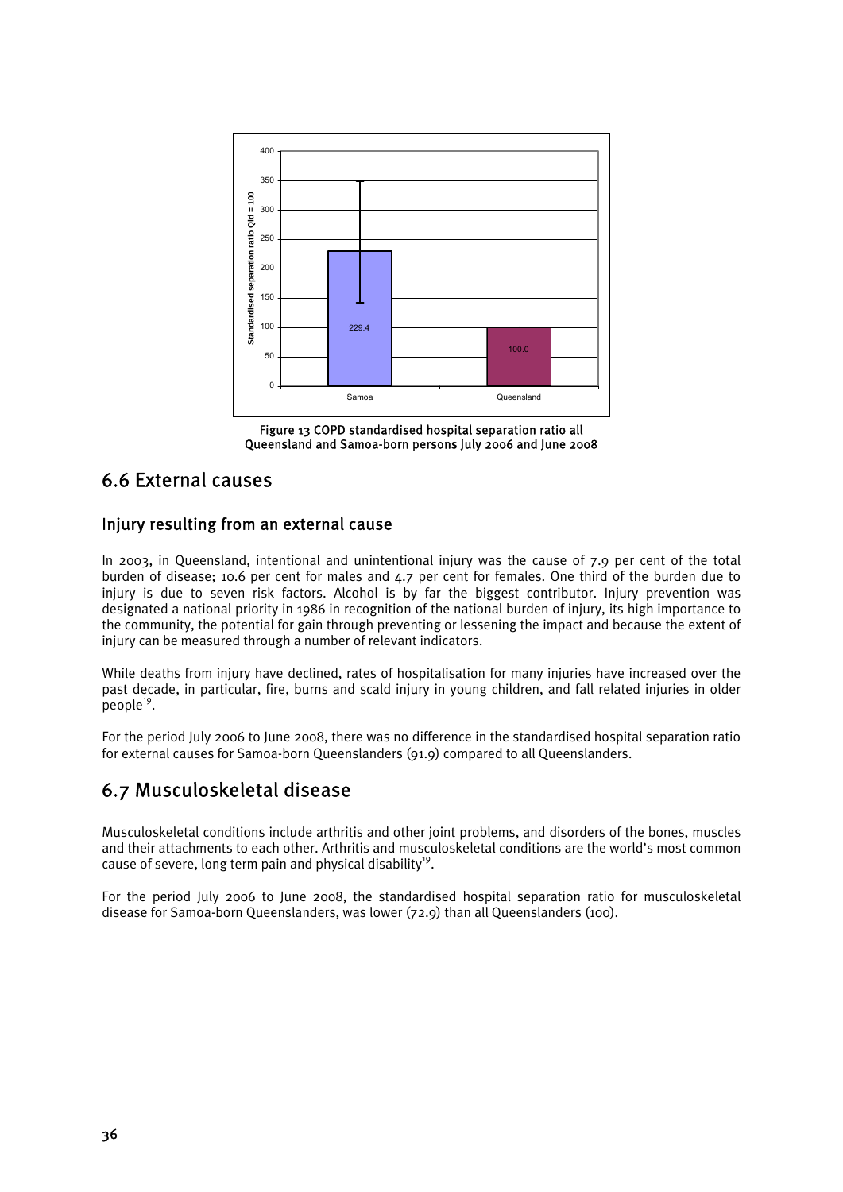Figure 13 COPD standardised hospital separation ratio all Queensland and Samoa-born persons July 2006 and June 2008

## 6.6 External causes

### Injury resulting from an external cause

In 2003, in Queensland, intentional and unintentional injury was the cause of 7.9 per cent of the total burden of disease; 10.6 per cent for males and 4.7 per cent for females. One third of the burden due to injury is due to seven risk factors. Alcohol is by far the biggest contributor. Injury prevention was designated a national priority in 1986 in recognition of the national burden of injury, its high importance to the community, the potential for gain through preventing or lessening the impact and because the extent of injury can be measured through a number of relevant indicators.

While deaths from injury have declined, rates of hospitalisation for many injuries have increased over the past decade, in particular, fire, burns and scald injury in young children, and fall related injuries in older people[19].

For the period July 2006 to June 2008, there was no difference in the standardised hospital separation ratio for external causes for Samoa-born Queenslanders (91.9) compared to all Queenslanders.

## 6.7 Musculoskeletal disease

Musculoskeletal conditions include arthritis and other joint problems, and disorders of the bones, muscles and their attachments to each other. Arthritis and musculoskeletal conditions are the world's most common cause of severe, long term pain and physical disability[19].

For the period July 2006 to June 2008, the standardised hospital separation ratio for musculoskeletal disease for Samoa-born Queenslanders, was lower (72.9) than all Queenslanders (100).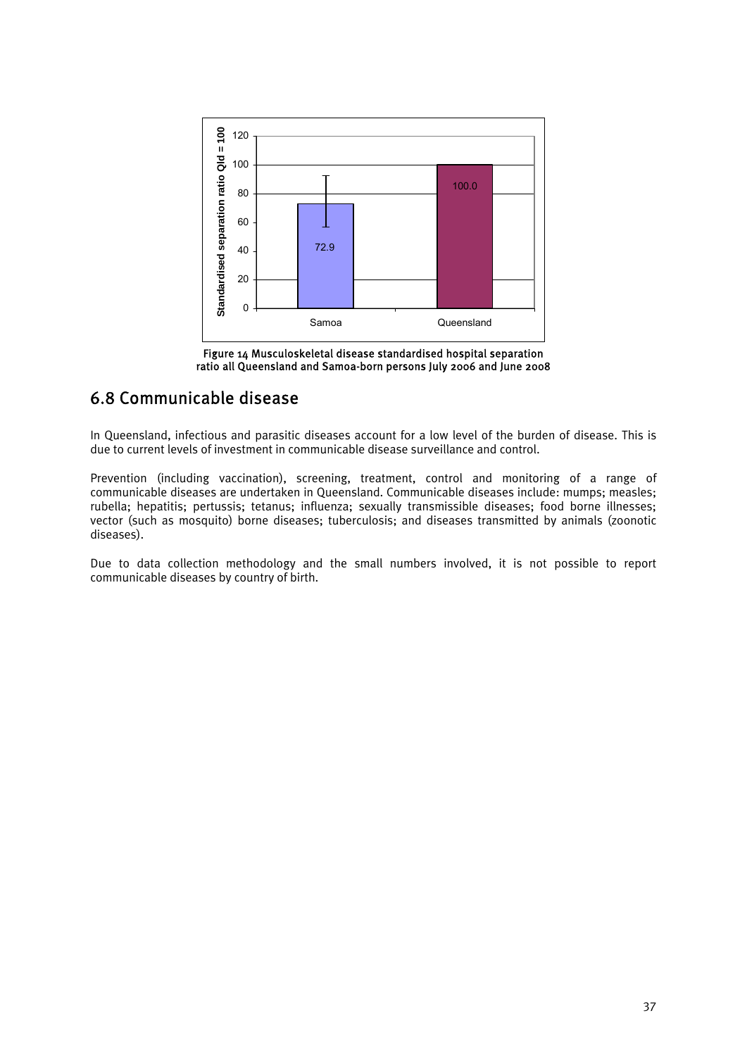Figure 14 Musculoskeletal disease standardised hospital separation ratio all Queensland and Samoa-born persons July 2006 and June 2008

## 6.8 Communicable disease

In Queensland, infectious and parasitic diseases account for a low level of the burden of disease. This is due to current levels of investment in communicable disease surveillance and control.

Prevention (including vaccination), screening, treatment, control and monitoring of a range of communicable diseases are undertaken in Queensland. Communicable diseases include: mumps; measles; rubella; hepatitis; pertussis; tetanus; influenza; sexually transmissible diseases; food borne illnesses; vector (such as mosquito) borne diseases; tuberculosis; and diseases transmitted by animals (zoonotic diseases).

Due to data collection methodology and the small numbers involved, it is not possible to report communicable diseases by country of birth.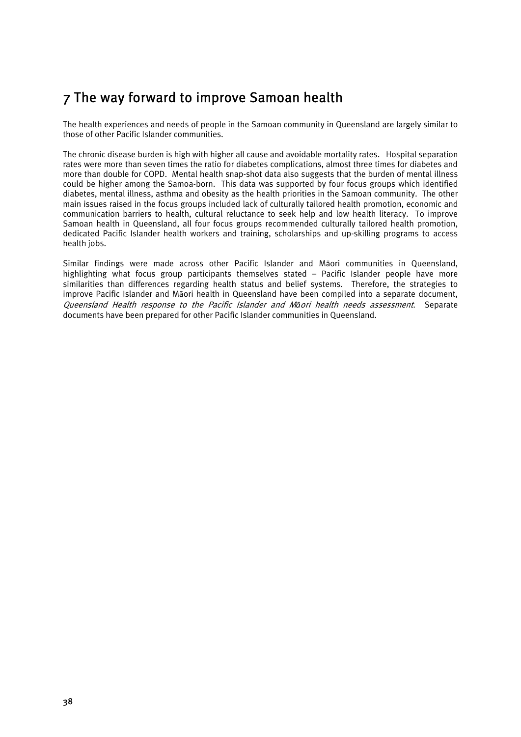# 7 The way forward to improve Samoan health

The health experiences and needs of people in the Samoan community in Queensland are largely similar to those of other Pacific Islander communities.

The chronic disease burden is high with higher all cause and avoidable mortality rates. Hospital separation rates were more than seven times the ratio for diabetes complications, almost three times for diabetes and more than double for COPD. Mental health snap-shot data also suggests that the burden of mental illness could be higher among the Samoa-born. This data was supported by four focus groups which identified diabetes, mental illness, asthma and obesity as the health priorities in the Samoan community. The other main issues raised in the focus groups included lack of culturally tailored health promotion, economic and communication barriers to health, cultural reluctance to seek help and low health literacy. To improve Samoan health in Queensland, all four focus groups recommended culturally tailored health promotion, dedicated Pacific Islander health workers and training, scholarships and up-skilling programs to access health jobs.

Similar findings were made across other Pacific Islander and Māori communities in Queensland, highlighting what focus group participants themselves stated – Pacific Islander people have more similarities than differences regarding health status and belief systems. Therefore, the strategies to improve Pacific Islander and Māori health in Queensland have been compiled into a separate document, *Queensland Health response to the Pacific Islander and Māori health needs assessment*. Separate documents have been prepared for other Pacific Islander communities in Queensland.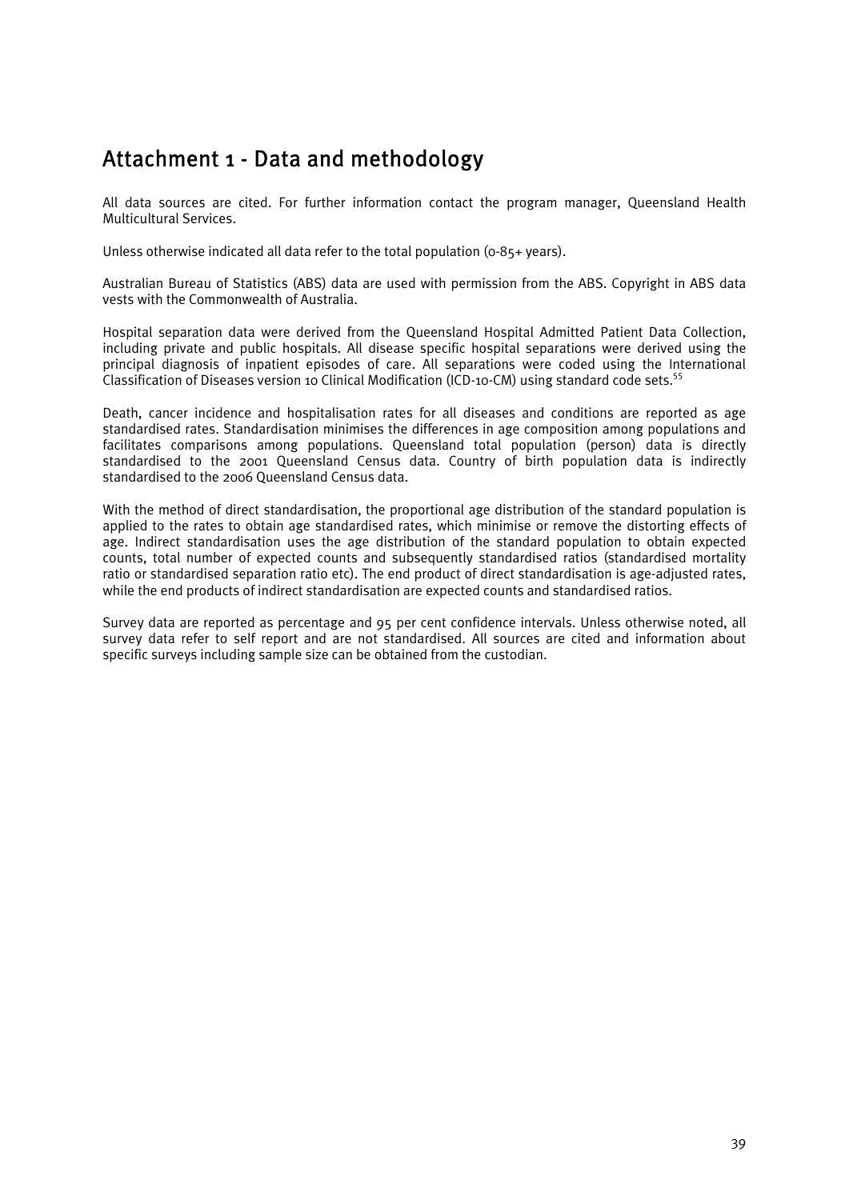# Attachment 1 - Data and methodology

All data sources are cited. For further information contact the program manager, Queensland Health Multicultural Services.

Unless otherwise indicated all data refer to the total population (0-85+ years).

Australian Bureau of Statistics (ABS) data are used with permission from the ABS. Copyright in ABS data vests with the Commonwealth of Australia.

Hospital separation data were derived from the Queensland Hospital Admitted Patient Data Collection, including private and public hospitals. All disease specific hospital separations were derived using the principal diagnosis of inpatient episodes of care. All separations were coded using the International Classification of Diseases version 10 Clinical Modification (ICD-10-CM) using standard code sets.[55]

Death, cancer incidence and hospitalisation rates for all diseases and conditions are reported as age standardised rates. Standardisation minimises the differences in age composition among populations and facilitates comparisons among populations. Queensland total population (person) data is directly standardised to the 2001 Queensland Census data. Country of birth population data is indirectly standardised to the 2006 Queensland Census data.

With the method of direct standardisation, the proportional age distribution of the standard population is applied to the rates to obtain age standardised rates, which minimise or remove the distorting effects of age. Indirect standardisation uses the age distribution of the standard population to obtain expected counts, total number of expected counts and subsequently standardised ratios (standardised mortality ratio or standardised separation ratio etc). The end product of direct standardisation is age-adjusted rates, while the end products of indirect standardisation are expected counts and standardised ratios.

Survey data are reported as percentage and 95 per cent confidence intervals. Unless otherwise noted, all survey data refer to self report and are not standardised. All sources are cited and information about specific surveys including sample size can be obtained from the custodian.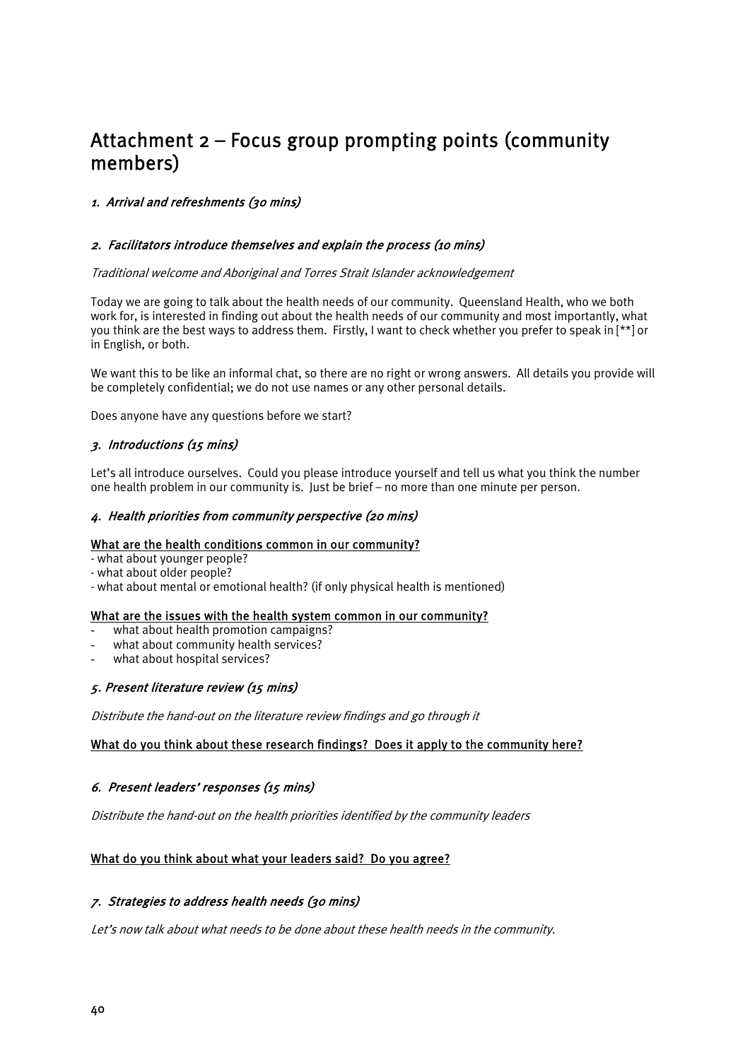# Attachment 2 – Focus group prompting points (community members)

### *1. Arrival and refreshments (30 mins)*

### *2. Facilitators introduce themselves and explain the process (10 mins)*

*Traditional welcome and Aboriginal and Torres Strait Islander acknowledgement*

Today we are going to talk about the health needs of our community. Queensland Health, who we both work for, is interested in finding out about the health needs of our community and most importantly, what you think are the best ways to address them. Firstly, I want to check whether you prefer to speak in [**] or in English, or both.

We want this to be like an informal chat, so there are no right or wrong answers. All details you provide will be completely confidential; we do not use names or any other personal details.

Does anyone have any questions before we start?

### *3. Introductions (15 mins)*

Let's all introduce ourselves. Could you please introduce yourself and tell us what you think the number one health problem in our community is. Just be brief – no more than one minute per person.

### *4. Health priorities from community perspective (20 mins)*

<u>What are the health conditions common in our community?</u>

- what about younger people?
- what about older people?
- what about mental or emotional health? (if only physical health is mentioned)

<u>What are the issues with the health system common in our community?</u>

- what about health promotion campaigns?
- what about community health services?
- what about hospital services?

### *5. Present literature review (15 mins)*

*Distribute the hand-out on the literature review findings and go through it*

<u>What do you think about these research findings? Does it apply to the community here?</u>

### *6. Present leaders' responses (15 mins)*

*Distribute the hand-out on the health priorities identified by the community leaders*

<u>What do you think about what your leaders said? Do you agree?</u>

### *7. Strategies to address health needs (30 mins)*

*Let's now talk about what needs to be done about these health needs in the community.*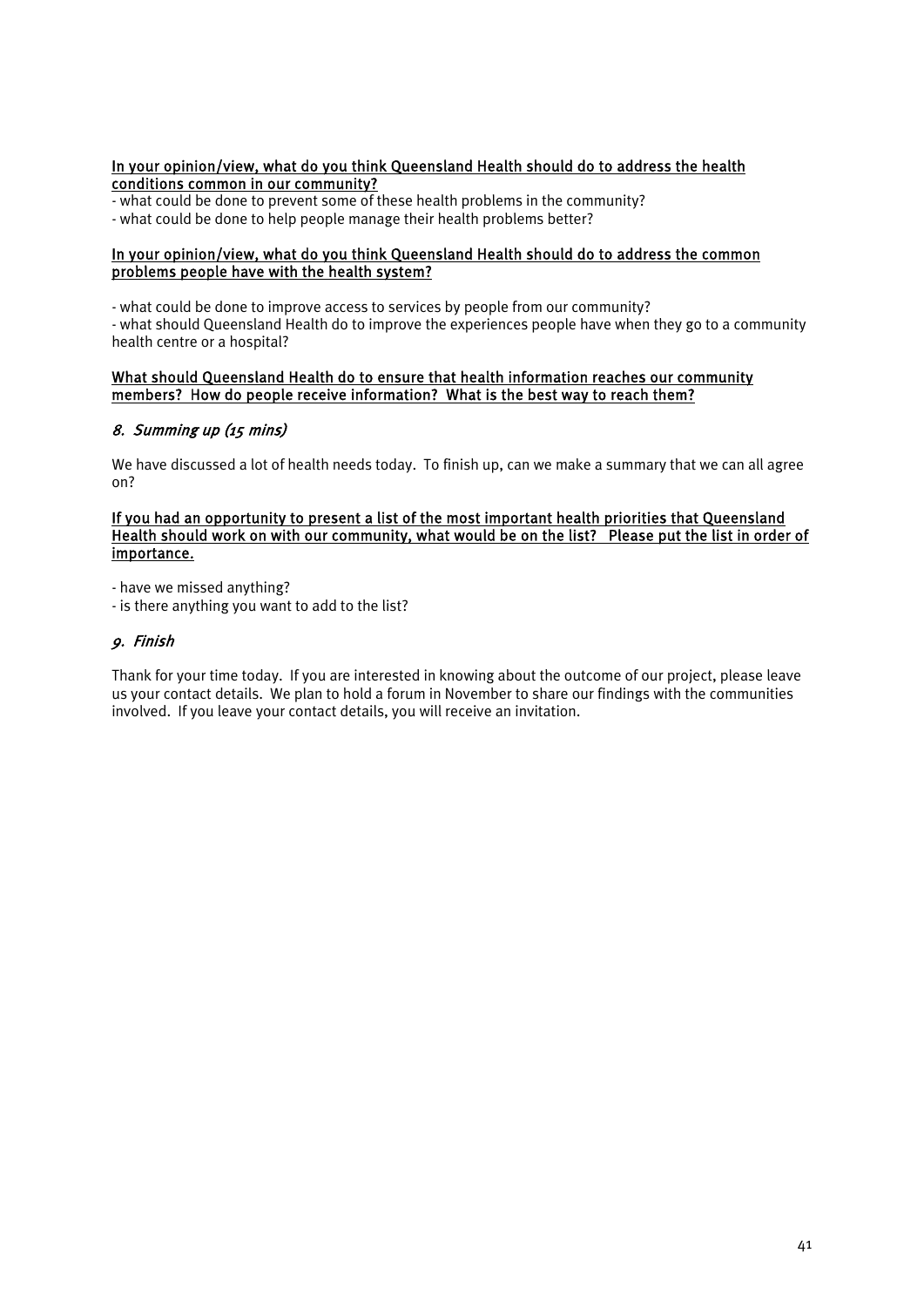<u>In your opinion/view, what do you think Queensland Health should do to address the health conditions common in our community?</u>

- what could be done to prevent some of these health problems in the community?
- what could be done to help people manage their health problems better?

<u>In your opinion/view, what do you think Queensland Health should do to address the common problems people have with the health system?</u>

- what could be done to improve access to services by people from our community?
- what should Queensland Health do to improve the experiences people have when they go to a community health centre or a hospital?

<u>What should Queensland Health do to ensure that health information reaches our community members? How do people receive information? What is the best way to reach them?</u>

### *8. Summing up (15 mins)*

We have discussed a lot of health needs today. To finish up, can we make a summary that we can all agree on?

<u>If you had an opportunity to present a list of the most important health priorities that Queensland Health should work on with our community, what would be on the list? Please put the list in order of importance.</u>

- have we missed anything?
- is there anything you want to add to the list?

### *9. Finish*

Thank for your time today. If you are interested in knowing about the outcome of our project, please leave us your contact details. We plan to hold a forum in November to share our findings with the communities involved. If you leave your contact details, you will receive an invitation.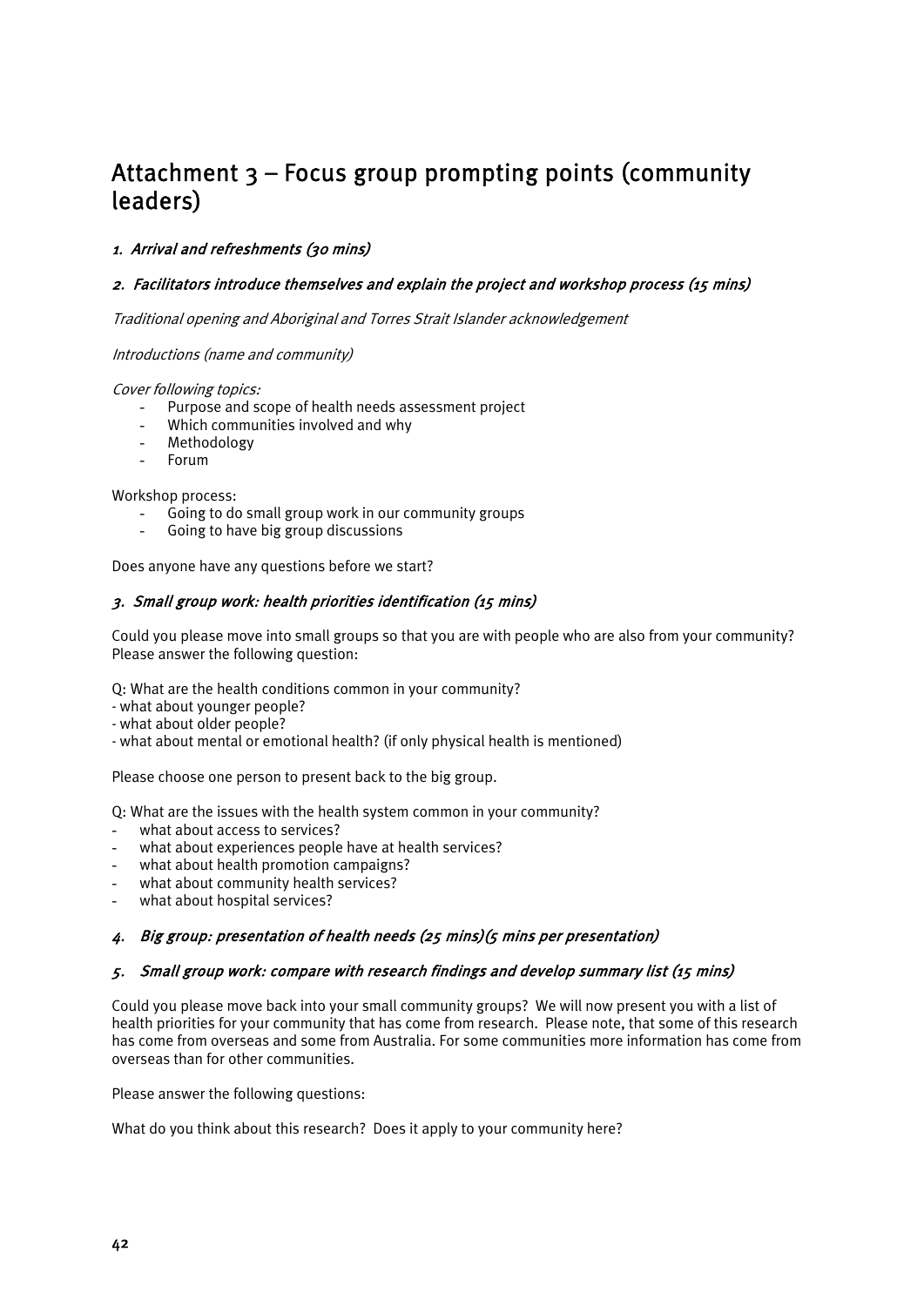# Attachment 3 – Focus group prompting points (community leaders)

### *1. Arrival and refreshments (30 mins)*

### *2. Facilitators introduce themselves and explain the project and workshop process (15 mins)*

*Traditional opening and Aboriginal and Torres Strait Islander acknowledgement*

*Introductions (name and community)*

*Cover following topics:*

- Purpose and scope of health needs assessment project
- Which communities involved and why
- Methodology
- Forum

Workshop process:

- Going to do small group work in our community groups
- Going to have big group discussions

Does anyone have any questions before we start?

### *3. Small group work: health priorities identification (15 mins)*

Could you please move into small groups so that you are with people who are also from your community? Please answer the following question:

Q: What are the health conditions common in your community?
- what about younger people?
- what about older people?
- what about mental or emotional health? (if only physical health is mentioned)

Please choose one person to present back to the big group.

Q: What are the issues with the health system common in your community?

- what about access to services?
- what about experiences people have at health services?
- what about health promotion campaigns?
- what about community health services?
- what about hospital services?

### *4. Big group: presentation of health needs (25 mins)(5 mins per presentation)*

### *5. Small group work: compare with research findings and develop summary list (15 mins)*

Could you please move back into your small community groups? We will now present you with a list of health priorities for your community that has come from research. Please note, that some of this research has come from overseas and some from Australia. For some communities more information has come from overseas than for other communities.

Please answer the following questions:

What do you think about this research? Does it apply to your community here?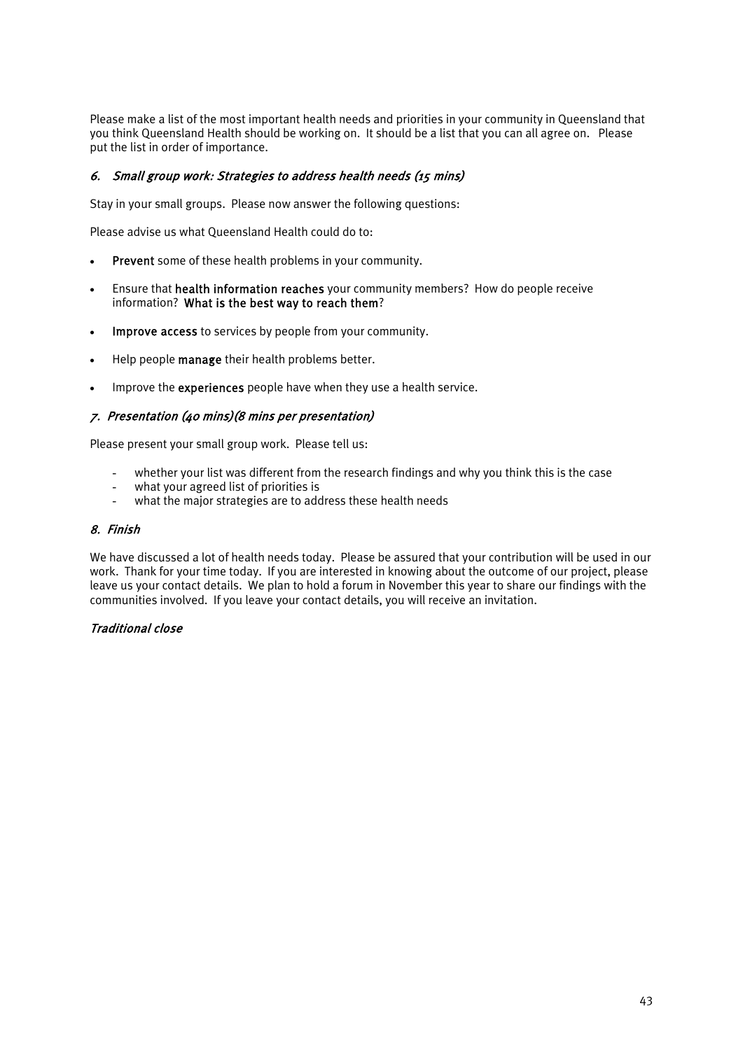Please make a list of the most important health needs and priorities in your community in Queensland that you think Queensland Health should be working on. It should be a list that you can all agree on. Please put the list in order of importance.

### *6. Small group work: Strategies to address health needs (15 mins)*

Stay in your small groups. Please now answer the following questions:

Please advise us what Queensland Health could do to:

- **Prevent** some of these health problems in your community.
- Ensure that **health information reaches** your community members? How do people receive information? **What is the best way to reach them**?
- **Improve access** to services by people from your community.
- Help people **manage** their health problems better.
- Improve the **experiences** people have when they use a health service.

### *7. Presentation (40 mins)(8 mins per presentation)*

Please present your small group work. Please tell us:

- whether your list was different from the research findings and why you think this is the case
- what your agreed list of priorities is
- what the major strategies are to address these health needs

### *8. Finish*

We have discussed a lot of health needs today. Please be assured that your contribution will be used in our work. Thank for your time today. If you are interested in knowing about the outcome of our project, please leave us your contact details. We plan to hold a forum in November this year to share our findings with the communities involved. If you leave your contact details, you will receive an invitation.

### *Traditional close*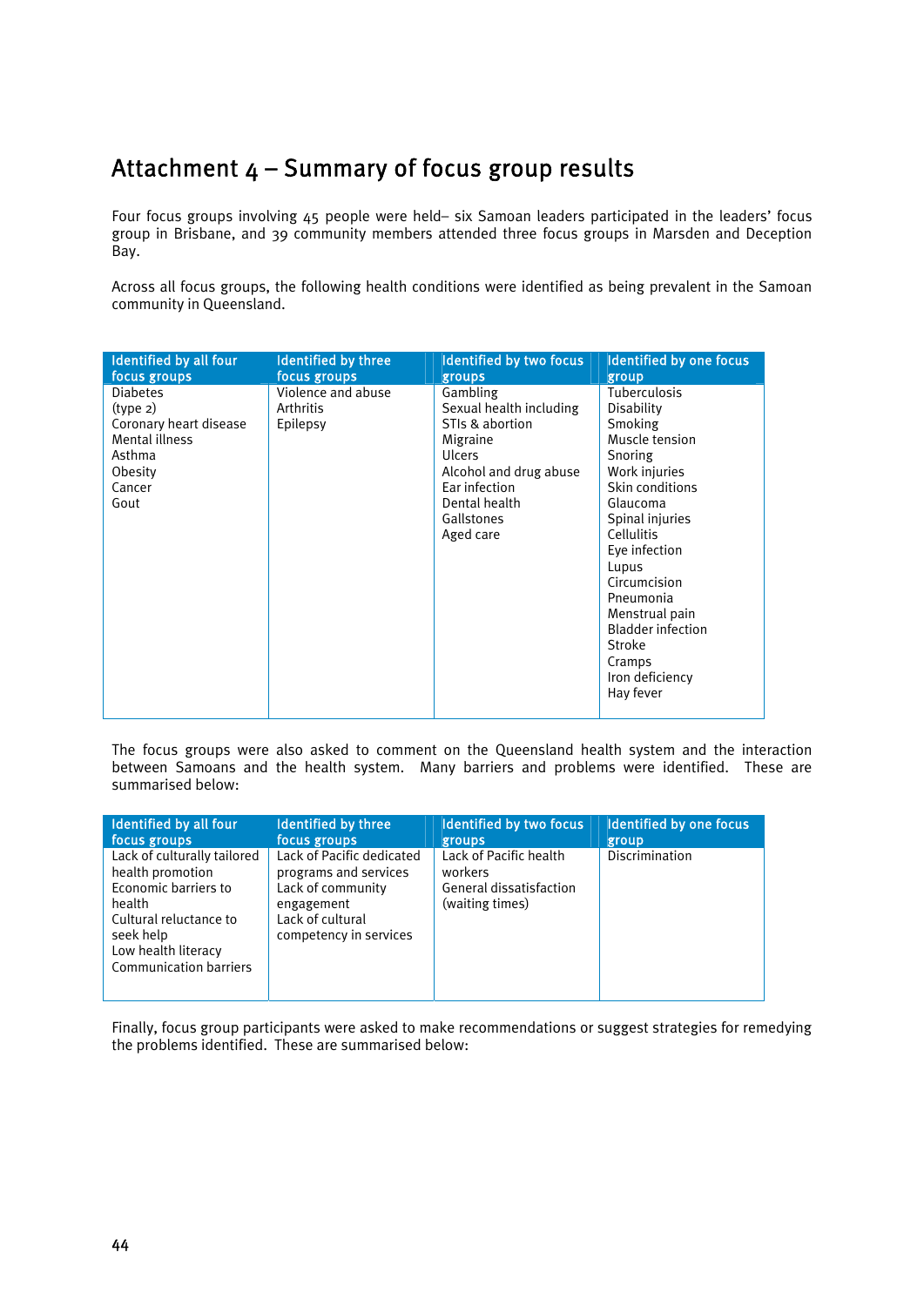# Attachment 4 – Summary of focus group results

Four focus groups involving 45 people were held– six Samoan leaders participated in the leaders' focus group in Brisbane, and 39 community members attended three focus groups in Marsden and Deception Bay.

Across all focus groups, the following health conditions were identified as being prevalent in the Samoan community in Queensland.

| Identified by all four focus groups | Identified by three focus groups | Identified by two focus groups | Identified by one focus group |
|---|---|---|---|
| Diabetes (type 2)<br>Coronary heart disease<br>Mental illness<br>Asthma<br>Obesity<br>Cancer<br>Gout | Violence and abuse<br>Arthritis<br>Epilepsy | Gambling<br>Sexual health including STIs & abortion<br>Migraine<br>Ulcers<br>Alcohol and drug abuse<br>Ear infection<br>Dental health<br>Gallstones<br>Aged care | Tuberculosis<br>Disability<br>Smoking<br>Muscle tension<br>Snoring<br>Work injuries<br>Skin conditions<br>Glaucoma<br>Spinal injuries<br>Cellulitis<br>Eye infection<br>Lupus<br>Circumcision<br>Pneumonia<br>Menstrual pain<br>Bladder infection<br>Stroke<br>Cramps<br>Iron deficiency<br>Hay fever |

The focus groups were also asked to comment on the Queensland health system and the interaction between Samoans and the health system. Many barriers and problems were identified. These are summarised below:

| Identified by all four focus groups | Identified by three focus groups | Identified by two focus groups | Identified by one focus group |
|---|---|---|---|
| Lack of culturally tailored health promotion<br>Economic barriers to health<br>Cultural reluctance to seek help<br>Low health literacy<br>Communication barriers | Lack of Pacific dedicated programs and services<br>Lack of community engagement<br>Lack of cultural competency in services | Lack of Pacific health workers<br>General dissatisfaction (waiting times) | Discrimination |

Finally, focus group participants were asked to make recommendations or suggest strategies for remedying the problems identified. These are summarised below: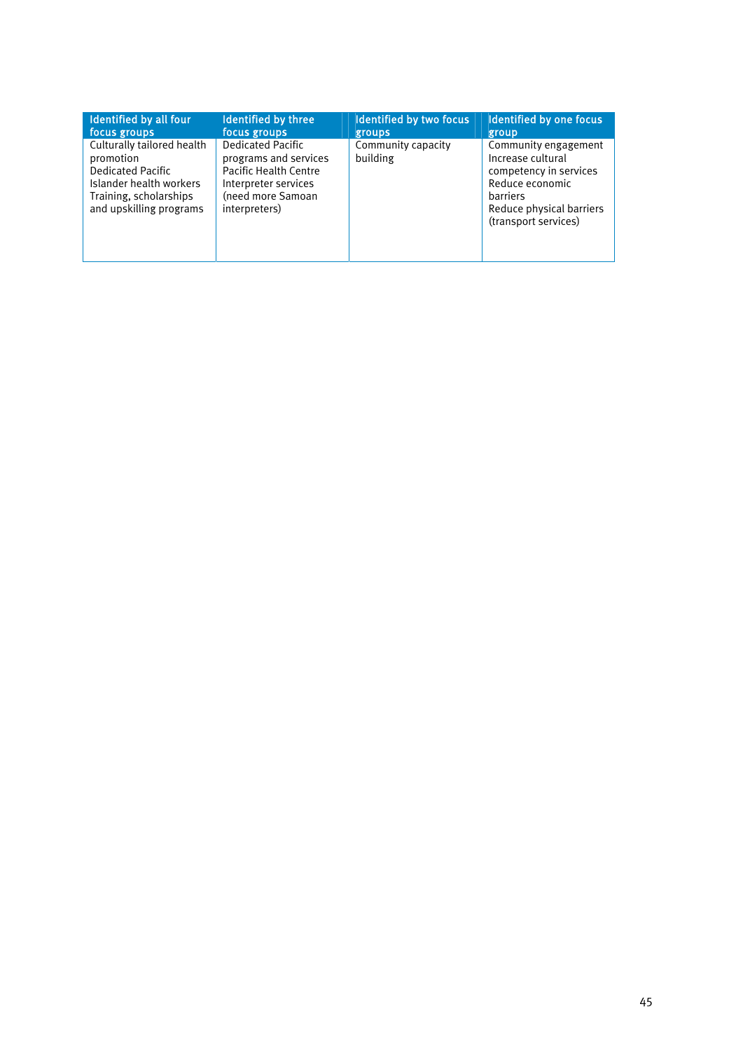| Identified by all four focus groups | Identified by three focus groups | Identified by two focus groups | Identified by one focus group |
|---|---|---|---|
| Culturally tailored health promotion<br>Dedicated Pacific Islander health workers<br>Training, scholarships and upskilling programs | Dedicated Pacific programs and services<br>Pacific Health Centre<br>Interpreter services (need more Samoan interpreters) | Community capacity building | Community engagement<br>Increase cultural competency in services<br>Reduce economic barriers<br>Reduce physical barriers (transport services) |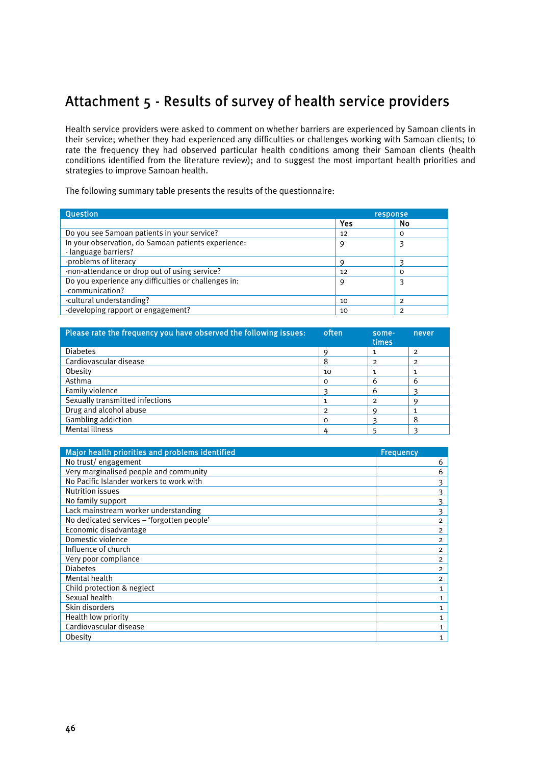# Attachment 5 - Results of survey of health service providers

Health service providers were asked to comment on whether barriers are experienced by Samoan clients in their service; whether they had experienced any difficulties or challenges working with Samoan clients; to rate the frequency they had observed particular health conditions among their Samoan clients (health conditions identified from the literature review); and to suggest the most important health priorities and strategies to improve Samoan health.

The following summary table presents the results of the questionnaire:

| Question | response | |
|---|---|---|
| | Yes | No |
| Do you see Samoan patients in your service? | 12 | 0 |
| In your observation, do Samoan patients experience:<br>- language barriers? | 9 | 3 |
| -problems of literacy | 9 | 3 |
| -non-attendance or drop out of using service? | 12 | 0 |
| Do you experience any difficulties or challenges in:<br>-communication? | 9 | 3 |
| -cultural understanding? | 10 | 2 |
| -developing rapport or engagement? | 10 | 2 |

| Please rate the frequency you have observed the following issues: | often | some-times | never |
|---|---|---|---|
| Diabetes | 9 | 1 | 2 |
| Cardiovascular disease | 8 | 2 | 2 |
| Obesity | 10 | 1 | 1 |
| Asthma | 0 | 6 | 6 |
| Family violence | 3 | 6 | 3 |
| Sexually transmitted infections | 1 | 2 | 9 |
| Drug and alcohol abuse | 2 | 9 | 1 |
| Gambling addiction | 0 | 3 | 8 |
| Mental illness | 4 | 5 | 3 |

| Major health priorities and problems identified | Frequency |
|---|---|
| No trust/ engagement | 6 |
| Very marginalised people and community | 6 |
| No Pacific Islander workers to work with | 3 |
| Nutrition issues | 3 |
| No family support | 3 |
| Lack mainstream worker understanding | 3 |
| No dedicated services – 'forgotten people' | 2 |
| Economic disadvantage | 2 |
| Domestic violence | 2 |
| Influence of church | 2 |
| Very poor compliance | 2 |
| Diabetes | 2 |
| Mental health | 2 |
| Child protection & neglect | 1 |
| Sexual health | 1 |
| Skin disorders | 1 |
| Health low priority | 1 |
| Cardiovascular disease | 1 |
| Obesity | 1 |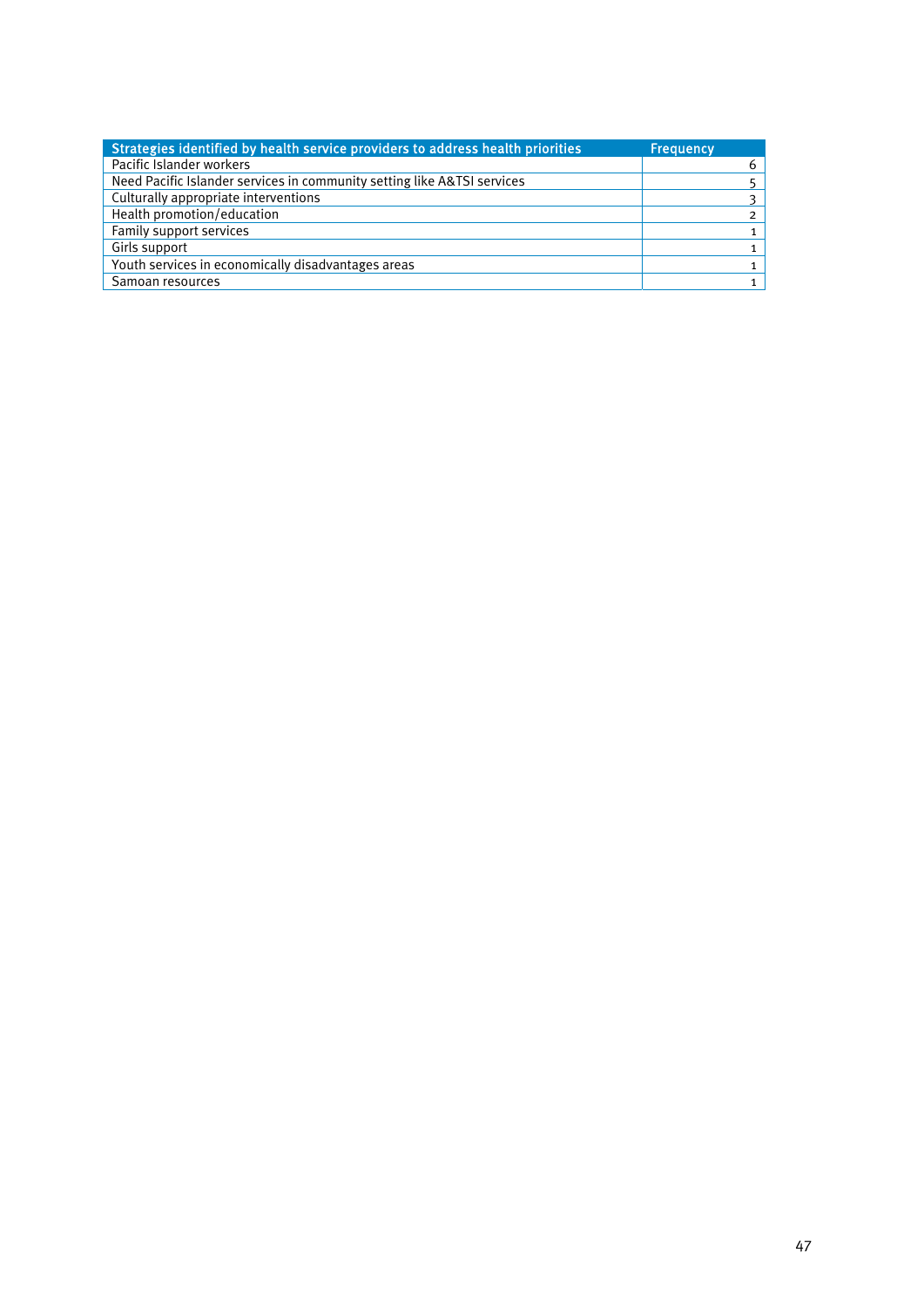| Strategies identified by health service providers to address health priorities | Frequency |
| --- | --- |
| Pacific Islander workers | 6 |
| Need Pacific Islander services in community setting like A&TSI services | 5 |
| Culturally appropriate interventions | 3 |
| Health promotion/education | 2 |
| Family support services | 1 |
| Girls support | 1 |
| Youth services in economically disadvantages areas | 1 |
| Samoan resources | 1 |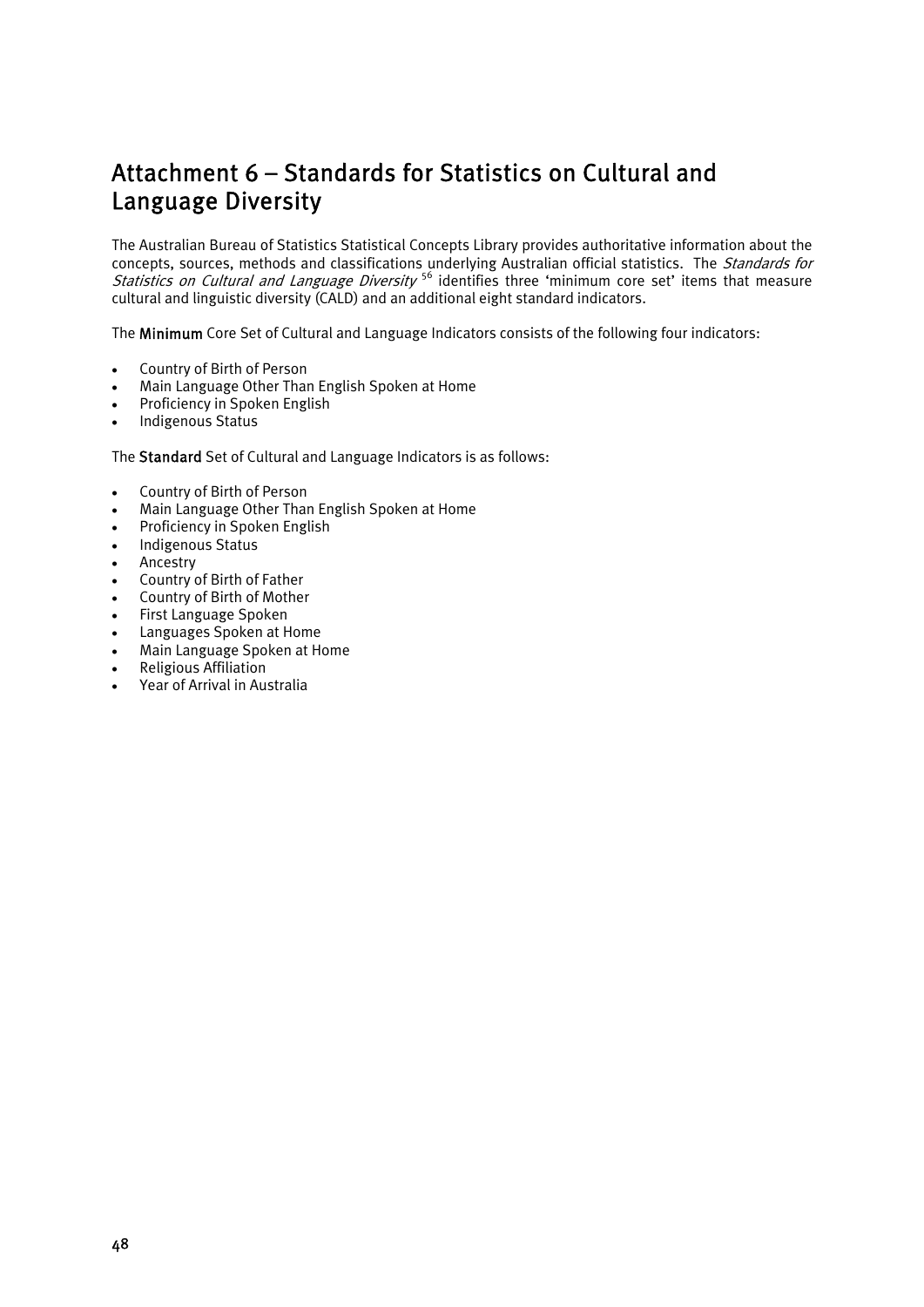# Attachment 6 – Standards for Statistics on Cultural and Language Diversity

The Australian Bureau of Statistics Statistical Concepts Library provides authoritative information about the concepts, sources, methods and classifications underlying Australian official statistics. The *Standards for Statistics on Cultural and Language Diversity* [56] identifies three 'minimum core set' items that measure cultural and linguistic diversity (CALD) and an additional eight standard indicators.

The **Minimum** Core Set of Cultural and Language Indicators consists of the following four indicators:

- Country of Birth of Person
- Main Language Other Than English Spoken at Home
- Proficiency in Spoken English
- Indigenous Status

The **Standard** Set of Cultural and Language Indicators is as follows:

- Country of Birth of Person
- Main Language Other Than English Spoken at Home
- Proficiency in Spoken English
- Indigenous Status
- Ancestry
- Country of Birth of Father
- Country of Birth of Mother
- First Language Spoken
- Languages Spoken at Home
- Main Language Spoken at Home
- Religious Affiliation
- Year of Arrival in Australia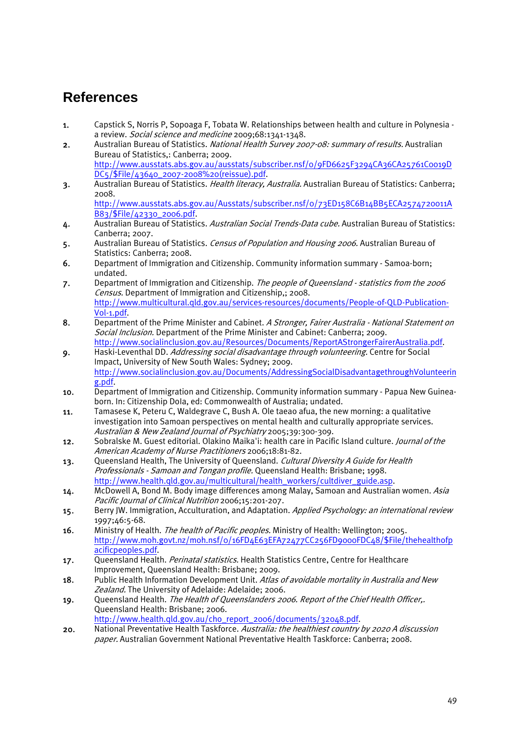# References

1. Capstick S, Norris P, Sopoaga F, Tobata W. Relationships between health and culture in Polynesia - a review. *Social science and medicine* 2009;68:1341-1348.
2. Australian Bureau of Statistics. *National Health Survey 2007-08: summary of results.* Australian Bureau of Statistics,: Canberra; 2009. http://www.ausstats.abs.gov.au/ausstats/subscriber.nsf/0/9FD6625F3294CA36CA25761C0019DDC5/$File/43640_2007-2008%20(reissue).pdf.
3. Australian Bureau of Statistics. *Health literacy, Australia.* Australian Bureau of Statistics: Canberra; 2008. http://www.ausstats.abs.gov.au/Ausstats/subscriber.nsf/0/73ED158C6B14BB5ECA2574720011AB83/$File/42330_2006.pdf.
4. Australian Bureau of Statistics. *Australian Social Trends-Data cube.* Australian Bureau of Statistics: Canberra; 2007.
5. Australian Bureau of Statistics. *Census of Population and Housing 2006.* Australian Bureau of Statistics: Canberra; 2008.
6. Department of Immigration and Citizenship. Community information summary - Samoa-born; undated.
7. Department of Immigration and Citizenship. *The people of Queensland - statistics from the 2006 Census.* Department of Immigration and Citizenship,; 2008. http://www.multicultural.qld.gov.au/services-resources/documents/People-of-QLD-Publication-Vol-1.pdf.
8. Department of the Prime Minister and Cabinet. *A Stronger, Fairer Australia - National Statement on Social Inclusion.* Department of the Prime Minister and Cabinet: Canberra; 2009. http://www.socialinclusion.gov.au/Resources/Documents/ReportAStrongerFairerAustralia.pdf.
9. Haski-Leventhal DD. *Addressing social disadvantage through volunteering.* Centre for Social Impact, University of New South Wales: Sydney; 2009. http://www.socialinclusion.gov.au/Documents/AddressingSocialDisadvantagethroughVolunteering.pdf.
10. Department of Immigration and Citizenship. Community information summary - Papua New Guinea-born. In: Citizenship Dola, ed: Commonwealth of Australia; undated.
11. Tamasese K, Peteru C, Waldegrave C, Bush A. Ole taeao afua, the new morning: a qualitative investigation into Samoan perspectives on mental health and culturally appropriate services. *Australian & New Zealand Journal of Psychiatry* 2005;39:300-309.
12. Sobralske M. Guest editorial. Olakino Maika'i: health care in Pacific Island culture. *Journal of the American Academy of Nurse Practitioners* 2006;18:81-82.
13. Queensland Health, The University of Queensland. *Cultural Diversity A Guide for Health Professionals - Samoan and Tongan profile.* Queensland Health: Brisbane; 1998. http://www.health.qld.gov.au/multicultural/health_workers/cultdiver_guide.asp.
14. McDowell A, Bond M. Body image differences among Malay, Samoan and Australian women. *Asia Pacific Journal of Clinical Nutrition* 2006;15:201-207.
15. Berry JW. Immigration, Acculturation, and Adaptation. *Applied Psychology: an international review* 1997;46:5-68.
16. Ministry of Health. *The health of Pacific peoples.* Ministry of Health: Wellington; 2005. http://www.moh.govt.nz/moh.nsf/0/16FD4E63EFA72477CC256FD9000FDC48/$File/thehealthofpacificpeoples.pdf.
17. Queensland Health. *Perinatal statistics.* Health Statistics Centre, Centre for Healthcare Improvement, Queensland Health: Brisbane; 2009.
18. Public Health Information Development Unit. *Atlas of avoidable mortality in Australia and New Zealand.* The University of Adelaide: Adelaide; 2006.
19. Queensland Health. *The Health of Queenslanders 2006. Report of the Chief Health Officer,.* Queensland Health: Brisbane; 2006. http://www.health.qld.gov.au/cho_report_2006/documents/32048.pdf.
20. National Preventative Health Taskforce. *Australia: the healthiest country by 2020 A discussion paper.* Australian Government National Preventative Health Taskforce: Canberra; 2008.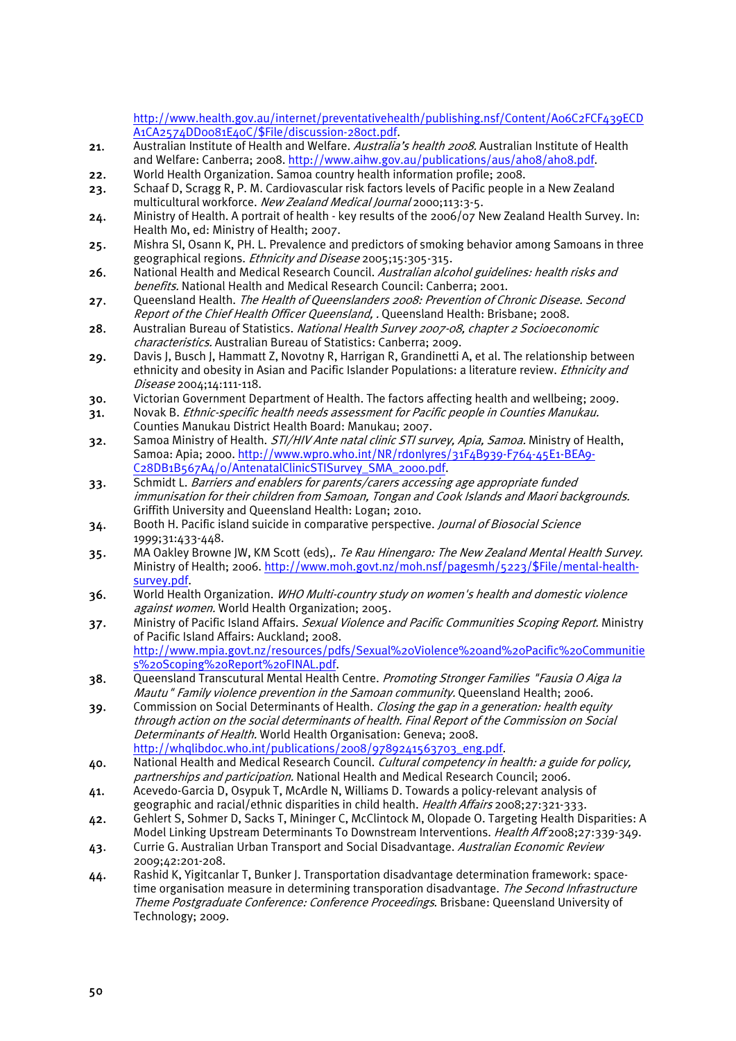http://www.health.gov.au/internet/preventativehealth/publishing.nsf/Content/A06C2FCF439ECDA1CA2574DD0081E40C/$File/discussion-28oct.pdf.

21. Australian Institute of Health and Welfare. *Australia's health 2008.* Australian Institute of Health and Welfare: Canberra; 2008. http://www.aihw.gov.au/publications/aus/ah08/ah08.pdf.
22. World Health Organization. Samoa country health information profile; 2008.
23. Schaaf D, Scragg R, P. M. Cardiovascular risk factors levels of Pacific people in a New Zealand multicultural workforce. *New Zealand Medical Journal* 2000;113:3-5.
24. Ministry of Health. A portrait of health - key results of the 2006/07 New Zealand Health Survey. In: Health Mo, ed: Ministry of Health; 2007.
25. Mishra SI, Osann K, PH. L. Prevalence and predictors of smoking behavior among Samoans in three geographical regions. *Ethnicity and Disease* 2005;15:305-315.
26. National Health and Medical Research Council. *Australian alcohol guidelines: health risks and benefits.* National Health and Medical Research Council: Canberra; 2001.
27. Queensland Health. *The Health of Queenslanders 2008: Prevention of Chronic Disease. Second Report of the Chief Health Officer Queensland, .* Queensland Health: Brisbane; 2008.
28. Australian Bureau of Statistics. *National Health Survey 2007-08, chapter 2 Socioeconomic characteristics.* Australian Bureau of Statistics: Canberra; 2009.
29. Davis J, Busch J, Hammatt Z, Novotny R, Harrigan R, Grandinetti A, et al. The relationship between ethnicity and obesity in Asian and Pacific Islander Populations: a literature review. *Ethnicity and Disease* 2004;14:111-118.
30. Victorian Government Department of Health. The factors affecting health and wellbeing; 2009.
31. Novak B. *Ethnic-specific health needs assessment for Pacific people in Counties Manukau.* Counties Manukau District Health Board: Manukau; 2007.
32. Samoa Ministry of Health. *STI/HIV Ante natal clinic STI survey, Apia, Samoa.* Ministry of Health, Samoa: Apia; 2000. http://www.wpro.who.int/NR/rdonlyres/31F4B939-F764-45E1-BEA9-C28DB1B567A4/0/AntenatalClinicSTISurvey_SMA_2000.pdf.
33. Schmidt L. *Barriers and enablers for parents/carers accessing age appropriate funded immunisation for their children from Samoan, Tongan and Cook Islands and Maori backgrounds.* Griffith University and Queensland Health: Logan; 2010.
34. Booth H. Pacific island suicide in comparative perspective. *Journal of Biosocial Science* 1999;31:433-448.
35. MA Oakley Browne JW, KM Scott (eds),. *Te Rau Hinengaro: The New Zealand Mental Health Survey.* Ministry of Health; 2006. http://www.moh.govt.nz/moh.nsf/pagesmh/5223/$File/mental-health-survey.pdf.
36. World Health Organization. *WHO Multi-country study on women's health and domestic violence against women.* World Health Organization; 2005.
37. Ministry of Pacific Island Affairs. *Sexual Violence and Pacific Communities Scoping Report.* Ministry of Pacific Island Affairs: Auckland; 2008. http://www.mpia.govt.nz/resources/pdfs/Sexual%20Violence%20and%20Pacific%20Communities%20Scoping%20Report%20FINAL.pdf.
38. Queensland Transcutural Mental Health Centre. *Promoting Stronger Families "Fausia O Aiga la Mautu" Family violence prevention in the Samoan community.* Queensland Health; 2006.
39. Commission on Social Determinants of Health. *Closing the gap in a generation: health equity through action on the social determinants of health. Final Report of the Commission on Social Determinants of Health.* World Health Organisation: Geneva; 2008. http://whqlibdoc.who.int/publications/2008/9789241563703_eng.pdf.
40. National Health and Medical Research Council. *Cultural competency in health: a guide for policy, partnerships and participation.* National Health and Medical Research Council; 2006.
41. Acevedo-Garcia D, Osypuk T, McArdle N, Williams D. Towards a policy-relevant analysis of geographic and racial/ethnic disparities in child health. *Health Affairs* 2008;27:321-333.
42. Gehlert S, Sohmer D, Sacks T, Mininger C, McClintock M, Olopade O. Targeting Health Disparities: A Model Linking Upstream Determinants To Downstream Interventions. *Health Aff* 2008;27:339-349.
43. Currie G. Australian Urban Transport and Social Disadvantage. *Australian Economic Review* 2009;42:201-208.
44. Rashid K, Yigitcanlar T, Bunker J. Transportation disadvantage determination framework: space-time organisation measure in determining transporation disadvantage. *The Second Infrastructure Theme Postgraduate Conference: Conference Proceedings*. Brisbane: Queensland University of Technology; 2009.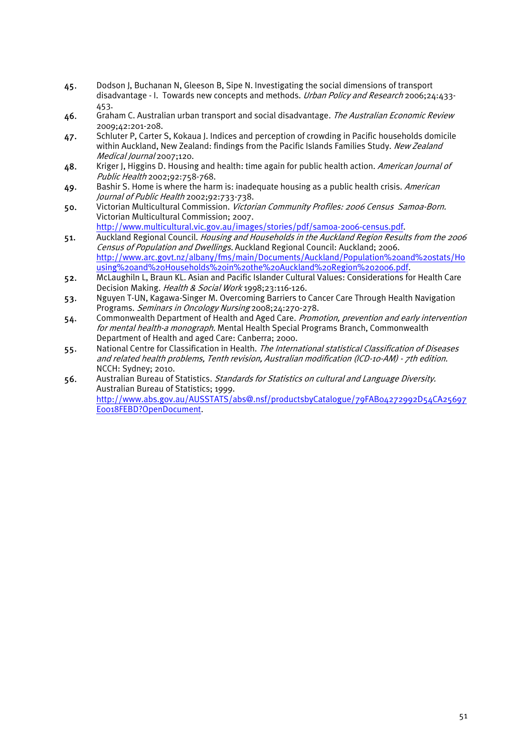45. Dodson J, Buchanan N, Gleeson B, Sipe N. Investigating the social dimensions of transport disadvantage - I. Towards new concepts and methods. *Urban Policy and Research* 2006;24:433-453.
46. Graham C. Australian urban transport and social disadvantage. *The Australian Economic Review* 2009;42:201-208.
47. Schluter P, Carter S, Kokaua J. Indices and perception of crowding in Pacific households domicile within Auckland, New Zealand: findings from the Pacific Islands Families Study. *New Zealand Medical Journal* 2007;120.
48. Kriger J, Higgins D. Housing and health: time again for public health action. *American Journal of Public Health* 2002;92:758-768.
49. Bashir S. Home is where the harm is: inadequate housing as a public health crisis. *American Journal of Public Health* 2002;92:733-738.
50. Victorian Multicultural Commission. *Victorian Community Profiles: 2006 Census Samoa-Born.* Victorian Multicultural Commission; 2007. http://www.multicultural.vic.gov.au/images/stories/pdf/samoa-2006-census.pdf.
51. Auckland Regional Council. *Housing and Households in the Auckland Region Results from the 2006 Census of Population and Dwellings.* Auckland Regional Council: Auckland; 2006. http://www.arc.govt.nz/albany/fms/main/Documents/Auckland/Population%20and%20stats/Housing%20and%20Households%20in%20the%20Auckland%20Region%202006.pdf.
52. McLaughiln L, Braun KL. Asian and Pacific Islander Cultural Values: Considerations for Health Care Decision Making. *Health & Social Work* 1998;23:116-126.
53. Nguyen T-UN, Kagawa-Singer M. Overcoming Barriers to Cancer Care Through Health Navigation Programs. *Seminars in Oncology Nursing* 2008;24:270-278.
54. Commonwealth Department of Health and Aged Care. *Promotion, prevention and early intervention for mental health-a monograph.* Mental Health Special Programs Branch, Commonwealth Department of Health and aged Care: Canberra; 2000.
55. National Centre for Classification in Health. *The International statistical Classification of Diseases and related health problems, Tenth revision, Australian modification (ICD-10-AM) - 7th edition.* NCCH: Sydney; 2010.
56. Australian Bureau of Statistics. *Standards for Statistics on cultural and Language Diversity.* Australian Bureau of Statistics; 1999. http://www.abs.gov.au/AUSSTATS/abs@.nsf/productsbyCatalogue/79FAB04272992D54CA25697E0018FEBD?OpenDocument.